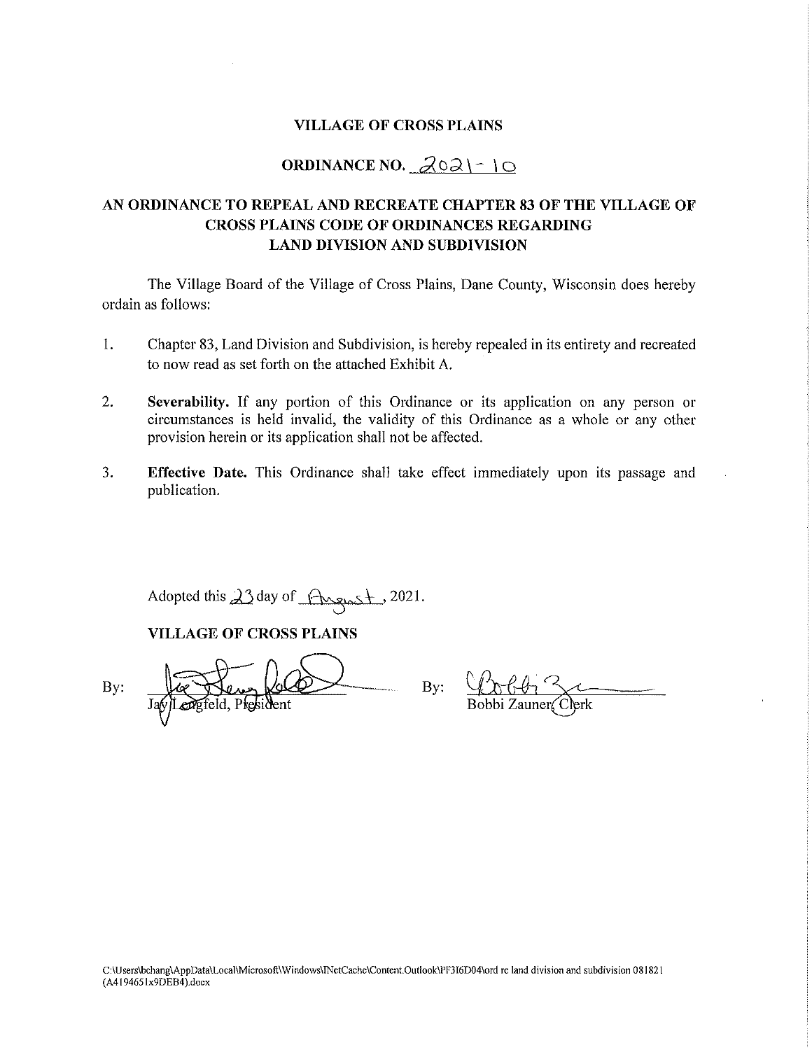# VILLAGE OF CROSS PLAINS

## ORDINANCE NO. 2021-10

## AN ORDINANCE TO REPEAL AND RECREATE CHAPTER 83 OF THE VILLAGE OF CROSS PLAINS CODE OF ORDINANCES REGARDING LAND DIVISION AND SUBDIVISION

The Village Board of the Village of Cross Plains, Dane County, Wisconsin does hereby ordain as follows:

1. Chapter 83, Land Division and Subdivision, is hereby repealed in its entirety and recreated to now read as set forth on the attached Exhibit A.

2. **Severability.** If any portion of this Ordinance or its application on any person or circumstances is held invalid, the validity of this Ordinance as a whole or any other provision herein or its application shall not be affected.

3. **Effective Date.** This Ordinance shall take effect immediately upon its passage and publication.

Adopted this 23 day of August, 2021.

**VILLAGE OF CROSS PLAINS**

By: Jay Lengfeld, President

By: Bobbi Zauner, Clerk

C:\Users\bchang\AppData\Local\Microsoft\Windows\INetCache\Content.Outlook\PF316D04\ord rc land division and subdivision 081821 (A4194651x9DEB4).docx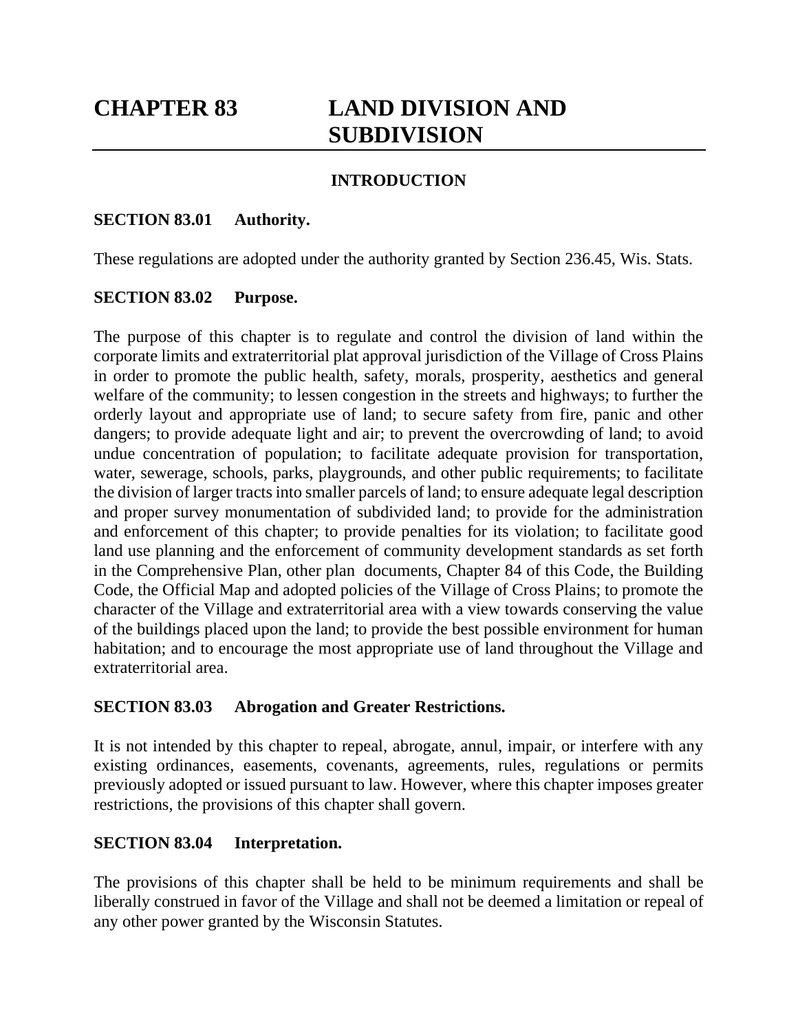# CHAPTER 83 LAND DIVISION AND SUBDIVISION

## INTRODUCTION

### SECTION 83.01 Authority.

These regulations are adopted under the authority granted by Section 236.45, Wis. Stats.

### SECTION 83.02 Purpose.

The purpose of this chapter is to regulate and control the division of land within the corporate limits and extraterritorial plat approval jurisdiction of the Village of Cross Plains in order to promote the public health, safety, morals, prosperity, aesthetics and general welfare of the community; to lessen congestion in the streets and highways; to further the orderly layout and appropriate use of land; to secure safety from fire, panic and other dangers; to provide adequate light and air; to prevent the overcrowding of land; to avoid undue concentration of population; to facilitate adequate provision for transportation, water, sewerage, schools, parks, playgrounds, and other public requirements; to facilitate the division of larger tracts into smaller parcels of land; to ensure adequate legal description and proper survey monumentation of subdivided land; to provide for the administration and enforcement of this chapter; to provide penalties for its violation; to facilitate good land use planning and the enforcement of community development standards as set forth in the Comprehensive Plan, other plan documents, Chapter 84 of this Code, the Building Code, the Official Map and adopted policies of the Village of Cross Plains; to promote the character of the Village and extraterritorial area with a view towards conserving the value of the buildings placed upon the land; to provide the best possible environment for human habitation; and to encourage the most appropriate use of land throughout the Village and extraterritorial area.

### SECTION 83.03 Abrogation and Greater Restrictions.

It is not intended by this chapter to repeal, abrogate, annul, impair, or interfere with any existing ordinances, easements, covenants, agreements, rules, regulations or permits previously adopted or issued pursuant to law. However, where this chapter imposes greater restrictions, the provisions of this chapter shall govern.

### SECTION 83.04 Interpretation.

The provisions of this chapter shall be held to be minimum requirements and shall be liberally construed in favor of the Village and shall not be deemed a limitation or repeal of any other power granted by the Wisconsin Statutes.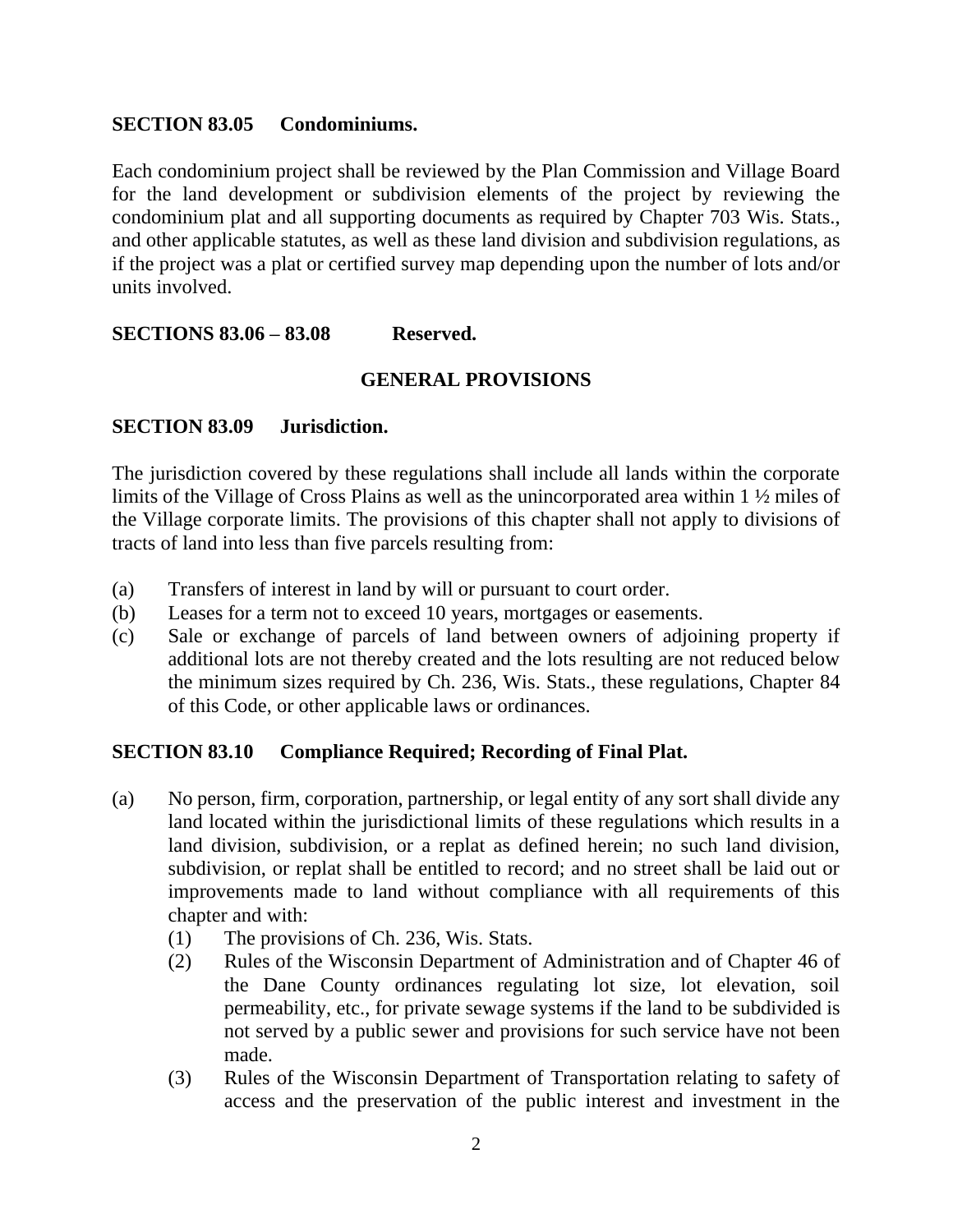**SECTION 83.05 Condominiums.**

Each condominium project shall be reviewed by the Plan Commission and Village Board for the land development or subdivision elements of the project by reviewing the condominium plat and all supporting documents as required by Chapter 703 Wis. Stats., and other applicable statutes, as well as these land division and subdivision regulations, as if the project was a plat or certified survey map depending upon the number of lots and/or units involved.

**SECTIONS 83.06 – 83.08 Reserved.**

## GENERAL PROVISIONS

**SECTION 83.09 Jurisdiction.**

The jurisdiction covered by these regulations shall include all lands within the corporate limits of the Village of Cross Plains as well as the unincorporated area within 1 ½ miles of the Village corporate limits. The provisions of this chapter shall not apply to divisions of tracts of land into less than five parcels resulting from:

(a) Transfers of interest in land by will or pursuant to court order.
(b) Leases for a term not to exceed 10 years, mortgages or easements.
(c) Sale or exchange of parcels of land between owners of adjoining property if additional lots are not thereby created and the lots resulting are not reduced below the minimum sizes required by Ch. 236, Wis. Stats., these regulations, Chapter 84 of this Code, or other applicable laws or ordinances.

**SECTION 83.10 Compliance Required; Recording of Final Plat.**

(a) No person, firm, corporation, partnership, or legal entity of any sort shall divide any land located within the jurisdictional limits of these regulations which results in a land division, subdivision, or a replat as defined herein; no such land division, subdivision, or replat shall be entitled to record; and no street shall be laid out or improvements made to land without compliance with all requirements of this chapter and with:
    (1) The provisions of Ch. 236, Wis. Stats.
    (2) Rules of the Wisconsin Department of Administration and of Chapter 46 of the Dane County ordinances regulating lot size, lot elevation, soil permeability, etc., for private sewage systems if the land to be subdivided is not served by a public sewer and provisions for such service have not been made.
    (3) Rules of the Wisconsin Department of Transportation relating to safety of access and the preservation of the public interest and investment in the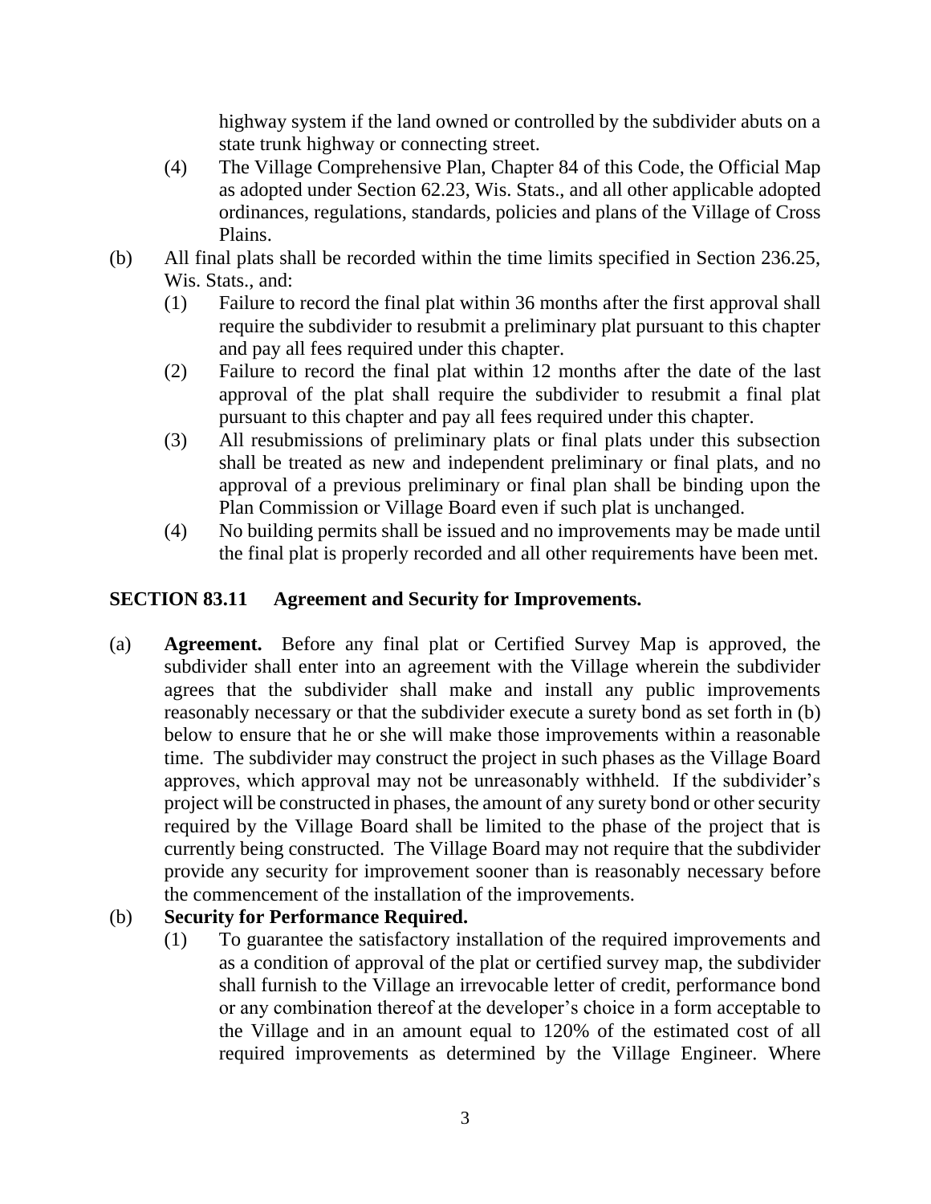highway system if the land owned or controlled by the subdivider abuts on a state trunk highway or connecting street.

(4) The Village Comprehensive Plan, Chapter 84 of this Code, the Official Map as adopted under Section 62.23, Wis. Stats., and all other applicable adopted ordinances, regulations, standards, policies and plans of the Village of Cross Plains.

(b) All final plats shall be recorded within the time limits specified in Section 236.25, Wis. Stats., and:

(1) Failure to record the final plat within 36 months after the first approval shall require the subdivider to resubmit a preliminary plat pursuant to this chapter and pay all fees required under this chapter.

(2) Failure to record the final plat within 12 months after the date of the last approval of the plat shall require the subdivider to resubmit a final plat pursuant to this chapter and pay all fees required under this chapter.

(3) All resubmissions of preliminary plats or final plats under this subsection shall be treated as new and independent preliminary or final plats, and no approval of a previous preliminary or final plan shall be binding upon the Plan Commission or Village Board even if such plat is unchanged.

(4) No building permits shall be issued and no improvements may be made until the final plat is properly recorded and all other requirements have been met.

## SECTION 83.11 Agreement and Security for Improvements.

(a) **Agreement.** Before any final plat or Certified Survey Map is approved, the subdivider shall enter into an agreement with the Village wherein the subdivider agrees that the subdivider shall make and install any public improvements reasonably necessary or that the subdivider execute a surety bond as set forth in (b) below to ensure that he or she will make those improvements within a reasonable time. The subdivider may construct the project in such phases as the Village Board approves, which approval may not be unreasonably withheld. If the subdivider's project will be constructed in phases, the amount of any surety bond or other security required by the Village Board shall be limited to the phase of the project that is currently being constructed. The Village Board may not require that the subdivider provide any security for improvement sooner than is reasonably necessary before the commencement of the installation of the improvements.

(b) **Security for Performance Required.**

(1) To guarantee the satisfactory installation of the required improvements and as a condition of approval of the plat or certified survey map, the subdivider shall furnish to the Village an irrevocable letter of credit, performance bond or any combination thereof at the developer's choice in a form acceptable to the Village and in an amount equal to 120% of the estimated cost of all required improvements as determined by the Village Engineer. Where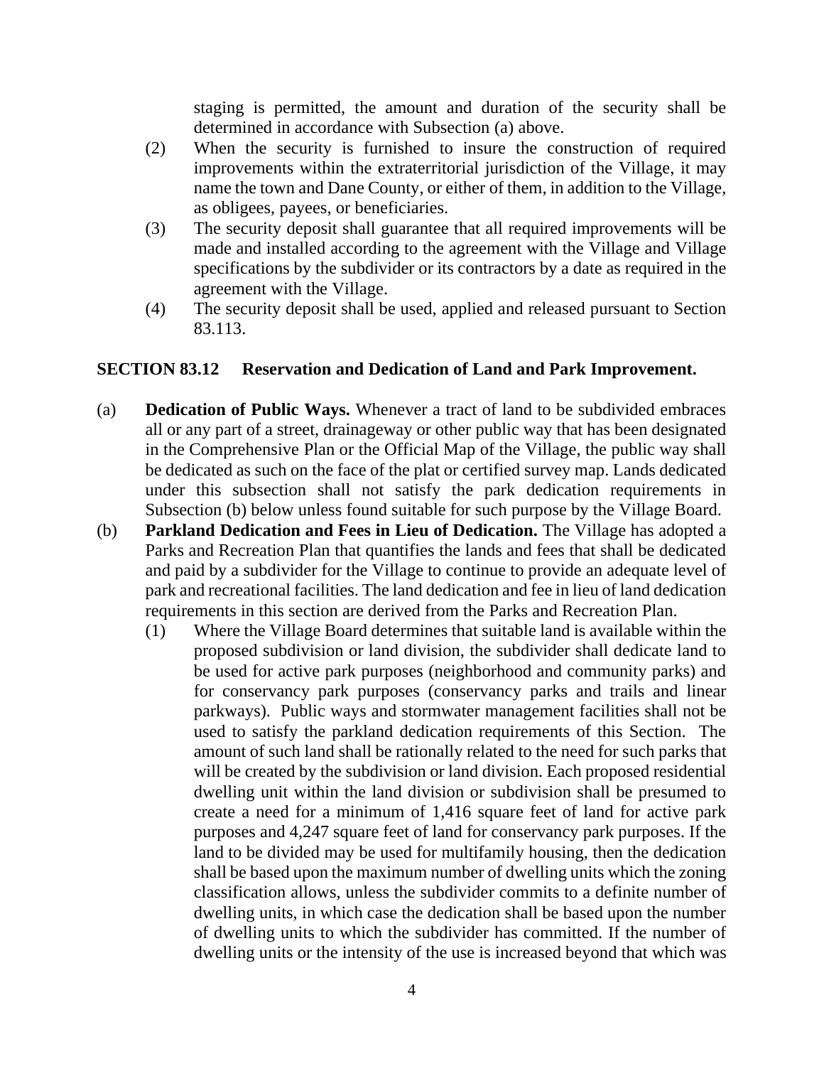staging is permitted, the amount and duration of the security shall be determined in accordance with Subsection (a) above.

(2) When the security is furnished to insure the construction of required improvements within the extraterritorial jurisdiction of the Village, it may name the town and Dane County, or either of them, in addition to the Village, as obligees, payees, or beneficiaries.

(3) The security deposit shall guarantee that all required improvements will be made and installed according to the agreement with the Village and Village specifications by the subdivider or its contractors by a date as required in the agreement with the Village.

(4) The security deposit shall be used, applied and released pursuant to Section 83.113.

## SECTION 83.12 Reservation and Dedication of Land and Park Improvement.

(a) **Dedication of Public Ways.** Whenever a tract of land to be subdivided embraces all or any part of a street, drainageway or other public way that has been designated in the Comprehensive Plan or the Official Map of the Village, the public way shall be dedicated as such on the face of the plat or certified survey map. Lands dedicated under this subsection shall not satisfy the park dedication requirements in Subsection (b) below unless found suitable for such purpose by the Village Board.

(b) **Parkland Dedication and Fees in Lieu of Dedication.** The Village has adopted a Parks and Recreation Plan that quantifies the lands and fees that shall be dedicated and paid by a subdivider for the Village to continue to provide an adequate level of park and recreational facilities. The land dedication and fee in lieu of land dedication requirements in this section are derived from the Parks and Recreation Plan.

(1) Where the Village Board determines that suitable land is available within the proposed subdivision or land division, the subdivider shall dedicate land to be used for active park purposes (neighborhood and community parks) and for conservancy park purposes (conservancy parks and trails and linear parkways). Public ways and stormwater management facilities shall not be used to satisfy the parkland dedication requirements of this Section. The amount of such land shall be rationally related to the need for such parks that will be created by the subdivision or land division. Each proposed residential dwelling unit within the land division or subdivision shall be presumed to create a need for a minimum of 1,416 square feet of land for active park purposes and 4,247 square feet of land for conservancy park purposes. If the land to be divided may be used for multifamily housing, then the dedication shall be based upon the maximum number of dwelling units which the zoning classification allows, unless the subdivider commits to a definite number of dwelling units, in which case the dedication shall be based upon the number of dwelling units to which the subdivider has committed. If the number of dwelling units or the intensity of the use is increased beyond that which was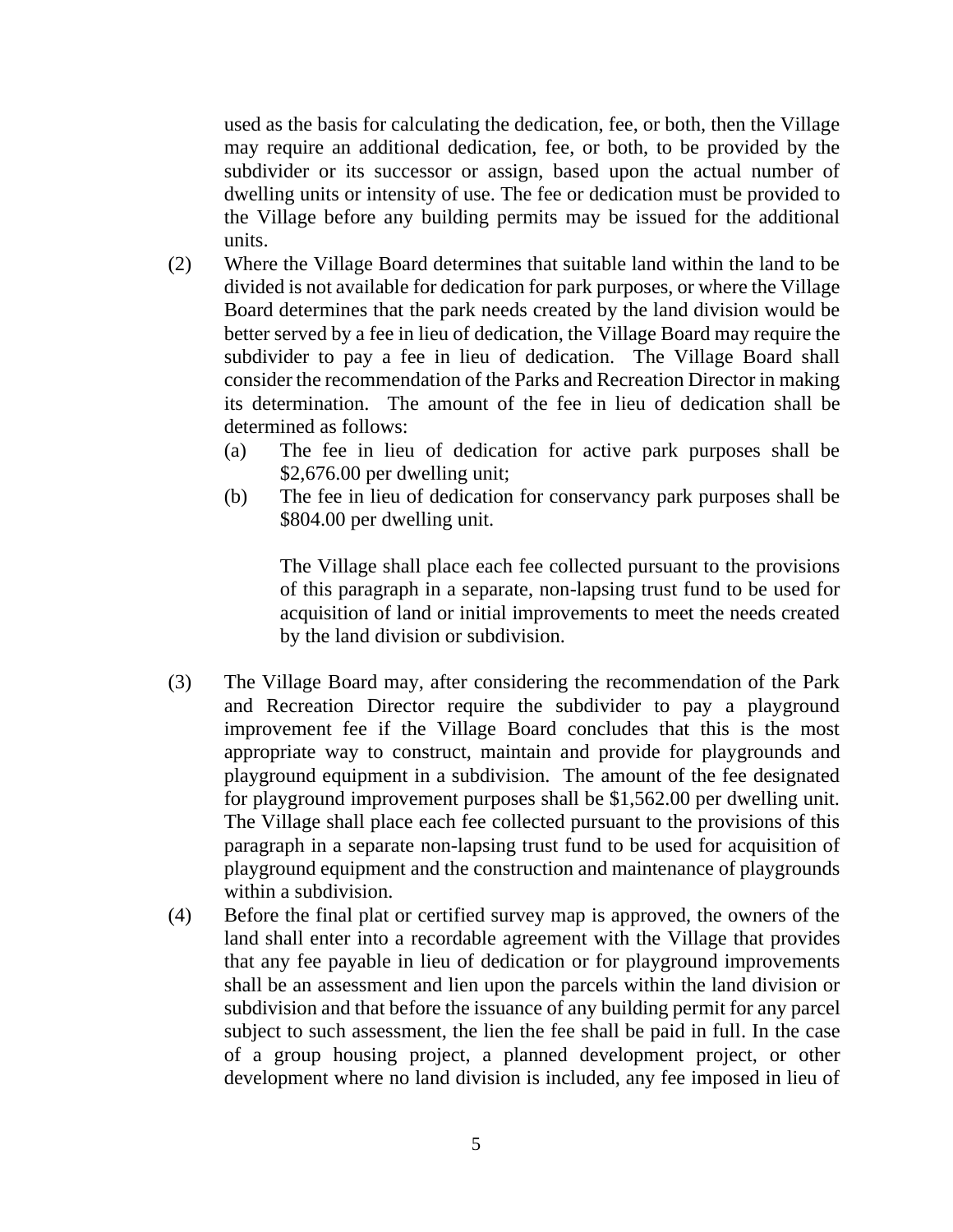used as the basis for calculating the dedication, fee, or both, then the Village may require an additional dedication, fee, or both, to be provided by the subdivider or its successor or assign, based upon the actual number of dwelling units or intensity of use. The fee or dedication must be provided to the Village before any building permits may be issued for the additional units.

(2) Where the Village Board determines that suitable land within the land to be divided is not available for dedication for park purposes, or where the Village Board determines that the park needs created by the land division would be better served by a fee in lieu of dedication, the Village Board may require the subdivider to pay a fee in lieu of dedication. The Village Board shall consider the recommendation of the Parks and Recreation Director in making its determination. The amount of the fee in lieu of dedication shall be determined as follows:

 (a) The fee in lieu of dedication for active park purposes shall be $2,676.00 per dwelling unit;

 (b) The fee in lieu of dedication for conservancy park purposes shall be $804.00 per dwelling unit.

 The Village shall place each fee collected pursuant to the provisions of this paragraph in a separate, non-lapsing trust fund to be used for acquisition of land or initial improvements to meet the needs created by the land division or subdivision.

(3) The Village Board may, after considering the recommendation of the Park and Recreation Director require the subdivider to pay a playground improvement fee if the Village Board concludes that this is the most appropriate way to construct, maintain and provide for playgrounds and playground equipment in a subdivision. The amount of the fee designated for playground improvement purposes shall be $1,562.00 per dwelling unit. The Village shall place each fee collected pursuant to the provisions of this paragraph in a separate non-lapsing trust fund to be used for acquisition of playground equipment and the construction and maintenance of playgrounds within a subdivision.

(4) Before the final plat or certified survey map is approved, the owners of the land shall enter into a recordable agreement with the Village that provides that any fee payable in lieu of dedication or for playground improvements shall be an assessment and lien upon the parcels within the land division or subdivision and that before the issuance of any building permit for any parcel subject to such assessment, the lien the fee shall be paid in full. In the case of a group housing project, a planned development project, or other development where no land division is included, any fee imposed in lieu of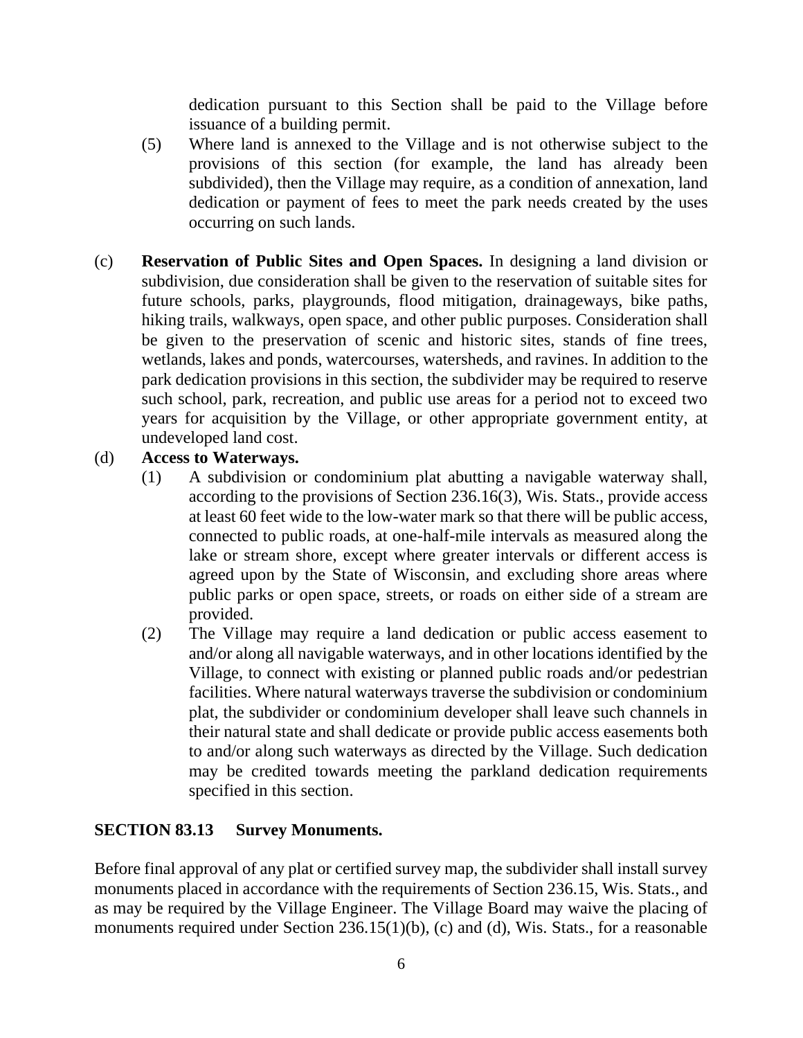dedication pursuant to this Section shall be paid to the Village before issuance of a building permit.

(5) Where land is annexed to the Village and is not otherwise subject to the provisions of this section (for example, the land has already been subdivided), then the Village may require, as a condition of annexation, land dedication or payment of fees to meet the park needs created by the uses occurring on such lands.

(c) **Reservation of Public Sites and Open Spaces.** In designing a land division or subdivision, due consideration shall be given to the reservation of suitable sites for future schools, parks, playgrounds, flood mitigation, drainageways, bike paths, hiking trails, walkways, open space, and other public purposes. Consideration shall be given to the preservation of scenic and historic sites, stands of fine trees, wetlands, lakes and ponds, watercourses, watersheds, and ravines. In addition to the park dedication provisions in this section, the subdivider may be required to reserve such school, park, recreation, and public use areas for a period not to exceed two years for acquisition by the Village, or other appropriate government entity, at undeveloped land cost.

(d) **Access to Waterways.**

(1) A subdivision or condominium plat abutting a navigable waterway shall, according to the provisions of Section 236.16(3), Wis. Stats., provide access at least 60 feet wide to the low-water mark so that there will be public access, connected to public roads, at one-half-mile intervals as measured along the lake or stream shore, except where greater intervals or different access is agreed upon by the State of Wisconsin, and excluding shore areas where public parks or open space, streets, or roads on either side of a stream are provided.

(2) The Village may require a land dedication or public access easement to and/or along all navigable waterways, and in other locations identified by the Village, to connect with existing or planned public roads and/or pedestrian facilities. Where natural waterways traverse the subdivision or condominium plat, the subdivider or condominium developer shall leave such channels in their natural state and shall dedicate or provide public access easements both to and/or along such waterways as directed by the Village. Such dedication may be credited towards meeting the parkland dedication requirements specified in this section.

## SECTION 83.13 Survey Monuments.

Before final approval of any plat or certified survey map, the subdivider shall install survey monuments placed in accordance with the requirements of Section 236.15, Wis. Stats., and as may be required by the Village Engineer. The Village Board may waive the placing of monuments required under Section 236.15(1)(b), (c) and (d), Wis. Stats., for a reasonable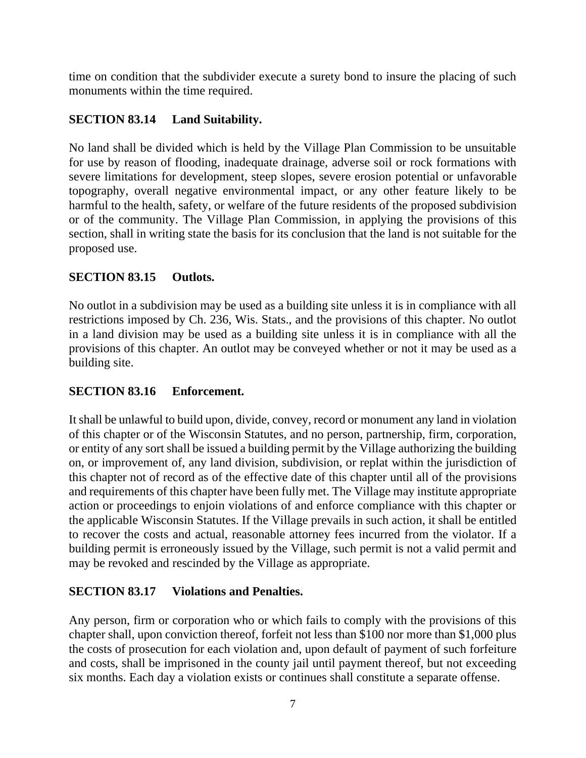time on condition that the subdivider execute a surety bond to insure the placing of such monuments within the time required.

**SECTION 83.14 Land Suitability.**

No land shall be divided which is held by the Village Plan Commission to be unsuitable for use by reason of flooding, inadequate drainage, adverse soil or rock formations with severe limitations for development, steep slopes, severe erosion potential or unfavorable topography, overall negative environmental impact, or any other feature likely to be harmful to the health, safety, or welfare of the future residents of the proposed subdivision or of the community. The Village Plan Commission, in applying the provisions of this section, shall in writing state the basis for its conclusion that the land is not suitable for the proposed use.

**SECTION 83.15 Outlots.**

No outlot in a subdivision may be used as a building site unless it is in compliance with all restrictions imposed by Ch. 236, Wis. Stats., and the provisions of this chapter. No outlot in a land division may be used as a building site unless it is in compliance with all the provisions of this chapter. An outlot may be conveyed whether or not it may be used as a building site.

**SECTION 83.16 Enforcement.**

It shall be unlawful to build upon, divide, convey, record or monument any land in violation of this chapter or of the Wisconsin Statutes, and no person, partnership, firm, corporation, or entity of any sort shall be issued a building permit by the Village authorizing the building on, or improvement of, any land division, subdivision, or replat within the jurisdiction of this chapter not of record as of the effective date of this chapter until all of the provisions and requirements of this chapter have been fully met. The Village may institute appropriate action or proceedings to enjoin violations of and enforce compliance with this chapter or the applicable Wisconsin Statutes. If the Village prevails in such action, it shall be entitled to recover the costs and actual, reasonable attorney fees incurred from the violator. If a building permit is erroneously issued by the Village, such permit is not a valid permit and may be revoked and rescinded by the Village as appropriate.

**SECTION 83.17 Violations and Penalties.**

Any person, firm or corporation who or which fails to comply with the provisions of this chapter shall, upon conviction thereof, forfeit not less than $100 nor more than $1,000 plus the costs of prosecution for each violation and, upon default of payment of such forfeiture and costs, shall be imprisoned in the county jail until payment thereof, but not exceeding six months. Each day a violation exists or continues shall constitute a separate offense.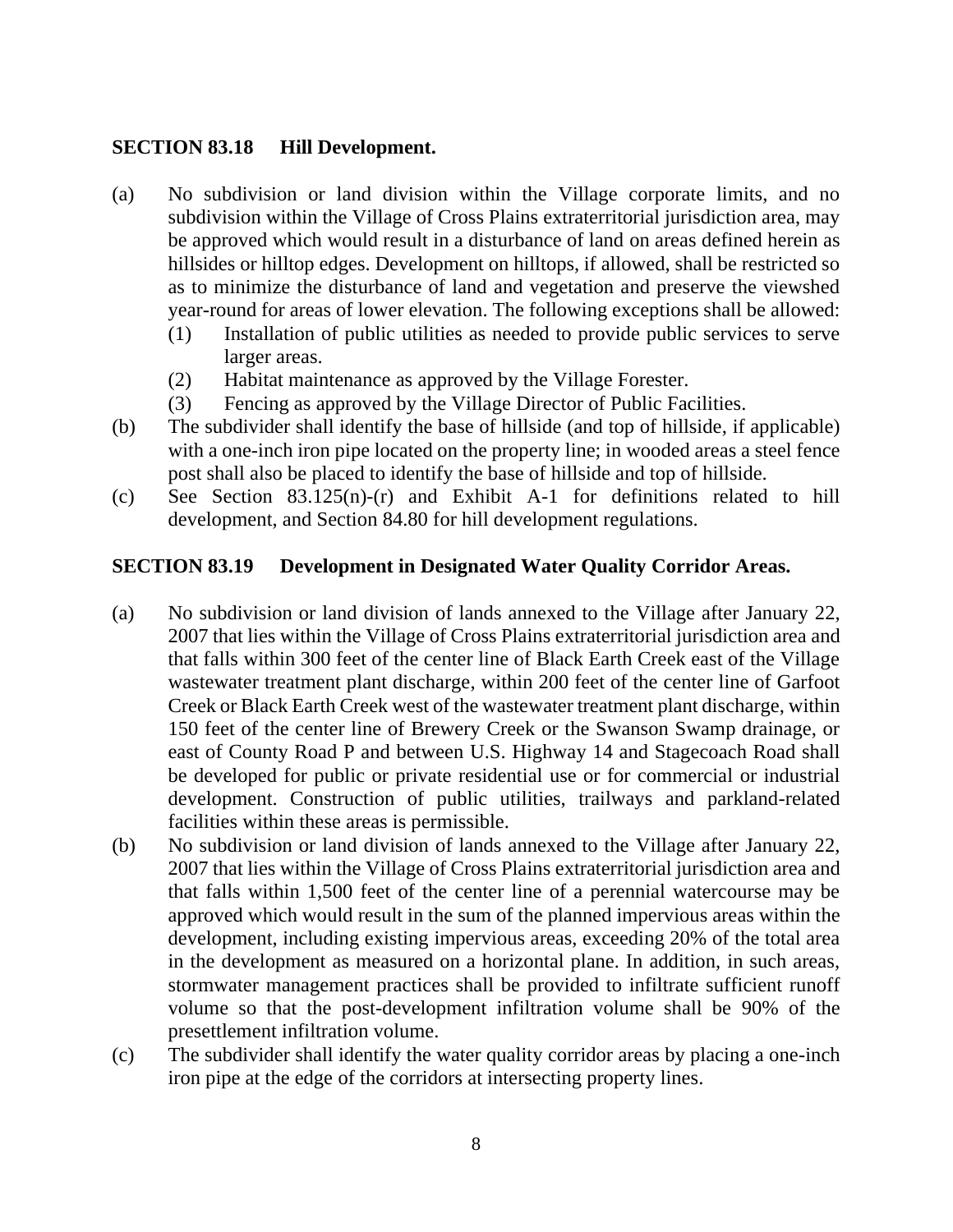**SECTION 83.18 Hill Development.**

(a) No subdivision or land division within the Village corporate limits, and no subdivision within the Village of Cross Plains extraterritorial jurisdiction area, may be approved which would result in a disturbance of land on areas defined herein as hillsides or hilltop edges. Development on hilltops, if allowed, shall be restricted so as to minimize the disturbance of land and vegetation and preserve the viewshed year-round for areas of lower elevation. The following exceptions shall be allowed:
   (1) Installation of public utilities as needed to provide public services to serve larger areas.
   (2) Habitat maintenance as approved by the Village Forester.
   (3) Fencing as approved by the Village Director of Public Facilities.

(b) The subdivider shall identify the base of hillside (and top of hillside, if applicable) with a one-inch iron pipe located on the property line; in wooded areas a steel fence post shall also be placed to identify the base of hillside and top of hillside.

(c) See Section 83.125(n)-(r) and Exhibit A-1 for definitions related to hill development, and Section 84.80 for hill development regulations.

**SECTION 83.19 Development in Designated Water Quality Corridor Areas.**

(a) No subdivision or land division of lands annexed to the Village after January 22, 2007 that lies within the Village of Cross Plains extraterritorial jurisdiction area and that falls within 300 feet of the center line of Black Earth Creek east of the Village wastewater treatment plant discharge, within 200 feet of the center line of Garfoot Creek or Black Earth Creek west of the wastewater treatment plant discharge, within 150 feet of the center line of Brewery Creek or the Swanson Swamp drainage, or east of County Road P and between U.S. Highway 14 and Stagecoach Road shall be developed for public or private residential use or for commercial or industrial development. Construction of public utilities, trailways and parkland-related facilities within these areas is permissible.

(b) No subdivision or land division of lands annexed to the Village after January 22, 2007 that lies within the Village of Cross Plains extraterritorial jurisdiction area and that falls within 1,500 feet of the center line of a perennial watercourse may be approved which would result in the sum of the planned impervious areas within the development, including existing impervious areas, exceeding 20% of the total area in the development as measured on a horizontal plane. In addition, in such areas, stormwater management practices shall be provided to infiltrate sufficient runoff volume so that the post-development infiltration volume shall be 90% of the presettlement infiltration volume.

(c) The subdivider shall identify the water quality corridor areas by placing a one-inch iron pipe at the edge of the corridors at intersecting property lines.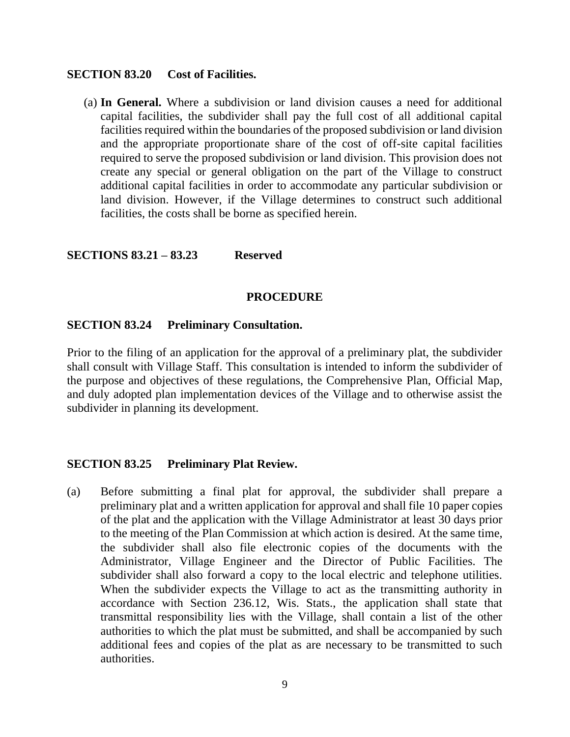**SECTION 83.20 Cost of Facilities.**

(a) **In General.** Where a subdivision or land division causes a need for additional capital facilities, the subdivider shall pay the full cost of all additional capital facilities required within the boundaries of the proposed subdivision or land division and the appropriate proportionate share of the cost of off-site capital facilities required to serve the proposed subdivision or land division. This provision does not create any special or general obligation on the part of the Village to construct additional capital facilities in order to accommodate any particular subdivision or land division. However, if the Village determines to construct such additional facilities, the costs shall be borne as specified herein.

**SECTIONS 83.21 – 83.23 Reserved**

## PROCEDURE

**SECTION 83.24 Preliminary Consultation.**

Prior to the filing of an application for the approval of a preliminary plat, the subdivider shall consult with Village Staff. This consultation is intended to inform the subdivider of the purpose and objectives of these regulations, the Comprehensive Plan, Official Map, and duly adopted plan implementation devices of the Village and to otherwise assist the subdivider in planning its development.

**SECTION 83.25 Preliminary Plat Review.**

(a) Before submitting a final plat for approval, the subdivider shall prepare a preliminary plat and a written application for approval and shall file 10 paper copies of the plat and the application with the Village Administrator at least 30 days prior to the meeting of the Plan Commission at which action is desired. At the same time, the subdivider shall also file electronic copies of the documents with the Administrator, Village Engineer and the Director of Public Facilities. The subdivider shall also forward a copy to the local electric and telephone utilities. When the subdivider expects the Village to act as the transmitting authority in accordance with Section 236.12, Wis. Stats., the application shall state that transmittal responsibility lies with the Village, shall contain a list of the other authorities to which the plat must be submitted, and shall be accompanied by such additional fees and copies of the plat as are necessary to be transmitted to such authorities.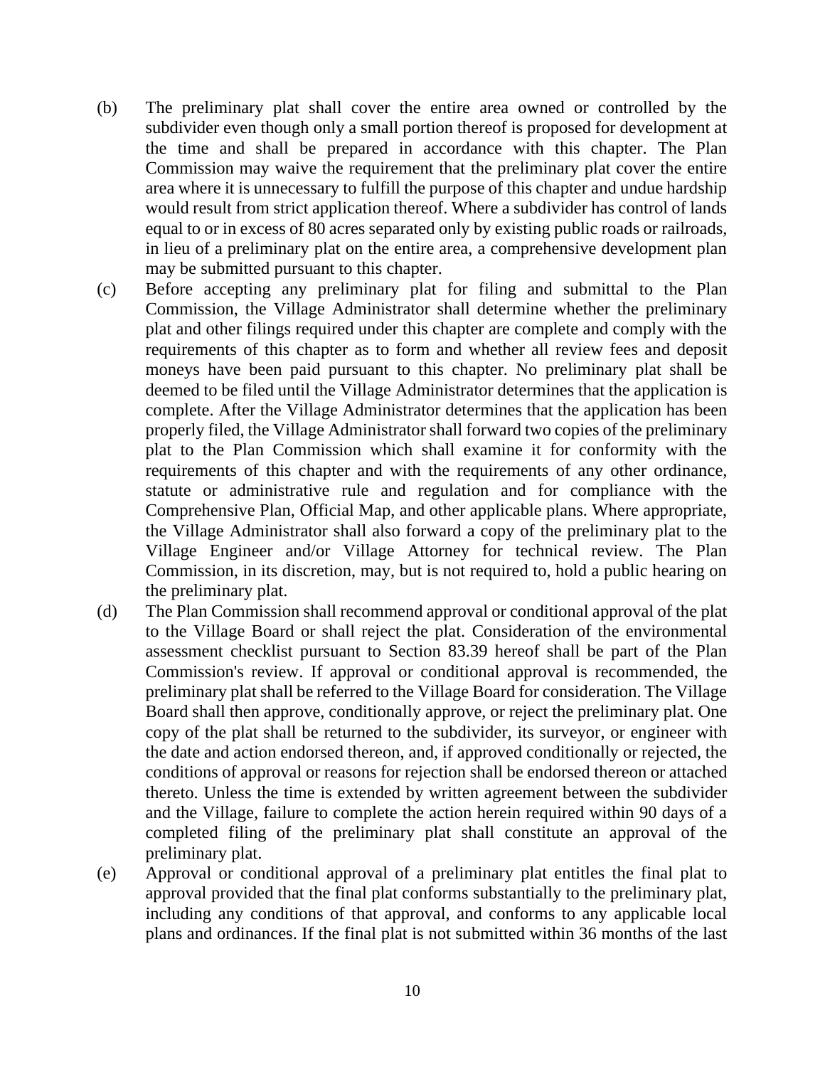(b) The preliminary plat shall cover the entire area owned or controlled by the subdivider even though only a small portion thereof is proposed for development at the time and shall be prepared in accordance with this chapter. The Plan Commission may waive the requirement that the preliminary plat cover the entire area where it is unnecessary to fulfill the purpose of this chapter and undue hardship would result from strict application thereof. Where a subdivider has control of lands equal to or in excess of 80 acres separated only by existing public roads or railroads, in lieu of a preliminary plat on the entire area, a comprehensive development plan may be submitted pursuant to this chapter.

(c) Before accepting any preliminary plat for filing and submittal to the Plan Commission, the Village Administrator shall determine whether the preliminary plat and other filings required under this chapter are complete and comply with the requirements of this chapter as to form and whether all review fees and deposit moneys have been paid pursuant to this chapter. No preliminary plat shall be deemed to be filed until the Village Administrator determines that the application is complete. After the Village Administrator determines that the application has been properly filed, the Village Administrator shall forward two copies of the preliminary plat to the Plan Commission which shall examine it for conformity with the requirements of this chapter and with the requirements of any other ordinance, statute or administrative rule and regulation and for compliance with the Comprehensive Plan, Official Map, and other applicable plans. Where appropriate, the Village Administrator shall also forward a copy of the preliminary plat to the Village Engineer and/or Village Attorney for technical review. The Plan Commission, in its discretion, may, but is not required to, hold a public hearing on the preliminary plat.

(d) The Plan Commission shall recommend approval or conditional approval of the plat to the Village Board or shall reject the plat. Consideration of the environmental assessment checklist pursuant to Section 83.39 hereof shall be part of the Plan Commission's review. If approval or conditional approval is recommended, the preliminary plat shall be referred to the Village Board for consideration. The Village Board shall then approve, conditionally approve, or reject the preliminary plat. One copy of the plat shall be returned to the subdivider, its surveyor, or engineer with the date and action endorsed thereon, and, if approved conditionally or rejected, the conditions of approval or reasons for rejection shall be endorsed thereon or attached thereto. Unless the time is extended by written agreement between the subdivider and the Village, failure to complete the action herein required within 90 days of a completed filing of the preliminary plat shall constitute an approval of the preliminary plat.

(e) Approval or conditional approval of a preliminary plat entitles the final plat to approval provided that the final plat conforms substantially to the preliminary plat, including any conditions of that approval, and conforms to any applicable local plans and ordinances. If the final plat is not submitted within 36 months of the last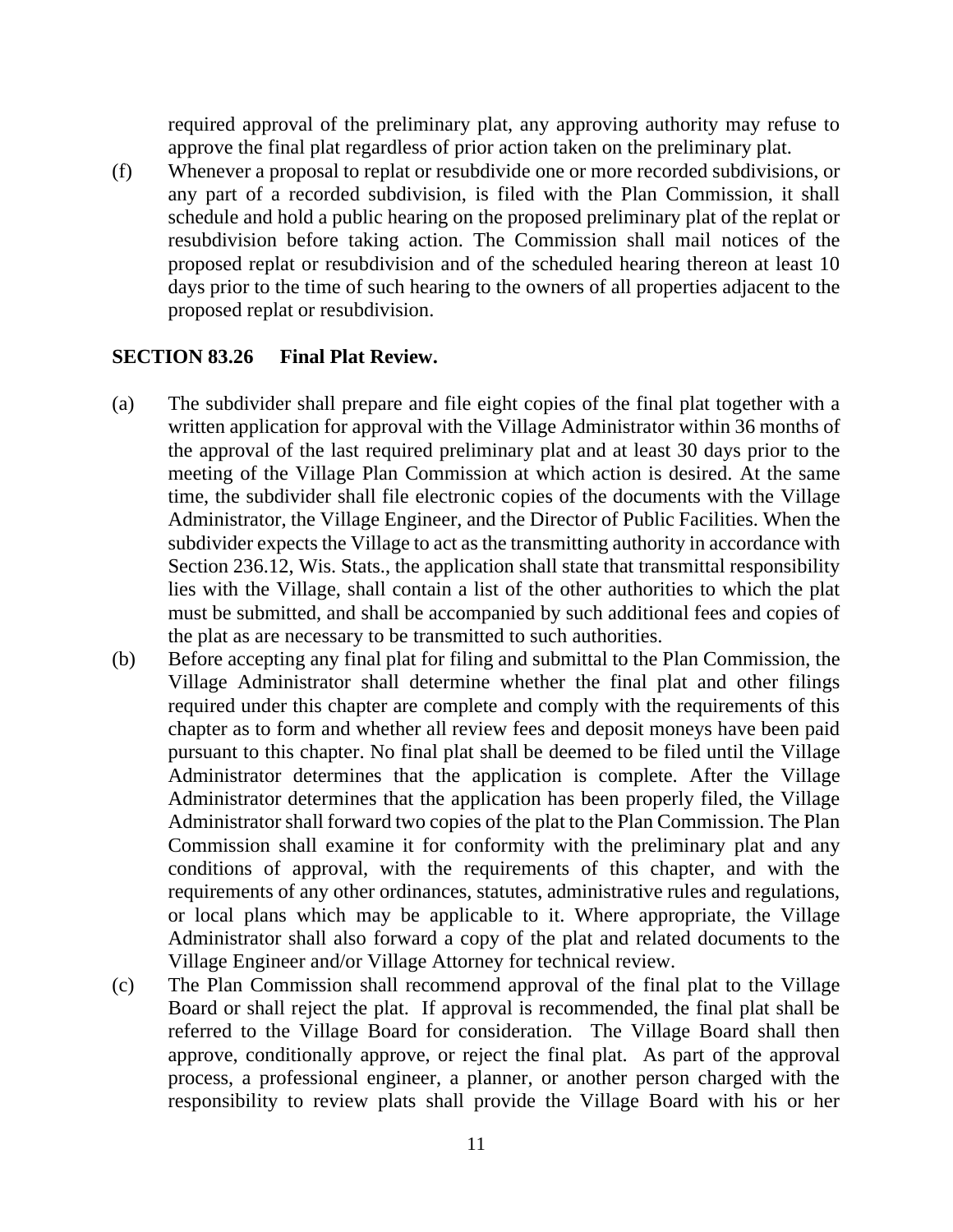required approval of the preliminary plat, any approving authority may refuse to approve the final plat regardless of prior action taken on the preliminary plat.

(f) Whenever a proposal to replat or resubdivide one or more recorded subdivisions, or any part of a recorded subdivision, is filed with the Plan Commission, it shall schedule and hold a public hearing on the proposed preliminary plat of the replat or resubdivision before taking action. The Commission shall mail notices of the proposed replat or resubdivision and of the scheduled hearing thereon at least 10 days prior to the time of such hearing to the owners of all properties adjacent to the proposed replat or resubdivision.

**SECTION 83.26 Final Plat Review.**

(a) The subdivider shall prepare and file eight copies of the final plat together with a written application for approval with the Village Administrator within 36 months of the approval of the last required preliminary plat and at least 30 days prior to the meeting of the Village Plan Commission at which action is desired. At the same time, the subdivider shall file electronic copies of the documents with the Village Administrator, the Village Engineer, and the Director of Public Facilities. When the subdivider expects the Village to act as the transmitting authority in accordance with Section 236.12, Wis. Stats., the application shall state that transmittal responsibility lies with the Village, shall contain a list of the other authorities to which the plat must be submitted, and shall be accompanied by such additional fees and copies of the plat as are necessary to be transmitted to such authorities.

(b) Before accepting any final plat for filing and submittal to the Plan Commission, the Village Administrator shall determine whether the final plat and other filings required under this chapter are complete and comply with the requirements of this chapter as to form and whether all review fees and deposit moneys have been paid pursuant to this chapter. No final plat shall be deemed to be filed until the Village Administrator determines that the application is complete. After the Village Administrator determines that the application has been properly filed, the Village Administrator shall forward two copies of the plat to the Plan Commission. The Plan Commission shall examine it for conformity with the preliminary plat and any conditions of approval, with the requirements of this chapter, and with the requirements of any other ordinances, statutes, administrative rules and regulations, or local plans which may be applicable to it. Where appropriate, the Village Administrator shall also forward a copy of the plat and related documents to the Village Engineer and/or Village Attorney for technical review.

(c) The Plan Commission shall recommend approval of the final plat to the Village Board or shall reject the plat. If approval is recommended, the final plat shall be referred to the Village Board for consideration. The Village Board shall then approve, conditionally approve, or reject the final plat. As part of the approval process, a professional engineer, a planner, or another person charged with the responsibility to review plats shall provide the Village Board with his or her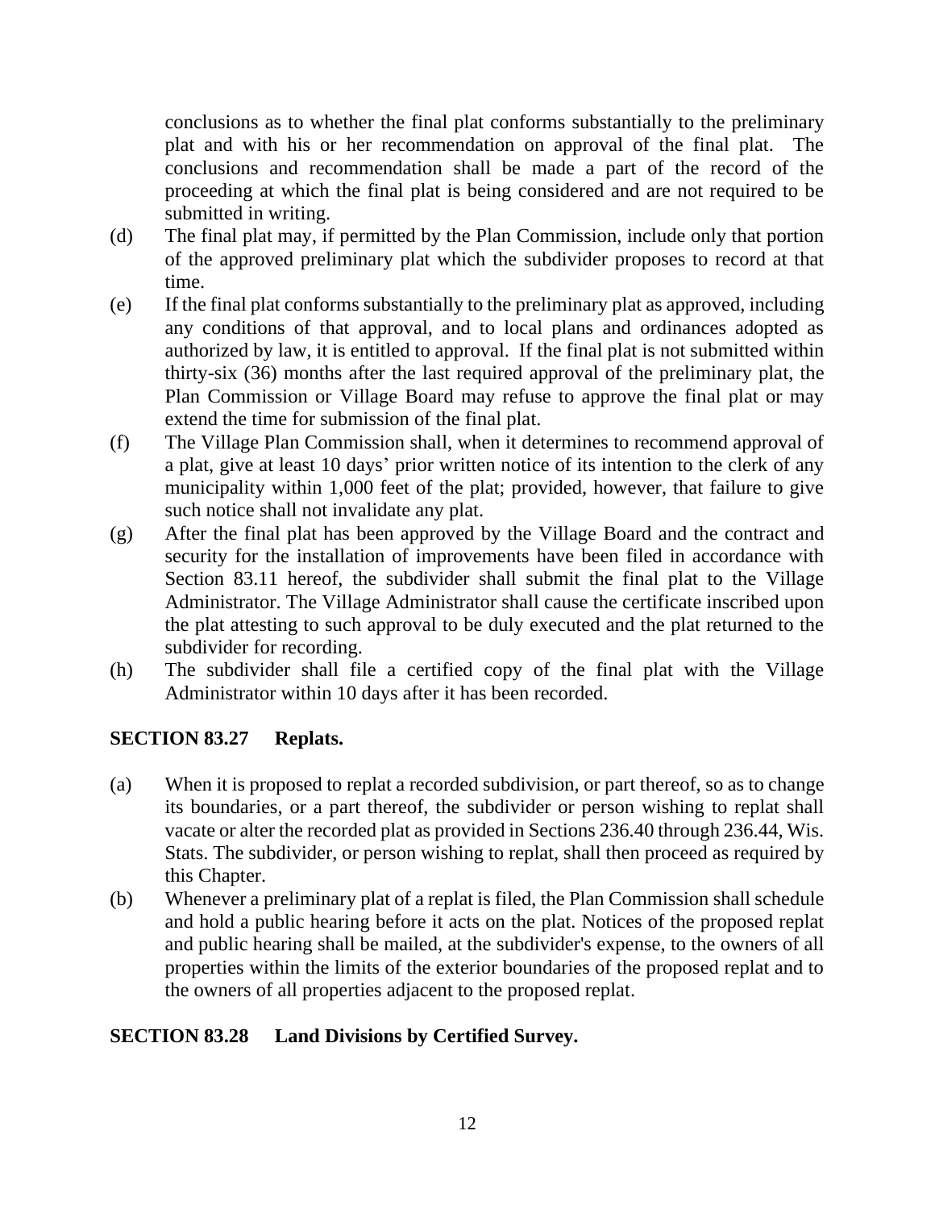conclusions as to whether the final plat conforms substantially to the preliminary plat and with his or her recommendation on approval of the final plat. The conclusions and recommendation shall be made a part of the record of the proceeding at which the final plat is being considered and are not required to be submitted in writing.

(d) The final plat may, if permitted by the Plan Commission, include only that portion of the approved preliminary plat which the subdivider proposes to record at that time.

(e) If the final plat conforms substantially to the preliminary plat as approved, including any conditions of that approval, and to local plans and ordinances adopted as authorized by law, it is entitled to approval. If the final plat is not submitted within thirty-six (36) months after the last required approval of the preliminary plat, the Plan Commission or Village Board may refuse to approve the final plat or may extend the time for submission of the final plat.

(f) The Village Plan Commission shall, when it determines to recommend approval of a plat, give at least 10 days' prior written notice of its intention to the clerk of any municipality within 1,000 feet of the plat; provided, however, that failure to give such notice shall not invalidate any plat.

(g) After the final plat has been approved by the Village Board and the contract and security for the installation of improvements have been filed in accordance with Section 83.11 hereof, the subdivider shall submit the final plat to the Village Administrator. The Village Administrator shall cause the certificate inscribed upon the plat attesting to such approval to be duly executed and the plat returned to the subdivider for recording.

(h) The subdivider shall file a certified copy of the final plat with the Village Administrator within 10 days after it has been recorded.

## SECTION 83.27 Replats.

(a) When it is proposed to replat a recorded subdivision, or part thereof, so as to change its boundaries, or a part thereof, the subdivider or person wishing to replat shall vacate or alter the recorded plat as provided in Sections 236.40 through 236.44, Wis. Stats. The subdivider, or person wishing to replat, shall then proceed as required by this Chapter.

(b) Whenever a preliminary plat of a replat is filed, the Plan Commission shall schedule and hold a public hearing before it acts on the plat. Notices of the proposed replat and public hearing shall be mailed, at the subdivider's expense, to the owners of all properties within the limits of the exterior boundaries of the proposed replat and to the owners of all properties adjacent to the proposed replat.

## SECTION 83.28 Land Divisions by Certified Survey.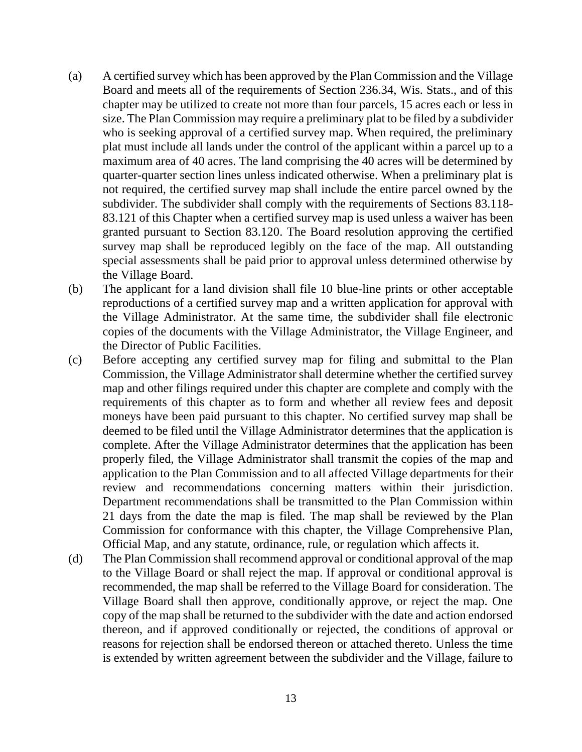(a) A certified survey which has been approved by the Plan Commission and the Village Board and meets all of the requirements of Section 236.34, Wis. Stats., and of this chapter may be utilized to create not more than four parcels, 15 acres each or less in size. The Plan Commission may require a preliminary plat to be filed by a subdivider who is seeking approval of a certified survey map. When required, the preliminary plat must include all lands under the control of the applicant within a parcel up to a maximum area of 40 acres. The land comprising the 40 acres will be determined by quarter-quarter section lines unless indicated otherwise. When a preliminary plat is not required, the certified survey map shall include the entire parcel owned by the subdivider. The subdivider shall comply with the requirements of Sections 83.118-83.121 of this Chapter when a certified survey map is used unless a waiver has been granted pursuant to Section 83.120. The Board resolution approving the certified survey map shall be reproduced legibly on the face of the map. All outstanding special assessments shall be paid prior to approval unless determined otherwise by the Village Board.

(b) The applicant for a land division shall file 10 blue-line prints or other acceptable reproductions of a certified survey map and a written application for approval with the Village Administrator. At the same time, the subdivider shall file electronic copies of the documents with the Village Administrator, the Village Engineer, and the Director of Public Facilities.

(c) Before accepting any certified survey map for filing and submittal to the Plan Commission, the Village Administrator shall determine whether the certified survey map and other filings required under this chapter are complete and comply with the requirements of this chapter as to form and whether all review fees and deposit moneys have been paid pursuant to this chapter. No certified survey map shall be deemed to be filed until the Village Administrator determines that the application is complete. After the Village Administrator determines that the application has been properly filed, the Village Administrator shall transmit the copies of the map and application to the Plan Commission and to all affected Village departments for their review and recommendations concerning matters within their jurisdiction. Department recommendations shall be transmitted to the Plan Commission within 21 days from the date the map is filed. The map shall be reviewed by the Plan Commission for conformance with this chapter, the Village Comprehensive Plan, Official Map, and any statute, ordinance, rule, or regulation which affects it.

(d) The Plan Commission shall recommend approval or conditional approval of the map to the Village Board or shall reject the map. If approval or conditional approval is recommended, the map shall be referred to the Village Board for consideration. The Village Board shall then approve, conditionally approve, or reject the map. One copy of the map shall be returned to the subdivider with the date and action endorsed thereon, and if approved conditionally or rejected, the conditions of approval or reasons for rejection shall be endorsed thereon or attached thereto. Unless the time is extended by written agreement between the subdivider and the Village, failure to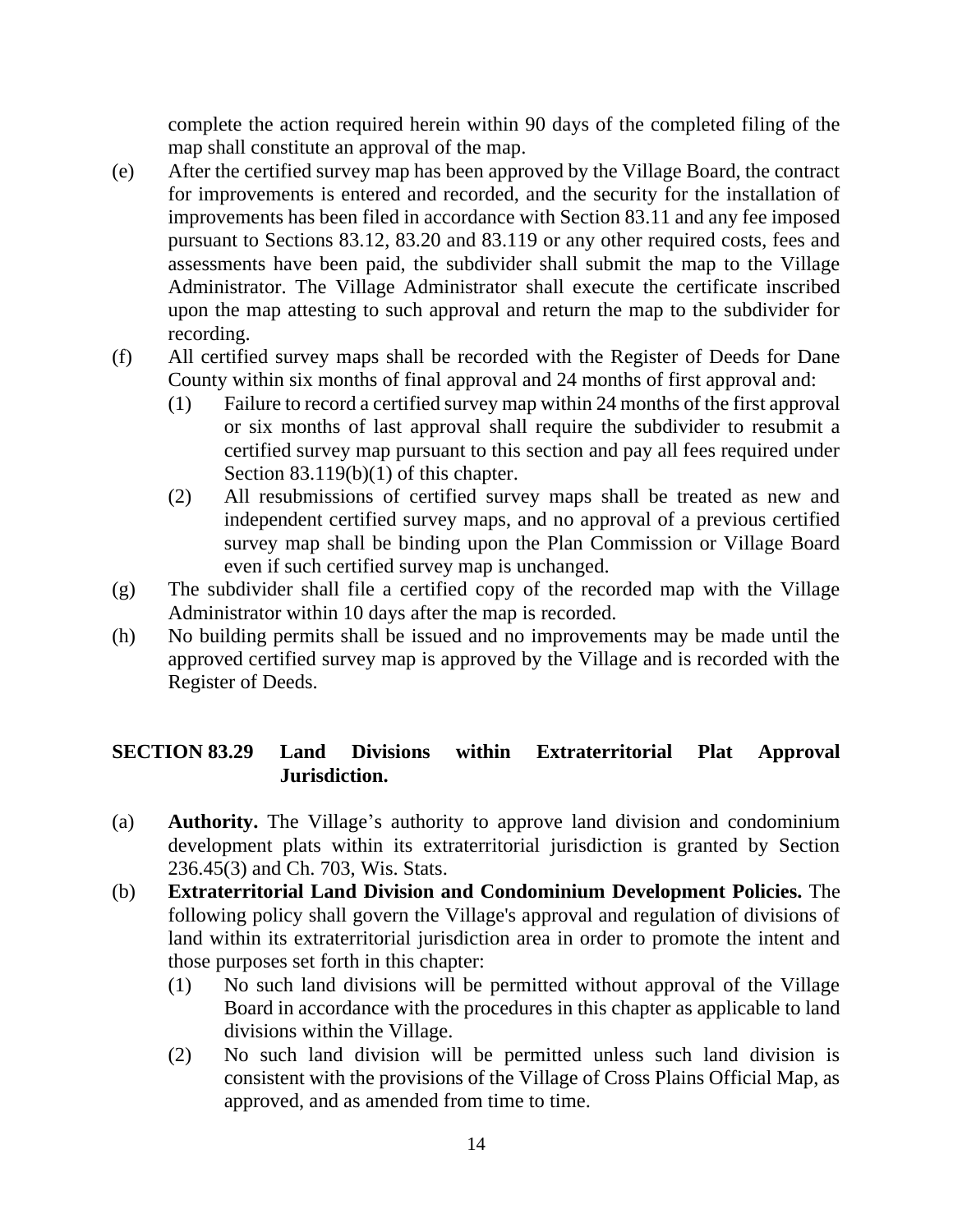complete the action required herein within 90 days of the completed filing of the map shall constitute an approval of the map.

(e) After the certified survey map has been approved by the Village Board, the contract for improvements is entered and recorded, and the security for the installation of improvements has been filed in accordance with Section 83.11 and any fee imposed pursuant to Sections 83.12, 83.20 and 83.119 or any other required costs, fees and assessments have been paid, the subdivider shall submit the map to the Village Administrator. The Village Administrator shall execute the certificate inscribed upon the map attesting to such approval and return the map to the subdivider for recording.

(f) All certified survey maps shall be recorded with the Register of Deeds for Dane County within six months of final approval and 24 months of first approval and:

  (1) Failure to record a certified survey map within 24 months of the first approval or six months of last approval shall require the subdivider to resubmit a certified survey map pursuant to this section and pay all fees required under Section 83.119(b)(1) of this chapter.

  (2) All resubmissions of certified survey maps shall be treated as new and independent certified survey maps, and no approval of a previous certified survey map shall be binding upon the Plan Commission or Village Board even if such certified survey map is unchanged.

(g) The subdivider shall file a certified copy of the recorded map with the Village Administrator within 10 days after the map is recorded.

(h) No building permits shall be issued and no improvements may be made until the approved certified survey map is approved by the Village and is recorded with the Register of Deeds.

## SECTION 83.29 Land Divisions within Extraterritorial Plat Approval Jurisdiction.

(a) **Authority.** The Village's authority to approve land division and condominium development plats within its extraterritorial jurisdiction is granted by Section 236.45(3) and Ch. 703, Wis. Stats.

(b) **Extraterritorial Land Division and Condominium Development Policies.** The following policy shall govern the Village's approval and regulation of divisions of land within its extraterritorial jurisdiction area in order to promote the intent and those purposes set forth in this chapter:

  (1) No such land divisions will be permitted without approval of the Village Board in accordance with the procedures in this chapter as applicable to land divisions within the Village.

  (2) No such land division will be permitted unless such land division is consistent with the provisions of the Village of Cross Plains Official Map, as approved, and as amended from time to time.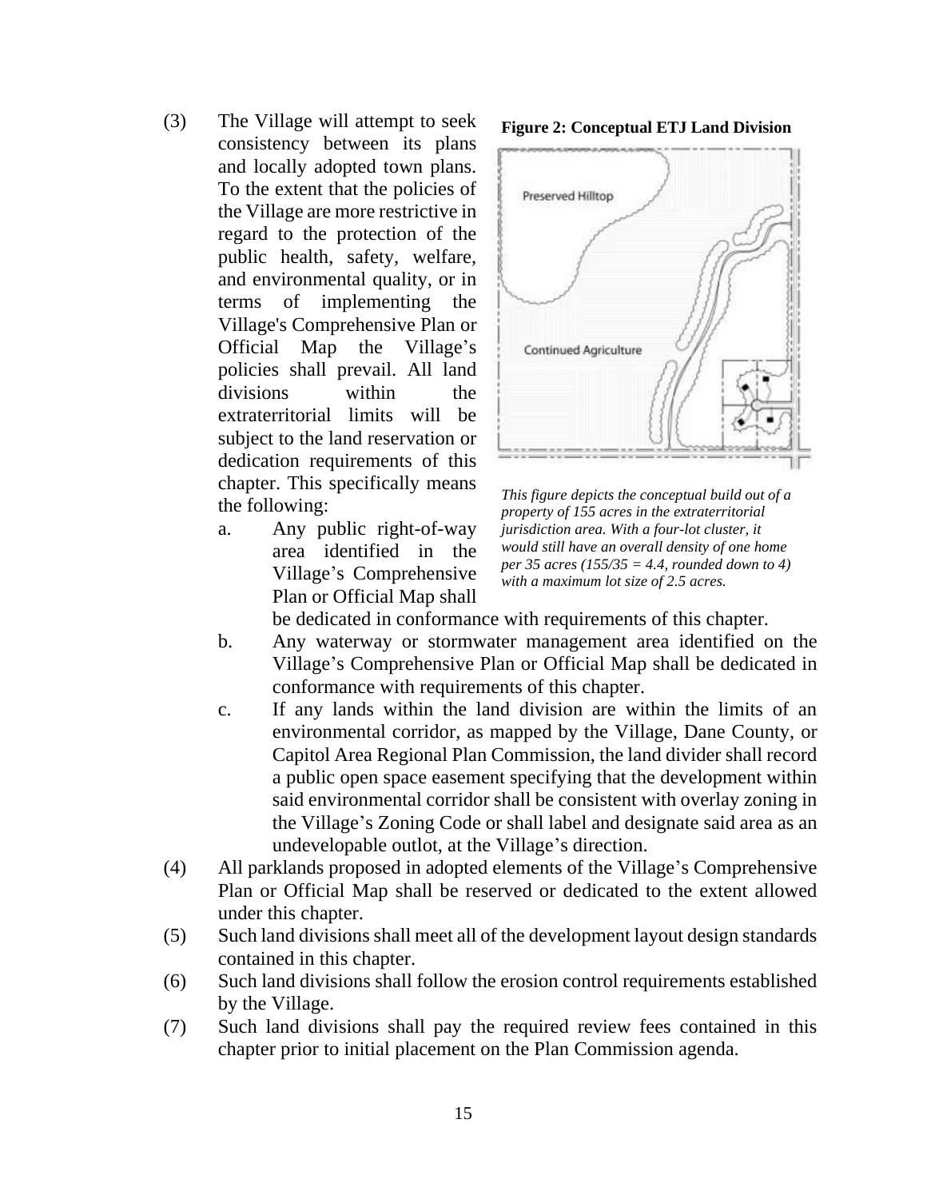(3) The Village will attempt to seek consistency between its plans and locally adopted town plans. To the extent that the policies of the Village are more restrictive in regard to the protection of the public health, safety, welfare, and environmental quality, or in terms of implementing the Village's Comprehensive Plan or Official Map the Village's policies shall prevail. All land divisions within the extraterritorial limits will be subject to the land reservation or dedication requirements of this chapter. This specifically means the following:

a. Any public right-of-way area identified in the Village's Comprehensive Plan or Official Map shall be dedicated in conformance with requirements of this chapter.

b. Any waterway or stormwater management area identified on the Village's Comprehensive Plan or Official Map shall be dedicated in conformance with requirements of this chapter.

c. If any lands within the land division are within the limits of an environmental corridor, as mapped by the Village, Dane County, or Capitol Area Regional Plan Commission, the land divider shall record a public open space easement specifying that the development within said environmental corridor shall be consistent with overlay zoning in the Village's Zoning Code or shall label and designate said area as an undevelopable outlot, at the Village's direction.

**Figure 2: Conceptual ETJ Land Division**

*This figure depicts the conceptual build out of a property of 155 acres in the extraterritorial jurisdiction area. With a four-lot cluster, it would still have an overall density of one home per 35 acres (155/35 = 4.4, rounded down to 4) with a maximum lot size of 2.5 acres.*

(4) All parklands proposed in adopted elements of the Village's Comprehensive Plan or Official Map shall be reserved or dedicated to the extent allowed under this chapter.

(5) Such land divisions shall meet all of the development layout design standards contained in this chapter.

(6) Such land divisions shall follow the erosion control requirements established by the Village.

(7) Such land divisions shall pay the required review fees contained in this chapter prior to initial placement on the Plan Commission agenda.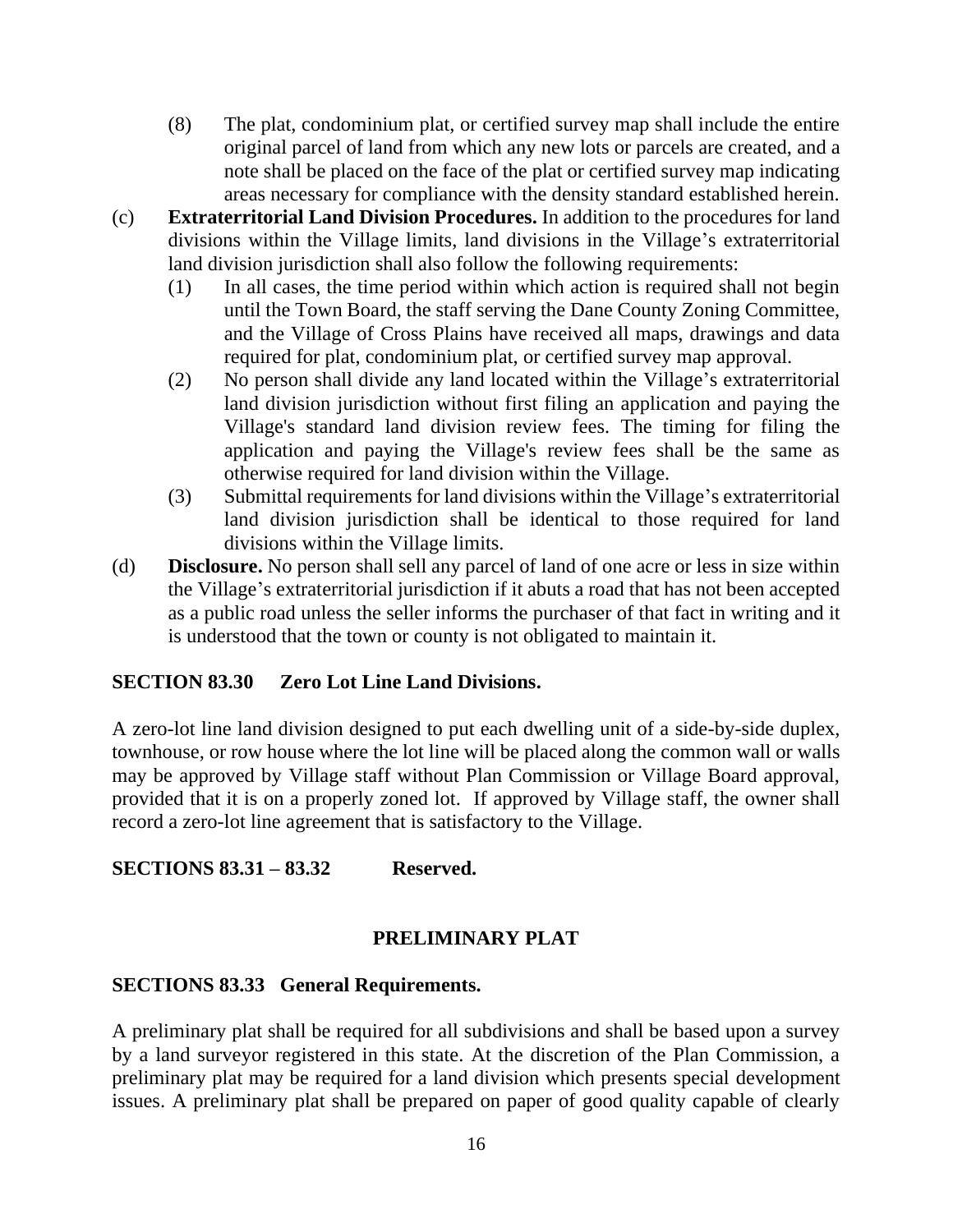(8) The plat, condominium plat, or certified survey map shall include the entire original parcel of land from which any new lots or parcels are created, and a note shall be placed on the face of the plat or certified survey map indicating areas necessary for compliance with the density standard established herein.

(c) **Extraterritorial Land Division Procedures.** In addition to the procedures for land divisions within the Village limits, land divisions in the Village's extraterritorial land division jurisdiction shall also follow the following requirements:

(1) In all cases, the time period within which action is required shall not begin until the Town Board, the staff serving the Dane County Zoning Committee, and the Village of Cross Plains have received all maps, drawings and data required for plat, condominium plat, or certified survey map approval.

(2) No person shall divide any land located within the Village's extraterritorial land division jurisdiction without first filing an application and paying the Village's standard land division review fees. The timing for filing the application and paying the Village's review fees shall be the same as otherwise required for land division within the Village.

(3) Submittal requirements for land divisions within the Village's extraterritorial land division jurisdiction shall be identical to those required for land divisions within the Village limits.

(d) **Disclosure.** No person shall sell any parcel of land of one acre or less in size within the Village's extraterritorial jurisdiction if it abuts a road that has not been accepted as a public road unless the seller informs the purchaser of that fact in writing and it is understood that the town or county is not obligated to maintain it.

**SECTION 83.30 Zero Lot Line Land Divisions.**

A zero-lot line land division designed to put each dwelling unit of a side-by-side duplex, townhouse, or row house where the lot line will be placed along the common wall or walls may be approved by Village staff without Plan Commission or Village Board approval, provided that it is on a properly zoned lot. If approved by Village staff, the owner shall record a zero-lot line agreement that is satisfactory to the Village.

**SECTIONS 83.31 – 83.32 Reserved.**

## PRELIMINARY PLAT

**SECTIONS 83.33 General Requirements.**

A preliminary plat shall be required for all subdivisions and shall be based upon a survey by a land surveyor registered in this state. At the discretion of the Plan Commission, a preliminary plat may be required for a land division which presents special development issues. A preliminary plat shall be prepared on paper of good quality capable of clearly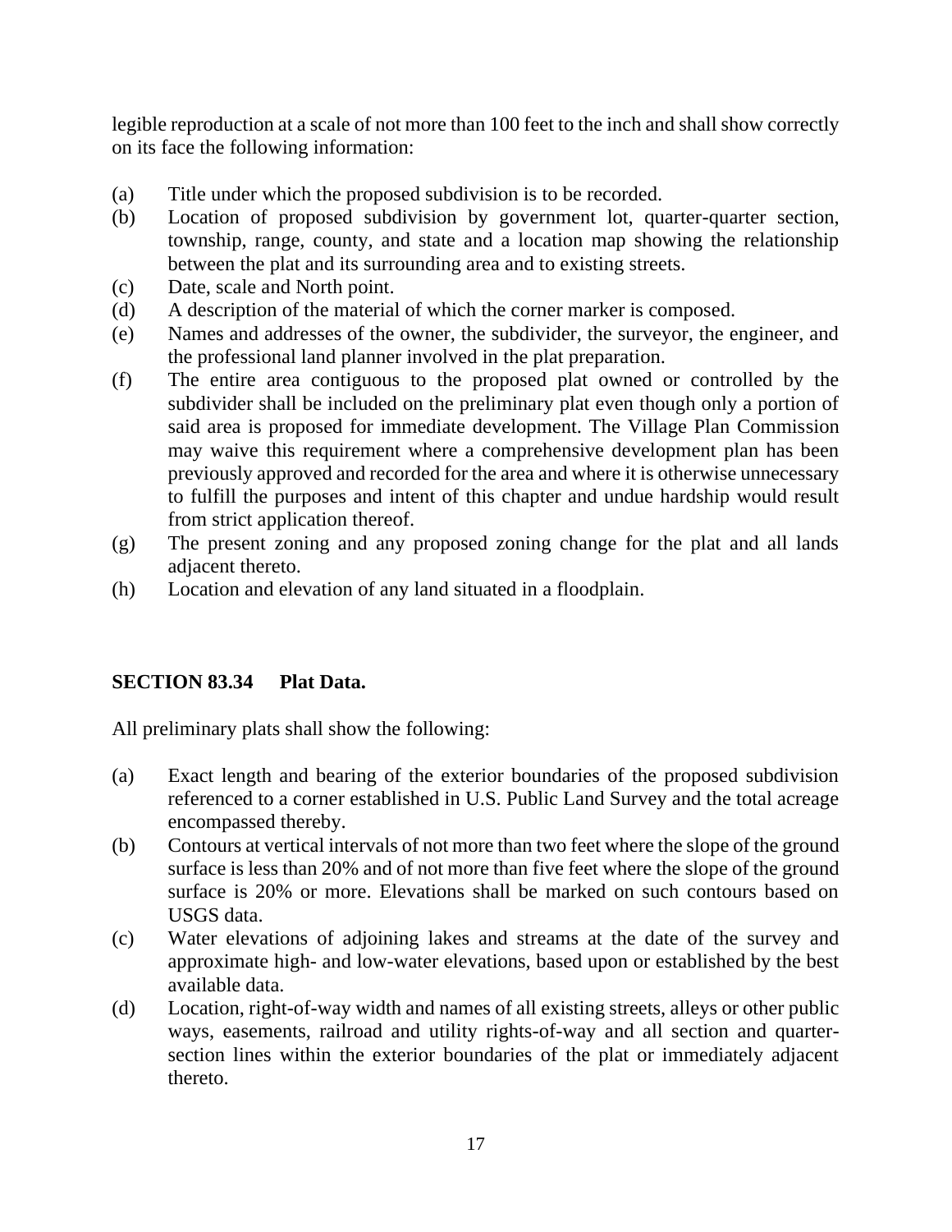legible reproduction at a scale of not more than 100 feet to the inch and shall show correctly on its face the following information:

(a) Title under which the proposed subdivision is to be recorded.

(b) Location of proposed subdivision by government lot, quarter-quarter section, township, range, county, and state and a location map showing the relationship between the plat and its surrounding area and to existing streets.

(c) Date, scale and North point.

(d) A description of the material of which the corner marker is composed.

(e) Names and addresses of the owner, the subdivider, the surveyor, the engineer, and the professional land planner involved in the plat preparation.

(f) The entire area contiguous to the proposed plat owned or controlled by the subdivider shall be included on the preliminary plat even though only a portion of said area is proposed for immediate development. The Village Plan Commission may waive this requirement where a comprehensive development plan has been previously approved and recorded for the area and where it is otherwise unnecessary to fulfill the purposes and intent of this chapter and undue hardship would result from strict application thereof.

(g) The present zoning and any proposed zoning change for the plat and all lands adjacent thereto.

(h) Location and elevation of any land situated in a floodplain.

**SECTION 83.34 Plat Data.**

All preliminary plats shall show the following:

(a) Exact length and bearing of the exterior boundaries of the proposed subdivision referenced to a corner established in U.S. Public Land Survey and the total acreage encompassed thereby.

(b) Contours at vertical intervals of not more than two feet where the slope of the ground surface is less than 20% and of not more than five feet where the slope of the ground surface is 20% or more. Elevations shall be marked on such contours based on USGS data.

(c) Water elevations of adjoining lakes and streams at the date of the survey and approximate high- and low-water elevations, based upon or established by the best available data.

(d) Location, right-of-way width and names of all existing streets, alleys or other public ways, easements, railroad and utility rights-of-way and all section and quarter-section lines within the exterior boundaries of the plat or immediately adjacent thereto.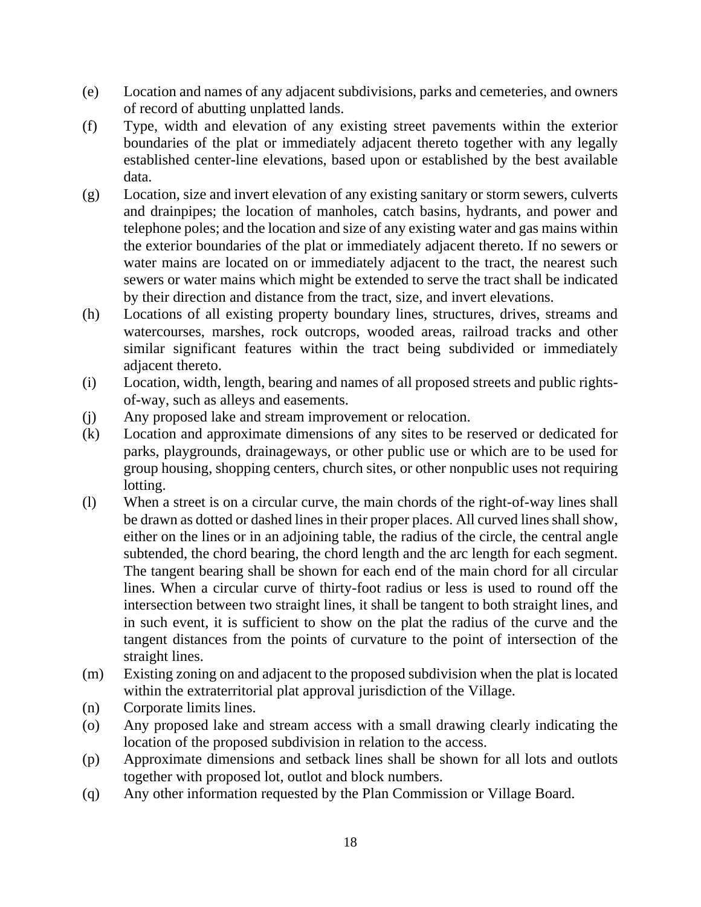(e) Location and names of any adjacent subdivisions, parks and cemeteries, and owners of record of abutting unplatted lands.

(f) Type, width and elevation of any existing street pavements within the exterior boundaries of the plat or immediately adjacent thereto together with any legally established center-line elevations, based upon or established by the best available data.

(g) Location, size and invert elevation of any existing sanitary or storm sewers, culverts and drainpipes; the location of manholes, catch basins, hydrants, and power and telephone poles; and the location and size of any existing water and gas mains within the exterior boundaries of the plat or immediately adjacent thereto. If no sewers or water mains are located on or immediately adjacent to the tract, the nearest such sewers or water mains which might be extended to serve the tract shall be indicated by their direction and distance from the tract, size, and invert elevations.

(h) Locations of all existing property boundary lines, structures, drives, streams and watercourses, marshes, rock outcrops, wooded areas, railroad tracks and other similar significant features within the tract being subdivided or immediately adjacent thereto.

(i) Location, width, length, bearing and names of all proposed streets and public rights-of-way, such as alleys and easements.

(j) Any proposed lake and stream improvement or relocation.

(k) Location and approximate dimensions of any sites to be reserved or dedicated for parks, playgrounds, drainageways, or other public use or which are to be used for group housing, shopping centers, church sites, or other nonpublic uses not requiring lotting.

(l) When a street is on a circular curve, the main chords of the right-of-way lines shall be drawn as dotted or dashed lines in their proper places. All curved lines shall show, either on the lines or in an adjoining table, the radius of the circle, the central angle subtended, the chord bearing, the chord length and the arc length for each segment. The tangent bearing shall be shown for each end of the main chord for all circular lines. When a circular curve of thirty-foot radius or less is used to round off the intersection between two straight lines, it shall be tangent to both straight lines, and in such event, it is sufficient to show on the plat the radius of the curve and the tangent distances from the points of curvature to the point of intersection of the straight lines.

(m) Existing zoning on and adjacent to the proposed subdivision when the plat is located within the extraterritorial plat approval jurisdiction of the Village.

(n) Corporate limits lines.

(o) Any proposed lake and stream access with a small drawing clearly indicating the location of the proposed subdivision in relation to the access.

(p) Approximate dimensions and setback lines shall be shown for all lots and outlots together with proposed lot, outlot and block numbers.

(q) Any other information requested by the Plan Commission or Village Board.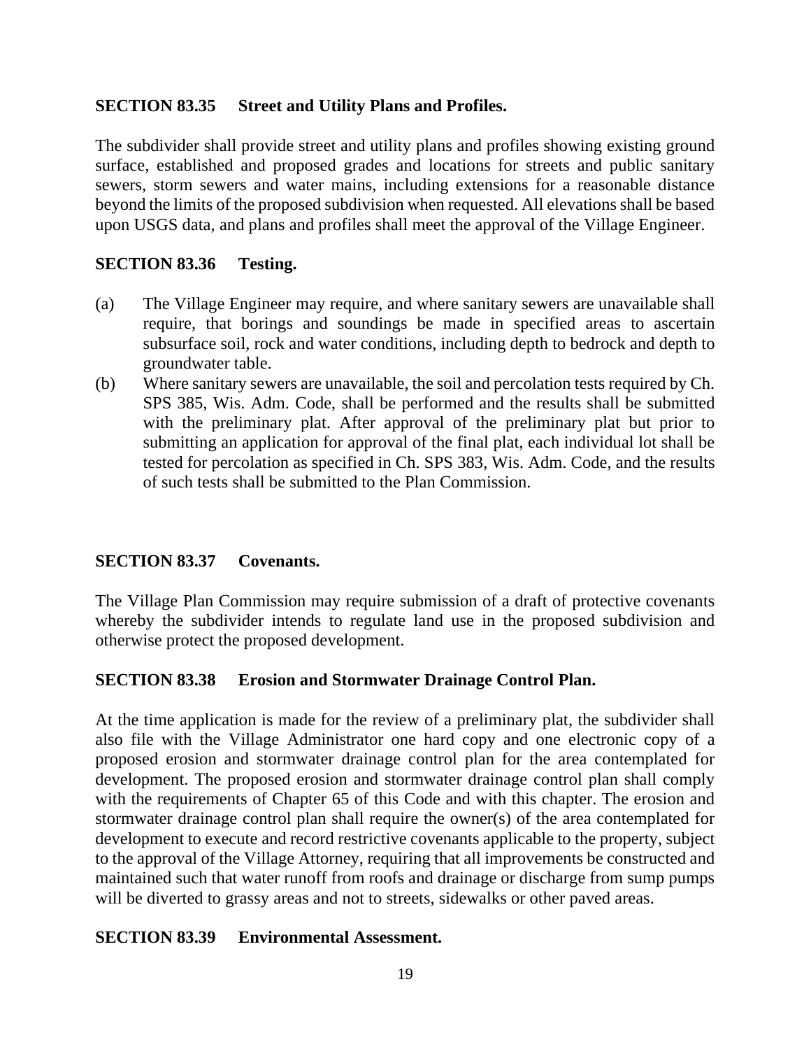### SECTION 83.35 Street and Utility Plans and Profiles.

The subdivider shall provide street and utility plans and profiles showing existing ground surface, established and proposed grades and locations for streets and public sanitary sewers, storm sewers and water mains, including extensions for a reasonable distance beyond the limits of the proposed subdivision when requested. All elevations shall be based upon USGS data, and plans and profiles shall meet the approval of the Village Engineer.

### SECTION 83.36 Testing.

(a) The Village Engineer may require, and where sanitary sewers are unavailable shall require, that borings and soundings be made in specified areas to ascertain subsurface soil, rock and water conditions, including depth to bedrock and depth to groundwater table.

(b) Where sanitary sewers are unavailable, the soil and percolation tests required by Ch. SPS 385, Wis. Adm. Code, shall be performed and the results shall be submitted with the preliminary plat. After approval of the preliminary plat but prior to submitting an application for approval of the final plat, each individual lot shall be tested for percolation as specified in Ch. SPS 383, Wis. Adm. Code, and the results of such tests shall be submitted to the Plan Commission.

### SECTION 83.37 Covenants.

The Village Plan Commission may require submission of a draft of protective covenants whereby the subdivider intends to regulate land use in the proposed subdivision and otherwise protect the proposed development.

### SECTION 83.38 Erosion and Stormwater Drainage Control Plan.

At the time application is made for the review of a preliminary plat, the subdivider shall also file with the Village Administrator one hard copy and one electronic copy of a proposed erosion and stormwater drainage control plan for the area contemplated for development. The proposed erosion and stormwater drainage control plan shall comply with the requirements of Chapter 65 of this Code and with this chapter. The erosion and stormwater drainage control plan shall require the owner(s) of the area contemplated for development to execute and record restrictive covenants applicable to the property, subject to the approval of the Village Attorney, requiring that all improvements be constructed and maintained such that water runoff from roofs and drainage or discharge from sump pumps will be diverted to grassy areas and not to streets, sidewalks or other paved areas.

### SECTION 83.39 Environmental Assessment.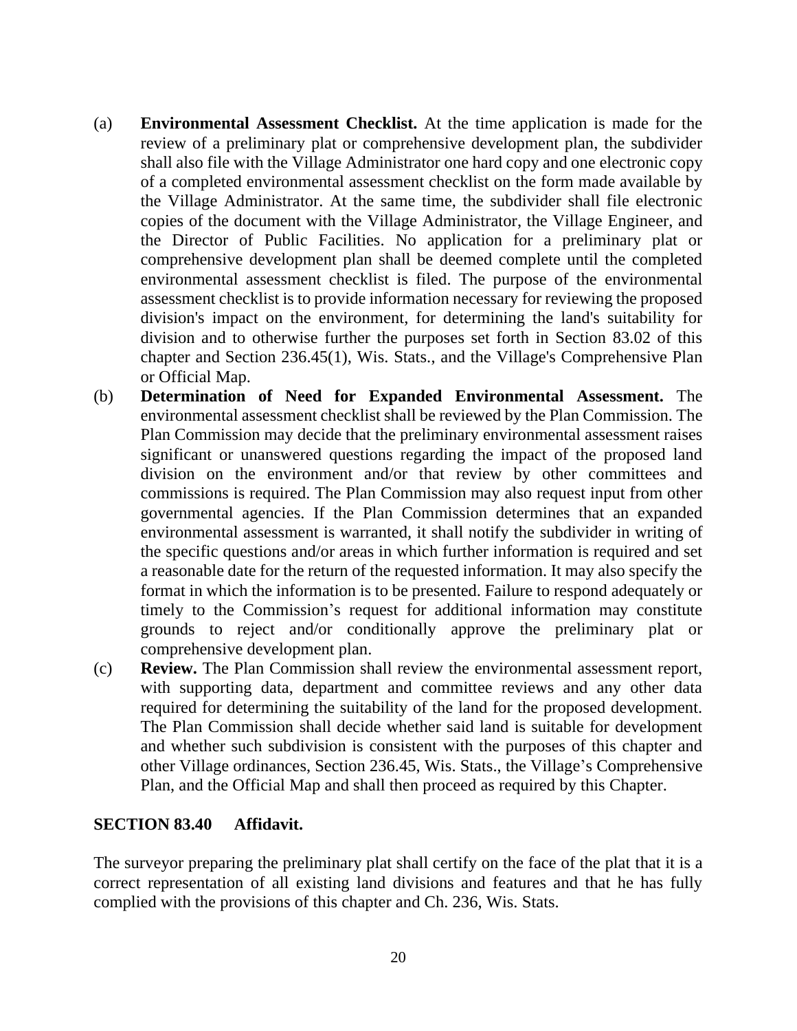(a) **Environmental Assessment Checklist.** At the time application is made for the review of a preliminary plat or comprehensive development plan, the subdivider shall also file with the Village Administrator one hard copy and one electronic copy of a completed environmental assessment checklist on the form made available by the Village Administrator. At the same time, the subdivider shall file electronic copies of the document with the Village Administrator, the Village Engineer, and the Director of Public Facilities. No application for a preliminary plat or comprehensive development plan shall be deemed complete until the completed environmental assessment checklist is filed. The purpose of the environmental assessment checklist is to provide information necessary for reviewing the proposed division's impact on the environment, for determining the land's suitability for division and to otherwise further the purposes set forth in Section 83.02 of this chapter and Section 236.45(1), Wis. Stats., and the Village's Comprehensive Plan or Official Map.

(b) **Determination of Need for Expanded Environmental Assessment.** The environmental assessment checklist shall be reviewed by the Plan Commission. The Plan Commission may decide that the preliminary environmental assessment raises significant or unanswered questions regarding the impact of the proposed land division on the environment and/or that review by other committees and commissions is required. The Plan Commission may also request input from other governmental agencies. If the Plan Commission determines that an expanded environmental assessment is warranted, it shall notify the subdivider in writing of the specific questions and/or areas in which further information is required and set a reasonable date for the return of the requested information. It may also specify the format in which the information is to be presented. Failure to respond adequately or timely to the Commission's request for additional information may constitute grounds to reject and/or conditionally approve the preliminary plat or comprehensive development plan.

(c) **Review.** The Plan Commission shall review the environmental assessment report, with supporting data, department and committee reviews and any other data required for determining the suitability of the land for the proposed development. The Plan Commission shall decide whether said land is suitable for development and whether such subdivision is consistent with the purposes of this chapter and other Village ordinances, Section 236.45, Wis. Stats., the Village's Comprehensive Plan, and the Official Map and shall then proceed as required by this Chapter.

## SECTION 83.40 Affidavit.

The surveyor preparing the preliminary plat shall certify on the face of the plat that it is a correct representation of all existing land divisions and features and that he has fully complied with the provisions of this chapter and Ch. 236, Wis. Stats.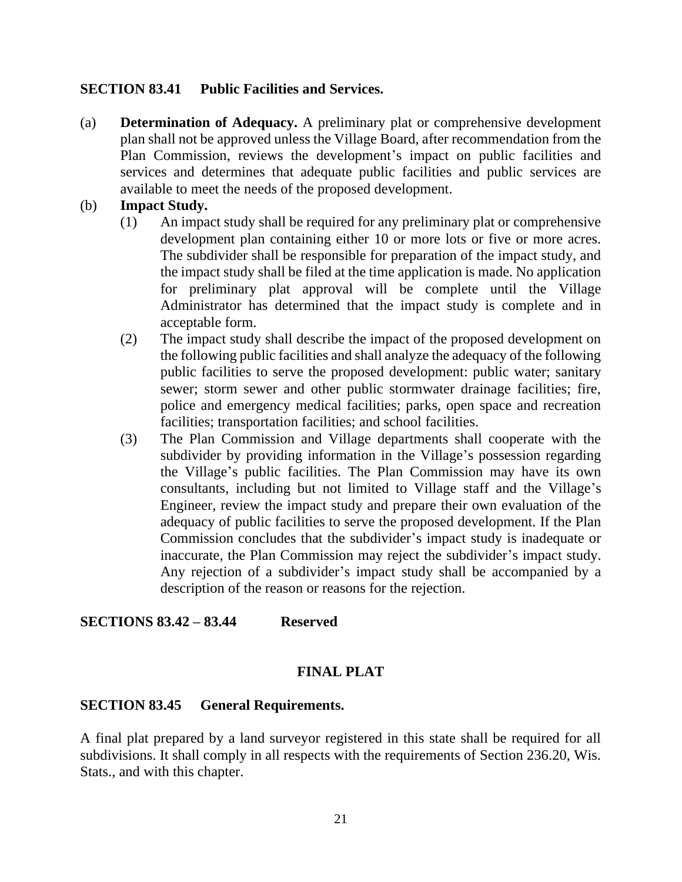**SECTION 83.41 Public Facilities and Services.**

(a) **Determination of Adequacy.** A preliminary plat or comprehensive development plan shall not be approved unless the Village Board, after recommendation from the Plan Commission, reviews the development's impact on public facilities and services and determines that adequate public facilities and public services are available to meet the needs of the proposed development.

(b) **Impact Study.**

(1) An impact study shall be required for any preliminary plat or comprehensive development plan containing either 10 or more lots or five or more acres. The subdivider shall be responsible for preparation of the impact study, and the impact study shall be filed at the time application is made. No application for preliminary plat approval will be complete until the Village Administrator has determined that the impact study is complete and in acceptable form.

(2) The impact study shall describe the impact of the proposed development on the following public facilities and shall analyze the adequacy of the following public facilities to serve the proposed development: public water; sanitary sewer; storm sewer and other public stormwater drainage facilities; fire, police and emergency medical facilities; parks, open space and recreation facilities; transportation facilities; and school facilities.

(3) The Plan Commission and Village departments shall cooperate with the subdivider by providing information in the Village's possession regarding the Village's public facilities. The Plan Commission may have its own consultants, including but not limited to Village staff and the Village's Engineer, review the impact study and prepare their own evaluation of the adequacy of public facilities to serve the proposed development. If the Plan Commission concludes that the subdivider's impact study is inadequate or inaccurate, the Plan Commission may reject the subdivider's impact study. Any rejection of a subdivider's impact study shall be accompanied by a description of the reason or reasons for the rejection.

**SECTIONS 83.42 – 83.44 Reserved**

## FINAL PLAT

**SECTION 83.45 General Requirements.**

A final plat prepared by a land surveyor registered in this state shall be required for all subdivisions. It shall comply in all respects with the requirements of Section 236.20, Wis. Stats., and with this chapter.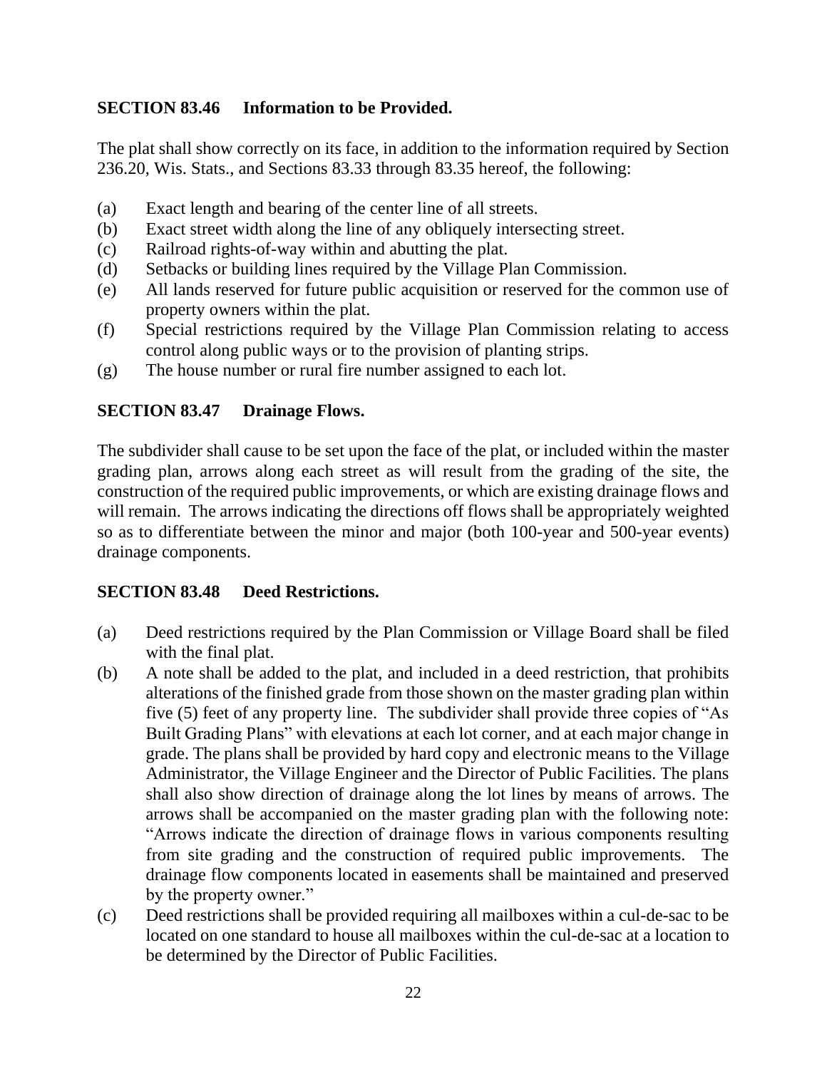## SECTION 83.46 Information to be Provided.

The plat shall show correctly on its face, in addition to the information required by Section 236.20, Wis. Stats., and Sections 83.33 through 83.35 hereof, the following:

(a) Exact length and bearing of the center line of all streets.
(b) Exact street width along the line of any obliquely intersecting street.
(c) Railroad rights-of-way within and abutting the plat.
(d) Setbacks or building lines required by the Village Plan Commission.
(e) All lands reserved for future public acquisition or reserved for the common use of property owners within the plat.
(f) Special restrictions required by the Village Plan Commission relating to access control along public ways or to the provision of planting strips.
(g) The house number or rural fire number assigned to each lot.

## SECTION 83.47 Drainage Flows.

The subdivider shall cause to be set upon the face of the plat, or included within the master grading plan, arrows along each street as will result from the grading of the site, the construction of the required public improvements, or which are existing drainage flows and will remain. The arrows indicating the directions off flows shall be appropriately weighted so as to differentiate between the minor and major (both 100-year and 500-year events) drainage components.

## SECTION 83.48 Deed Restrictions.

(a) Deed restrictions required by the Plan Commission or Village Board shall be filed with the final plat.
(b) A note shall be added to the plat, and included in a deed restriction, that prohibits alterations of the finished grade from those shown on the master grading plan within five (5) feet of any property line. The subdivider shall provide three copies of "As Built Grading Plans" with elevations at each lot corner, and at each major change in grade. The plans shall be provided by hard copy and electronic means to the Village Administrator, the Village Engineer and the Director of Public Facilities. The plans shall also show direction of drainage along the lot lines by means of arrows. The arrows shall be accompanied on the master grading plan with the following note: "Arrows indicate the direction of drainage flows in various components resulting from site grading and the construction of required public improvements. The drainage flow components located in easements shall be maintained and preserved by the property owner."
(c) Deed restrictions shall be provided requiring all mailboxes within a cul-de-sac to be located on one standard to house all mailboxes within the cul-de-sac at a location to be determined by the Director of Public Facilities.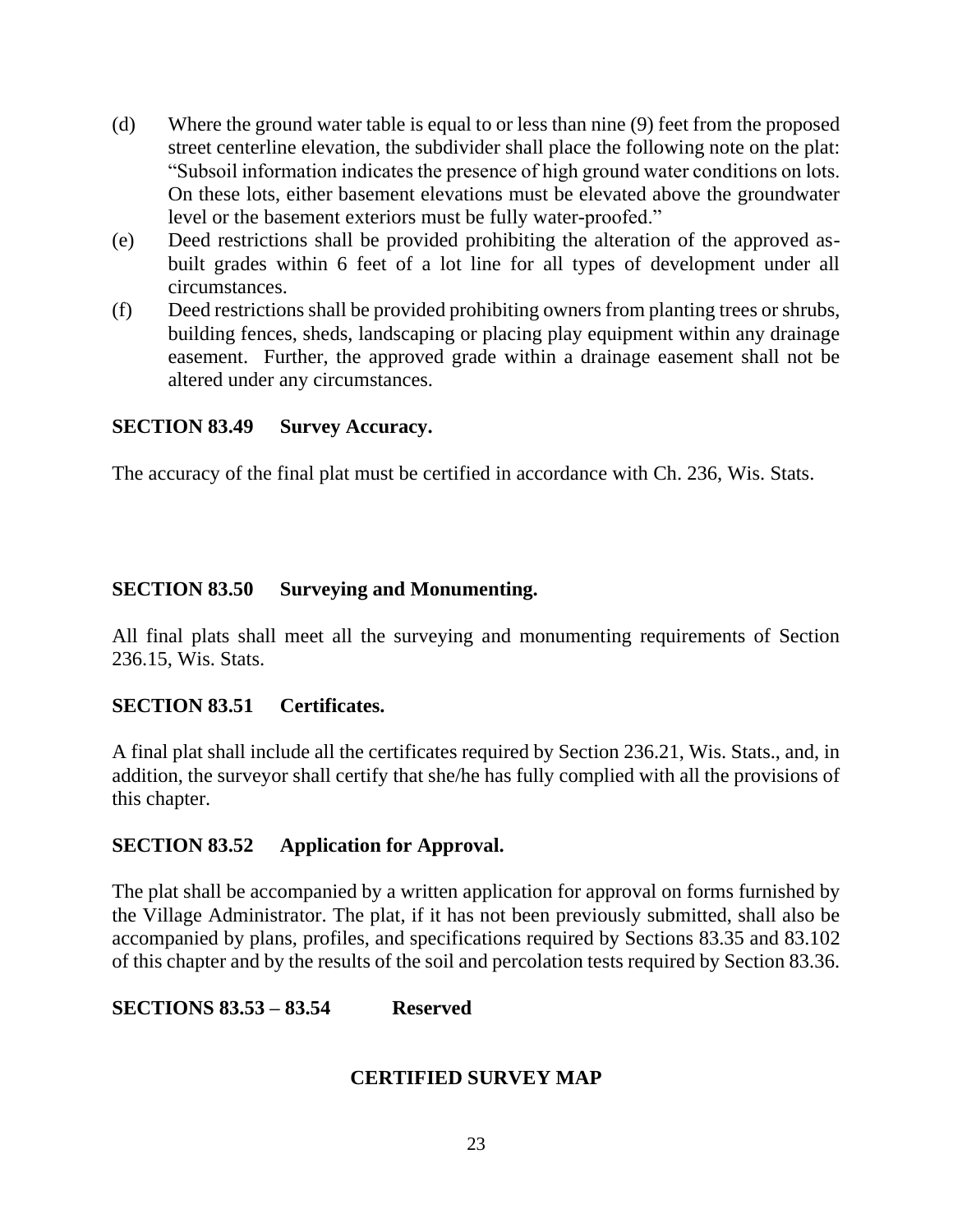(d) Where the ground water table is equal to or less than nine (9) feet from the proposed street centerline elevation, the subdivider shall place the following note on the plat: "Subsoil information indicates the presence of high ground water conditions on lots. On these lots, either basement elevations must be elevated above the groundwater level or the basement exteriors must be fully water-proofed."

(e) Deed restrictions shall be provided prohibiting the alteration of the approved as-built grades within 6 feet of a lot line for all types of development under all circumstances.

(f) Deed restrictions shall be provided prohibiting owners from planting trees or shrubs, building fences, sheds, landscaping or placing play equipment within any drainage easement. Further, the approved grade within a drainage easement shall not be altered under any circumstances.

**SECTION 83.49 Survey Accuracy.**

The accuracy of the final plat must be certified in accordance with Ch. 236, Wis. Stats.

**SECTION 83.50 Surveying and Monumenting.**

All final plats shall meet all the surveying and monumenting requirements of Section 236.15, Wis. Stats.

**SECTION 83.51 Certificates.**

A final plat shall include all the certificates required by Section 236.21, Wis. Stats., and, in addition, the surveyor shall certify that she/he has fully complied with all the provisions of this chapter.

**SECTION 83.52 Application for Approval.**

The plat shall be accompanied by a written application for approval on forms furnished by the Village Administrator. The plat, if it has not been previously submitted, shall also be accompanied by plans, profiles, and specifications required by Sections 83.35 and 83.102 of this chapter and by the results of the soil and percolation tests required by Section 83.36.

**SECTIONS 83.53 – 83.54 Reserved**

## CERTIFIED SURVEY MAP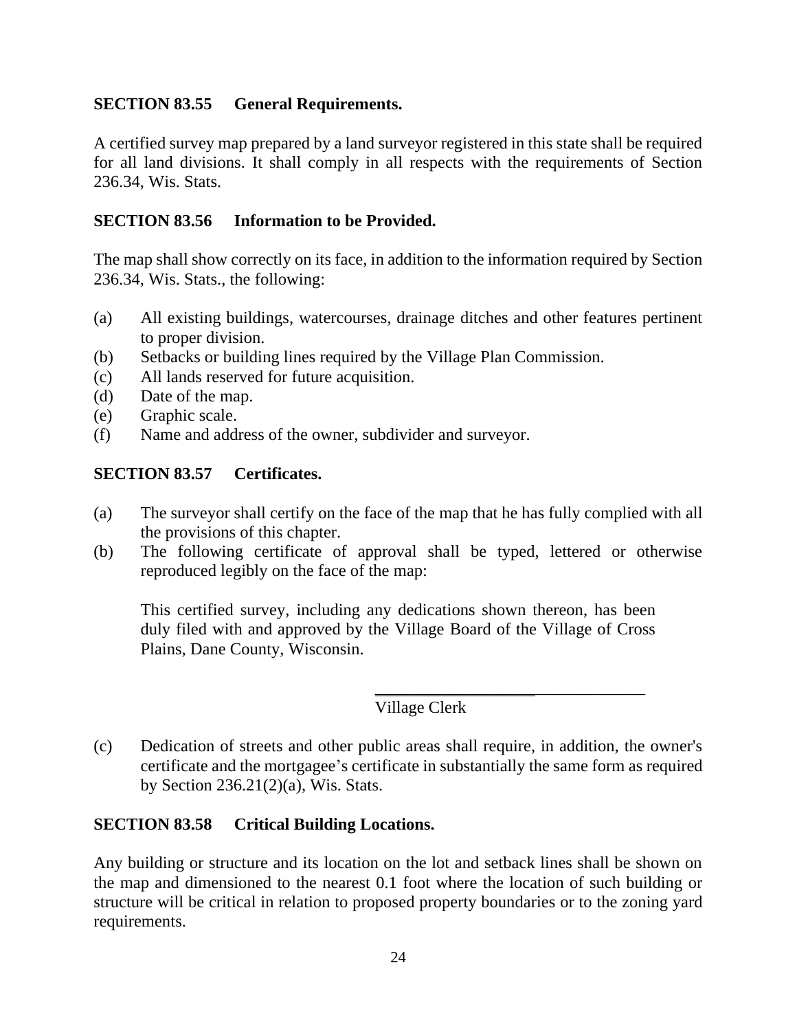### SECTION 83.55 General Requirements.

A certified survey map prepared by a land surveyor registered in this state shall be required for all land divisions. It shall comply in all respects with the requirements of Section 236.34, Wis. Stats.

### SECTION 83.56 Information to be Provided.

The map shall show correctly on its face, in addition to the information required by Section 236.34, Wis. Stats., the following:

(a) All existing buildings, watercourses, drainage ditches and other features pertinent to proper division.
(b) Setbacks or building lines required by the Village Plan Commission.
(c) All lands reserved for future acquisition.
(d) Date of the map.
(e) Graphic scale.
(f) Name and address of the owner, subdivider and surveyor.

### SECTION 83.57 Certificates.

(a) The surveyor shall certify on the face of the map that he has fully complied with all the provisions of this chapter.
(b) The following certificate of approval shall be typed, lettered or otherwise reproduced legibly on the face of the map:

    This certified survey, including any dedications shown thereon, has been duly filed with and approved by the Village Board of the Village of Cross Plains, Dane County, Wisconsin.

    ________________________________
    Village Clerk

(c) Dedication of streets and other public areas shall require, in addition, the owner's certificate and the mortgagee's certificate in substantially the same form as required by Section 236.21(2)(a), Wis. Stats.

### SECTION 83.58 Critical Building Locations.

Any building or structure and its location on the lot and setback lines shall be shown on the map and dimensioned to the nearest 0.1 foot where the location of such building or structure will be critical in relation to proposed property boundaries or to the zoning yard requirements.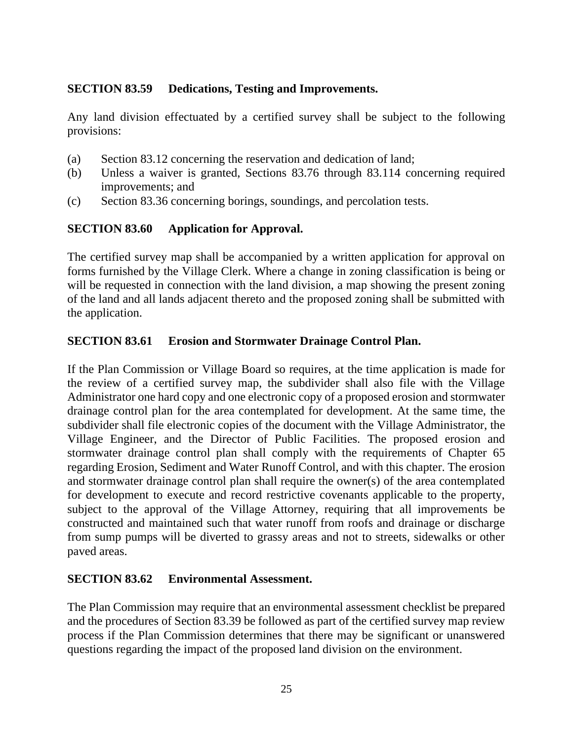## SECTION 83.59 Dedications, Testing and Improvements.

Any land division effectuated by a certified survey shall be subject to the following provisions:

(a) Section 83.12 concerning the reservation and dedication of land;
(b) Unless a waiver is granted, Sections 83.76 through 83.114 concerning required improvements; and
(c) Section 83.36 concerning borings, soundings, and percolation tests.

## SECTION 83.60 Application for Approval.

The certified survey map shall be accompanied by a written application for approval on forms furnished by the Village Clerk. Where a change in zoning classification is being or will be requested in connection with the land division, a map showing the present zoning of the land and all lands adjacent thereto and the proposed zoning shall be submitted with the application.

## SECTION 83.61 Erosion and Stormwater Drainage Control Plan.

If the Plan Commission or Village Board so requires, at the time application is made for the review of a certified survey map, the subdivider shall also file with the Village Administrator one hard copy and one electronic copy of a proposed erosion and stormwater drainage control plan for the area contemplated for development. At the same time, the subdivider shall file electronic copies of the document with the Village Administrator, the Village Engineer, and the Director of Public Facilities. The proposed erosion and stormwater drainage control plan shall comply with the requirements of Chapter 65 regarding Erosion, Sediment and Water Runoff Control, and with this chapter. The erosion and stormwater drainage control plan shall require the owner(s) of the area contemplated for development to execute and record restrictive covenants applicable to the property, subject to the approval of the Village Attorney, requiring that all improvements be constructed and maintained such that water runoff from roofs and drainage or discharge from sump pumps will be diverted to grassy areas and not to streets, sidewalks or other paved areas.

## SECTION 83.62 Environmental Assessment.

The Plan Commission may require that an environmental assessment checklist be prepared and the procedures of Section 83.39 be followed as part of the certified survey map review process if the Plan Commission determines that there may be significant or unanswered questions regarding the impact of the proposed land division on the environment.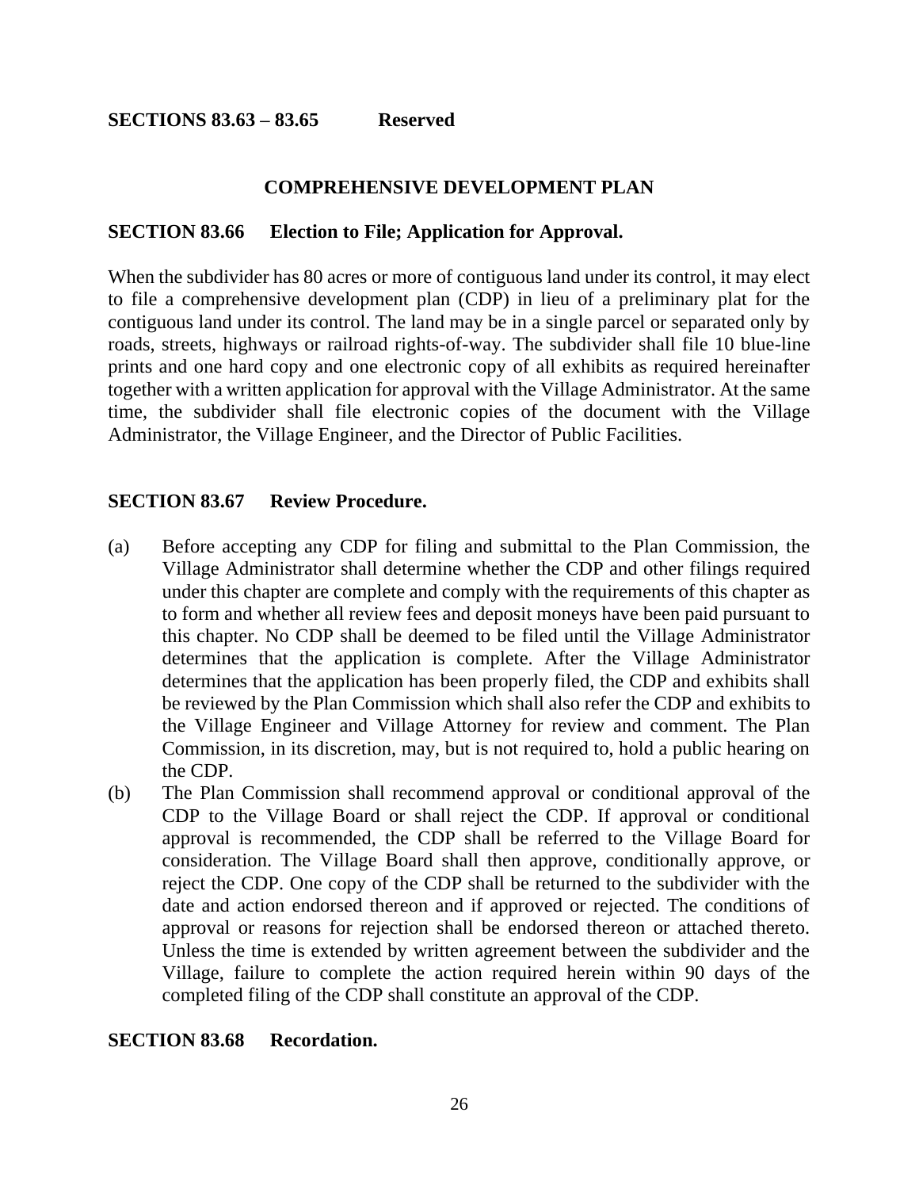**SECTIONS 83.63 – 83.65 Reserved**

## COMPREHENSIVE DEVELOPMENT PLAN

**SECTION 83.66 Election to File; Application for Approval.**

When the subdivider has 80 acres or more of contiguous land under its control, it may elect to file a comprehensive development plan (CDP) in lieu of a preliminary plat for the contiguous land under its control. The land may be in a single parcel or separated only by roads, streets, highways or railroad rights-of-way. The subdivider shall file 10 blue-line prints and one hard copy and one electronic copy of all exhibits as required hereinafter together with a written application for approval with the Village Administrator. At the same time, the subdivider shall file electronic copies of the document with the Village Administrator, the Village Engineer, and the Director of Public Facilities.

**SECTION 83.67 Review Procedure.**

(a) Before accepting any CDP for filing and submittal to the Plan Commission, the Village Administrator shall determine whether the CDP and other filings required under this chapter are complete and comply with the requirements of this chapter as to form and whether all review fees and deposit moneys have been paid pursuant to this chapter. No CDP shall be deemed to be filed until the Village Administrator determines that the application is complete. After the Village Administrator determines that the application has been properly filed, the CDP and exhibits shall be reviewed by the Plan Commission which shall also refer the CDP and exhibits to the Village Engineer and Village Attorney for review and comment. The Plan Commission, in its discretion, may, but is not required to, hold a public hearing on the CDP.

(b) The Plan Commission shall recommend approval or conditional approval of the CDP to the Village Board or shall reject the CDP. If approval or conditional approval is recommended, the CDP shall be referred to the Village Board for consideration. The Village Board shall then approve, conditionally approve, or reject the CDP. One copy of the CDP shall be returned to the subdivider with the date and action endorsed thereon and if approved or rejected. The conditions of approval or reasons for rejection shall be endorsed thereon or attached thereto. Unless the time is extended by written agreement between the subdivider and the Village, failure to complete the action required herein within 90 days of the completed filing of the CDP shall constitute an approval of the CDP.

**SECTION 83.68 Recordation.**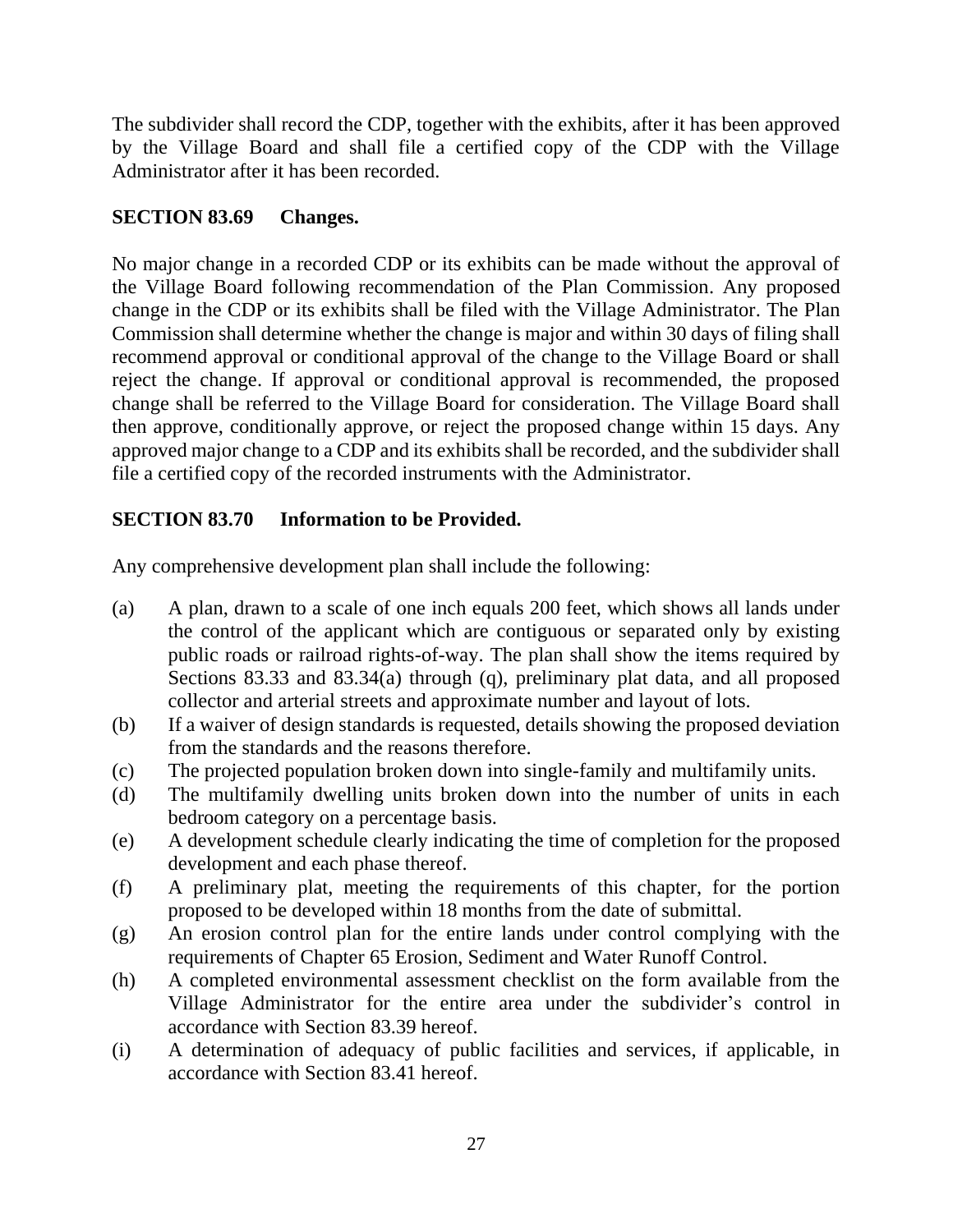The subdivider shall record the CDP, together with the exhibits, after it has been approved by the Village Board and shall file a certified copy of the CDP with the Village Administrator after it has been recorded.

### SECTION 83.69 Changes.

No major change in a recorded CDP or its exhibits can be made without the approval of the Village Board following recommendation of the Plan Commission. Any proposed change in the CDP or its exhibits shall be filed with the Village Administrator. The Plan Commission shall determine whether the change is major and within 30 days of filing shall recommend approval or conditional approval of the change to the Village Board or shall reject the change. If approval or conditional approval is recommended, the proposed change shall be referred to the Village Board for consideration. The Village Board shall then approve, conditionally approve, or reject the proposed change within 15 days. Any approved major change to a CDP and its exhibits shall be recorded, and the subdivider shall file a certified copy of the recorded instruments with the Administrator.

### SECTION 83.70 Information to be Provided.

Any comprehensive development plan shall include the following:

(a) A plan, drawn to a scale of one inch equals 200 feet, which shows all lands under the control of the applicant which are contiguous or separated only by existing public roads or railroad rights-of-way. The plan shall show the items required by Sections 83.33 and 83.34(a) through (q), preliminary plat data, and all proposed collector and arterial streets and approximate number and layout of lots.

(b) If a waiver of design standards is requested, details showing the proposed deviation from the standards and the reasons therefore.

(c) The projected population broken down into single-family and multifamily units.

(d) The multifamily dwelling units broken down into the number of units in each bedroom category on a percentage basis.

(e) A development schedule clearly indicating the time of completion for the proposed development and each phase thereof.

(f) A preliminary plat, meeting the requirements of this chapter, for the portion proposed to be developed within 18 months from the date of submittal.

(g) An erosion control plan for the entire lands under control complying with the requirements of Chapter 65 Erosion, Sediment and Water Runoff Control.

(h) A completed environmental assessment checklist on the form available from the Village Administrator for the entire area under the subdivider's control in accordance with Section 83.39 hereof.

(i) A determination of adequacy of public facilities and services, if applicable, in accordance with Section 83.41 hereof.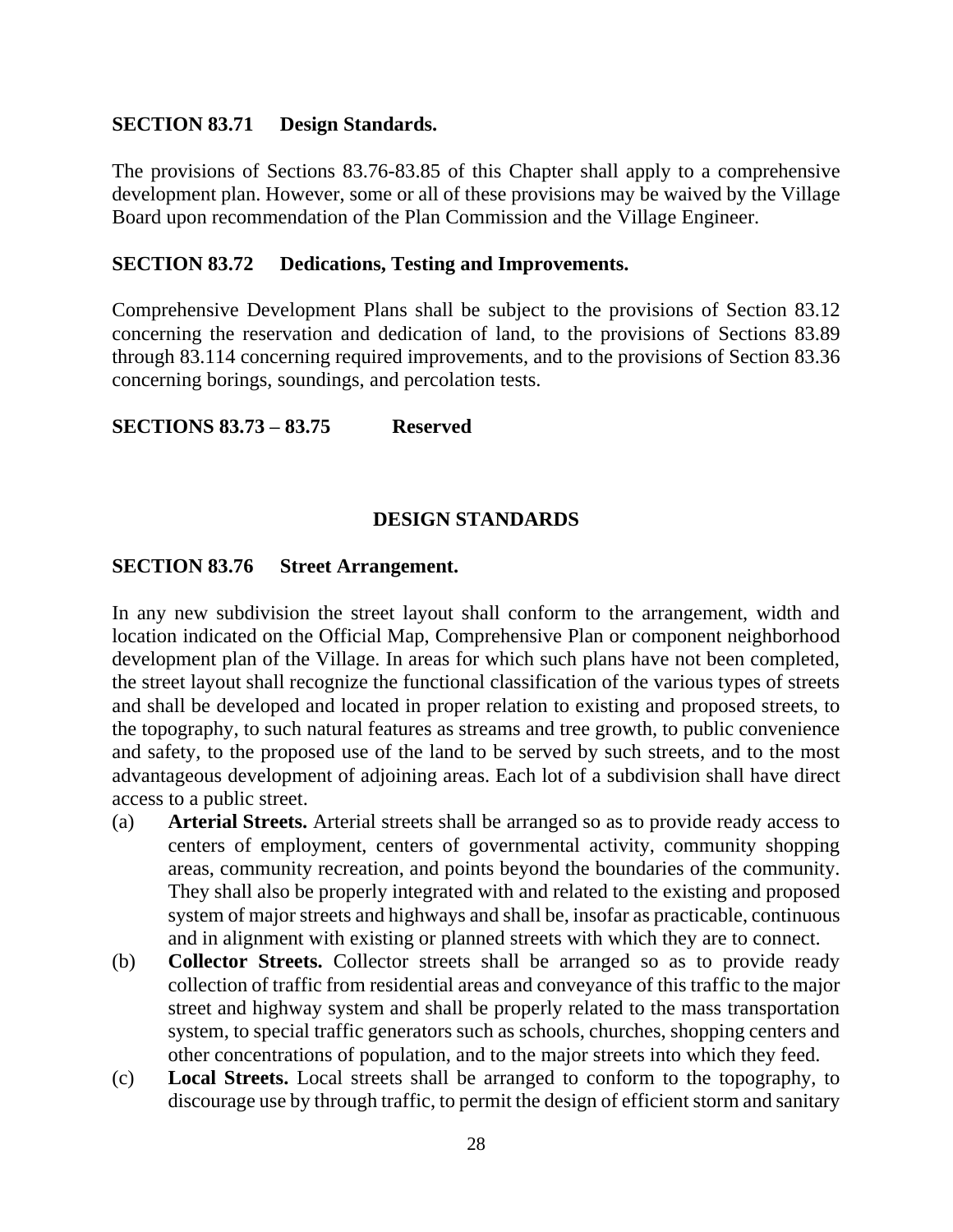**SECTION 83.71 Design Standards.**

The provisions of Sections 83.76-83.85 of this Chapter shall apply to a comprehensive development plan. However, some or all of these provisions may be waived by the Village Board upon recommendation of the Plan Commission and the Village Engineer.

**SECTION 83.72 Dedications, Testing and Improvements.**

Comprehensive Development Plans shall be subject to the provisions of Section 83.12 concerning the reservation and dedication of land, to the provisions of Sections 83.89 through 83.114 concerning required improvements, and to the provisions of Section 83.36 concerning borings, soundings, and percolation tests.

**SECTIONS 83.73 – 83.75 Reserved**

## DESIGN STANDARDS

**SECTION 83.76 Street Arrangement.**

In any new subdivision the street layout shall conform to the arrangement, width and location indicated on the Official Map, Comprehensive Plan or component neighborhood development plan of the Village. In areas for which such plans have not been completed, the street layout shall recognize the functional classification of the various types of streets and shall be developed and located in proper relation to existing and proposed streets, to the topography, to such natural features as streams and tree growth, to public convenience and safety, to the proposed use of the land to be served by such streets, and to the most advantageous development of adjoining areas. Each lot of a subdivision shall have direct access to a public street.

(a) **Arterial Streets.** Arterial streets shall be arranged so as to provide ready access to centers of employment, centers of governmental activity, community shopping areas, community recreation, and points beyond the boundaries of the community. They shall also be properly integrated with and related to the existing and proposed system of major streets and highways and shall be, insofar as practicable, continuous and in alignment with existing or planned streets with which they are to connect.

(b) **Collector Streets.** Collector streets shall be arranged so as to provide ready collection of traffic from residential areas and conveyance of this traffic to the major street and highway system and shall be properly related to the mass transportation system, to special traffic generators such as schools, churches, shopping centers and other concentrations of population, and to the major streets into which they feed.

(c) **Local Streets.** Local streets shall be arranged to conform to the topography, to discourage use by through traffic, to permit the design of efficient storm and sanitary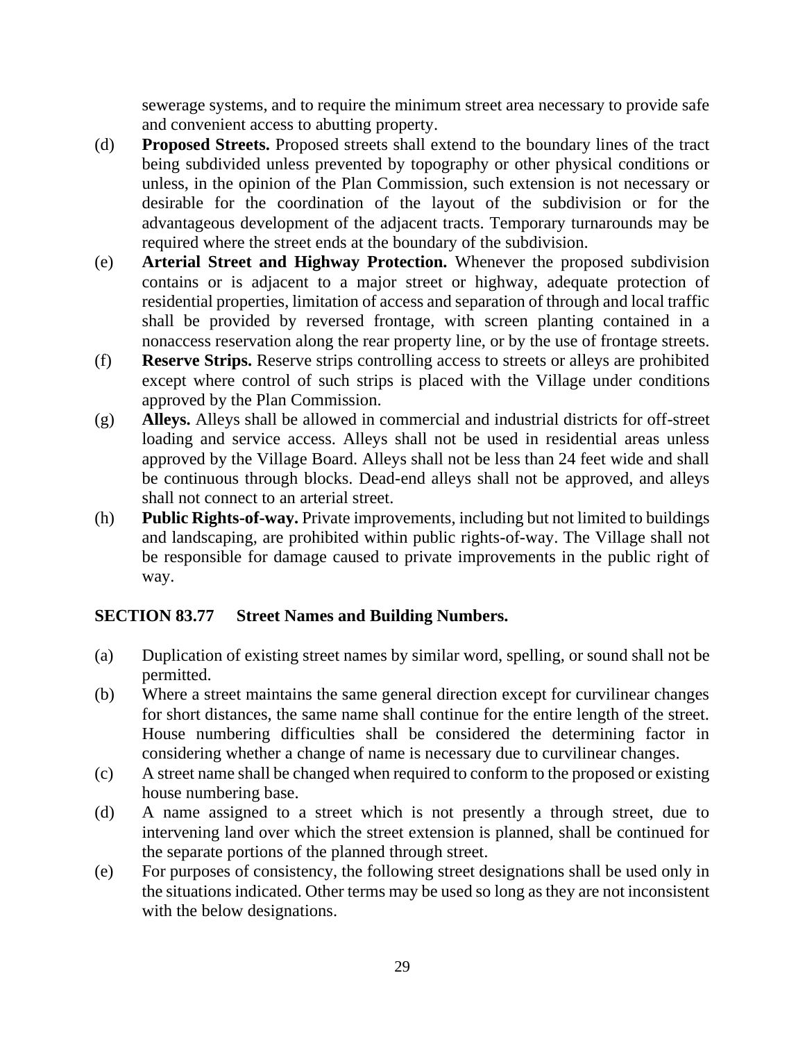sewerage systems, and to require the minimum street area necessary to provide safe and convenient access to abutting property.

(d) **Proposed Streets.** Proposed streets shall extend to the boundary lines of the tract being subdivided unless prevented by topography or other physical conditions or unless, in the opinion of the Plan Commission, such extension is not necessary or desirable for the coordination of the layout of the subdivision or for the advantageous development of the adjacent tracts. Temporary turnarounds may be required where the street ends at the boundary of the subdivision.

(e) **Arterial Street and Highway Protection.** Whenever the proposed subdivision contains or is adjacent to a major street or highway, adequate protection of residential properties, limitation of access and separation of through and local traffic shall be provided by reversed frontage, with screen planting contained in a nonaccess reservation along the rear property line, or by the use of frontage streets.

(f) **Reserve Strips.** Reserve strips controlling access to streets or alleys are prohibited except where control of such strips is placed with the Village under conditions approved by the Plan Commission.

(g) **Alleys.** Alleys shall be allowed in commercial and industrial districts for off-street loading and service access. Alleys shall not be used in residential areas unless approved by the Village Board. Alleys shall not be less than 24 feet wide and shall be continuous through blocks. Dead-end alleys shall not be approved, and alleys shall not connect to an arterial street.

(h) **Public Rights-of-way.** Private improvements, including but not limited to buildings and landscaping, are prohibited within public rights-of-way. The Village shall not be responsible for damage caused to private improvements in the public right of way.

## SECTION 83.77 Street Names and Building Numbers.

(a) Duplication of existing street names by similar word, spelling, or sound shall not be permitted.

(b) Where a street maintains the same general direction except for curvilinear changes for short distances, the same name shall continue for the entire length of the street. House numbering difficulties shall be considered the determining factor in considering whether a change of name is necessary due to curvilinear changes.

(c) A street name shall be changed when required to conform to the proposed or existing house numbering base.

(d) A name assigned to a street which is not presently a through street, due to intervening land over which the street extension is planned, shall be continued for the separate portions of the planned through street.

(e) For purposes of consistency, the following street designations shall be used only in the situations indicated. Other terms may be used so long as they are not inconsistent with the below designations.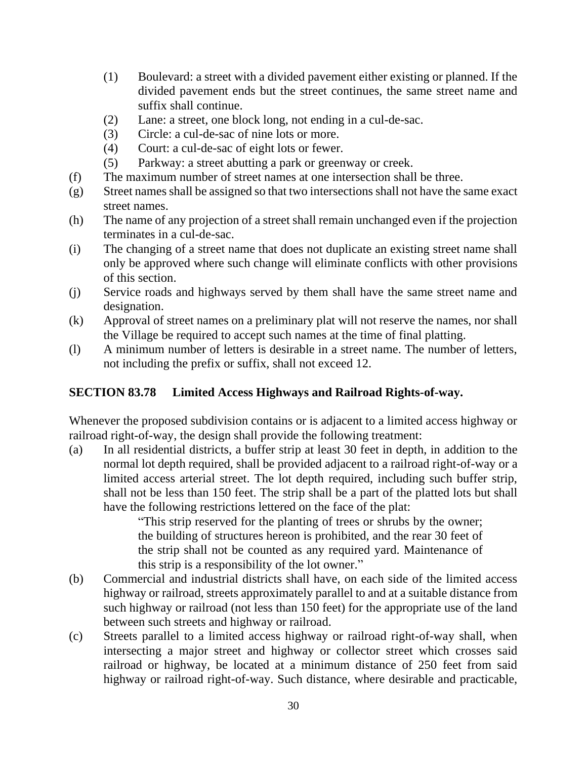(1) Boulevard: a street with a divided pavement either existing or planned. If the divided pavement ends but the street continues, the same street name and suffix shall continue.
(2) Lane: a street, one block long, not ending in a cul-de-sac.
(3) Circle: a cul-de-sac of nine lots or more.
(4) Court: a cul-de-sac of eight lots or fewer.
(5) Parkway: a street abutting a park or greenway or creek.

(f) The maximum number of street names at one intersection shall be three.

(g) Street names shall be assigned so that two intersections shall not have the same exact street names.

(h) The name of any projection of a street shall remain unchanged even if the projection terminates in a cul-de-sac.

(i) The changing of a street name that does not duplicate an existing street name shall only be approved where such change will eliminate conflicts with other provisions of this section.

(j) Service roads and highways served by them shall have the same street name and designation.

(k) Approval of street names on a preliminary plat will not reserve the names, nor shall the Village be required to accept such names at the time of final platting.

(l) A minimum number of letters is desirable in a street name. The number of letters, not including the prefix or suffix, shall not exceed 12.

## SECTION 83.78 Limited Access Highways and Railroad Rights-of-way.

Whenever the proposed subdivision contains or is adjacent to a limited access highway or railroad right-of-way, the design shall provide the following treatment:

(a) In all residential districts, a buffer strip at least 30 feet in depth, in addition to the normal lot depth required, shall be provided adjacent to a railroad right-of-way or a limited access arterial street. The lot depth required, including such buffer strip, shall not be less than 150 feet. The strip shall be a part of the platted lots but shall have the following restrictions lettered on the face of the plat:

> "This strip reserved for the planting of trees or shrubs by the owner; the building of structures hereon is prohibited, and the rear 30 feet of the strip shall not be counted as any required yard. Maintenance of this strip is a responsibility of the lot owner."

(b) Commercial and industrial districts shall have, on each side of the limited access highway or railroad, streets approximately parallel to and at a suitable distance from such highway or railroad (not less than 150 feet) for the appropriate use of the land between such streets and highway or railroad.

(c) Streets parallel to a limited access highway or railroad right-of-way shall, when intersecting a major street and highway or collector street which crosses said railroad or highway, be located at a minimum distance of 250 feet from said highway or railroad right-of-way. Such distance, where desirable and practicable,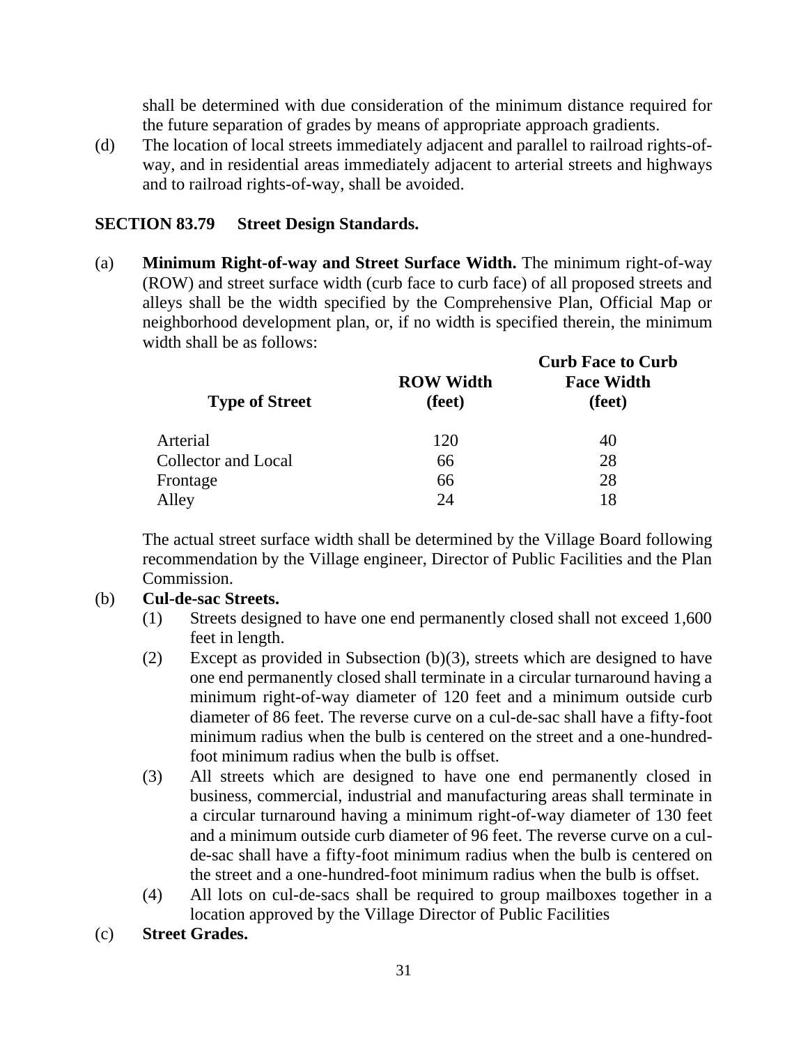shall be determined with due consideration of the minimum distance required for the future separation of grades by means of appropriate approach gradients.

(d) The location of local streets immediately adjacent and parallel to railroad rights-of-way, and in residential areas immediately adjacent to arterial streets and highways and to railroad rights-of-way, shall be avoided.

## SECTION 83.79 Street Design Standards.

(a) **Minimum Right-of-way and Street Surface Width.** The minimum right-of-way (ROW) and street surface width (curb face to curb face) of all proposed streets and alleys shall be the width specified by the Comprehensive Plan, Official Map or neighborhood development plan, or, if no width is specified therein, the minimum width shall be as follows:

| Type of Street | ROW Width (feet) | Curb Face to Curb Face Width (feet) |
|---|---|---|
| Arterial | 120 | 40 |
| Collector and Local | 66 | 28 |
| Frontage | 66 | 28 |
| Alley | 24 | 18 |

The actual street surface width shall be determined by the Village Board following recommendation by the Village engineer, Director of Public Facilities and the Plan Commission.

(b) **Cul-de-sac Streets.**

(1) Streets designed to have one end permanently closed shall not exceed 1,600 feet in length.

(2) Except as provided in Subsection (b)(3), streets which are designed to have one end permanently closed shall terminate in a circular turnaround having a minimum right-of-way diameter of 120 feet and a minimum outside curb diameter of 86 feet. The reverse curve on a cul-de-sac shall have a fifty-foot minimum radius when the bulb is centered on the street and a one-hundred-foot minimum radius when the bulb is offset.

(3) All streets which are designed to have one end permanently closed in business, commercial, industrial and manufacturing areas shall terminate in a circular turnaround having a minimum right-of-way diameter of 130 feet and a minimum outside curb diameter of 96 feet. The reverse curve on a cul-de-sac shall have a fifty-foot minimum radius when the bulb is centered on the street and a one-hundred-foot minimum radius when the bulb is offset.

(4) All lots on cul-de-sacs shall be required to group mailboxes together in a location approved by the Village Director of Public Facilities

(c) **Street Grades.**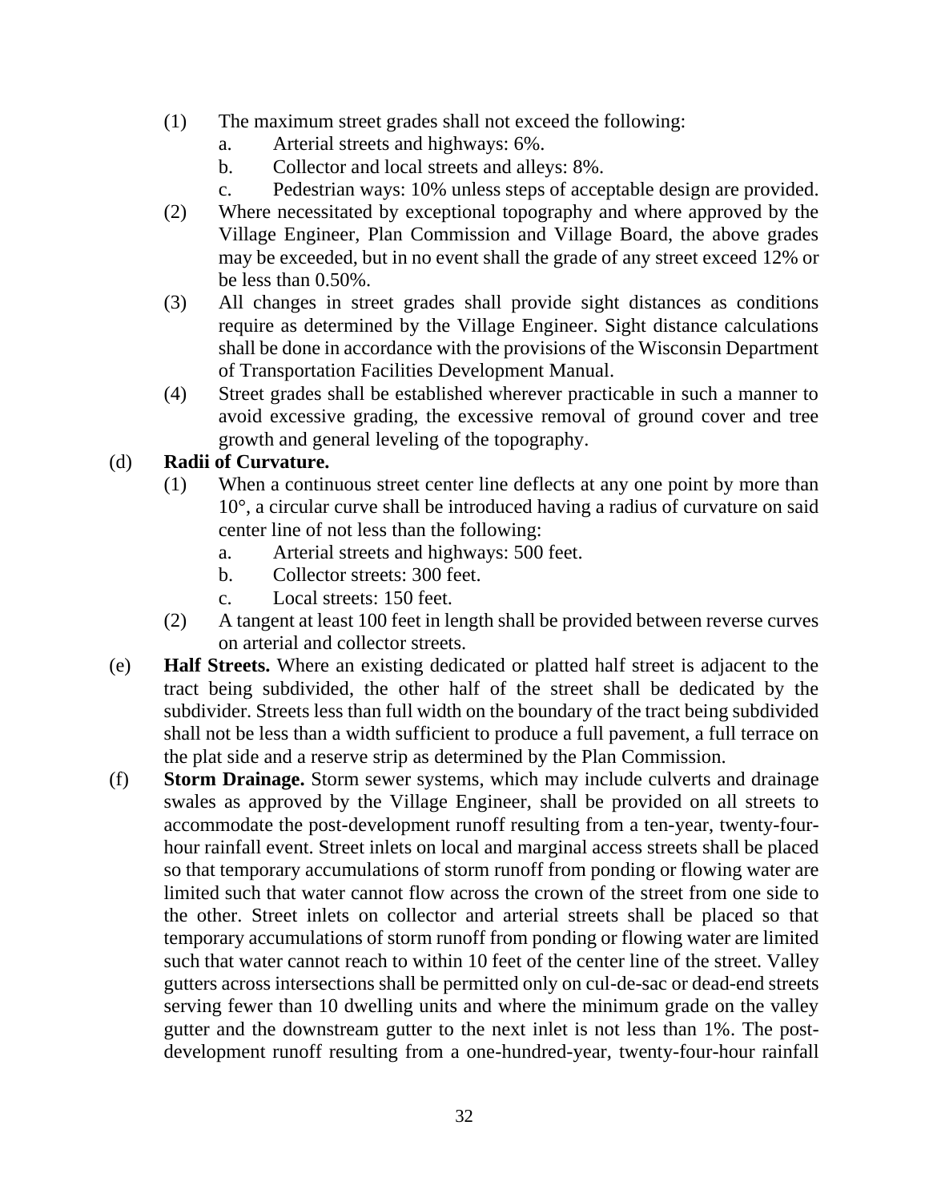(1) The maximum street grades shall not exceed the following:

  a. Arterial streets and highways: 6%.

  b. Collector and local streets and alleys: 8%.

  c. Pedestrian ways: 10% unless steps of acceptable design are provided.

(2) Where necessitated by exceptional topography and where approved by the Village Engineer, Plan Commission and Village Board, the above grades may be exceeded, but in no event shall the grade of any street exceed 12% or be less than 0.50%.

(3) All changes in street grades shall provide sight distances as conditions require as determined by the Village Engineer. Sight distance calculations shall be done in accordance with the provisions of the Wisconsin Department of Transportation Facilities Development Manual.

(4) Street grades shall be established wherever practicable in such a manner to avoid excessive grading, the excessive removal of ground cover and tree growth and general leveling of the topography.

(d) **Radii of Curvature.**

(1) When a continuous street center line deflects at any one point by more than 10°, a circular curve shall be introduced having a radius of curvature on said center line of not less than the following:

  a. Arterial streets and highways: 500 feet.

  b. Collector streets: 300 feet.

  c. Local streets: 150 feet.

(2) A tangent at least 100 feet in length shall be provided between reverse curves on arterial and collector streets.

(e) **Half Streets.** Where an existing dedicated or platted half street is adjacent to the tract being subdivided, the other half of the street shall be dedicated by the subdivider. Streets less than full width on the boundary of the tract being subdivided shall not be less than a width sufficient to produce a full pavement, a full terrace on the plat side and a reserve strip as determined by the Plan Commission.

(f) **Storm Drainage.** Storm sewer systems, which may include culverts and drainage swales as approved by the Village Engineer, shall be provided on all streets to accommodate the post-development runoff resulting from a ten-year, twenty-four-hour rainfall event. Street inlets on local and marginal access streets shall be placed so that temporary accumulations of storm runoff from ponding or flowing water are limited such that water cannot flow across the crown of the street from one side to the other. Street inlets on collector and arterial streets shall be placed so that temporary accumulations of storm runoff from ponding or flowing water are limited such that water cannot reach to within 10 feet of the center line of the street. Valley gutters across intersections shall be permitted only on cul-de-sac or dead-end streets serving fewer than 10 dwelling units and where the minimum grade on the valley gutter and the downstream gutter to the next inlet is not less than 1%. The post-development runoff resulting from a one-hundred-year, twenty-four-hour rainfall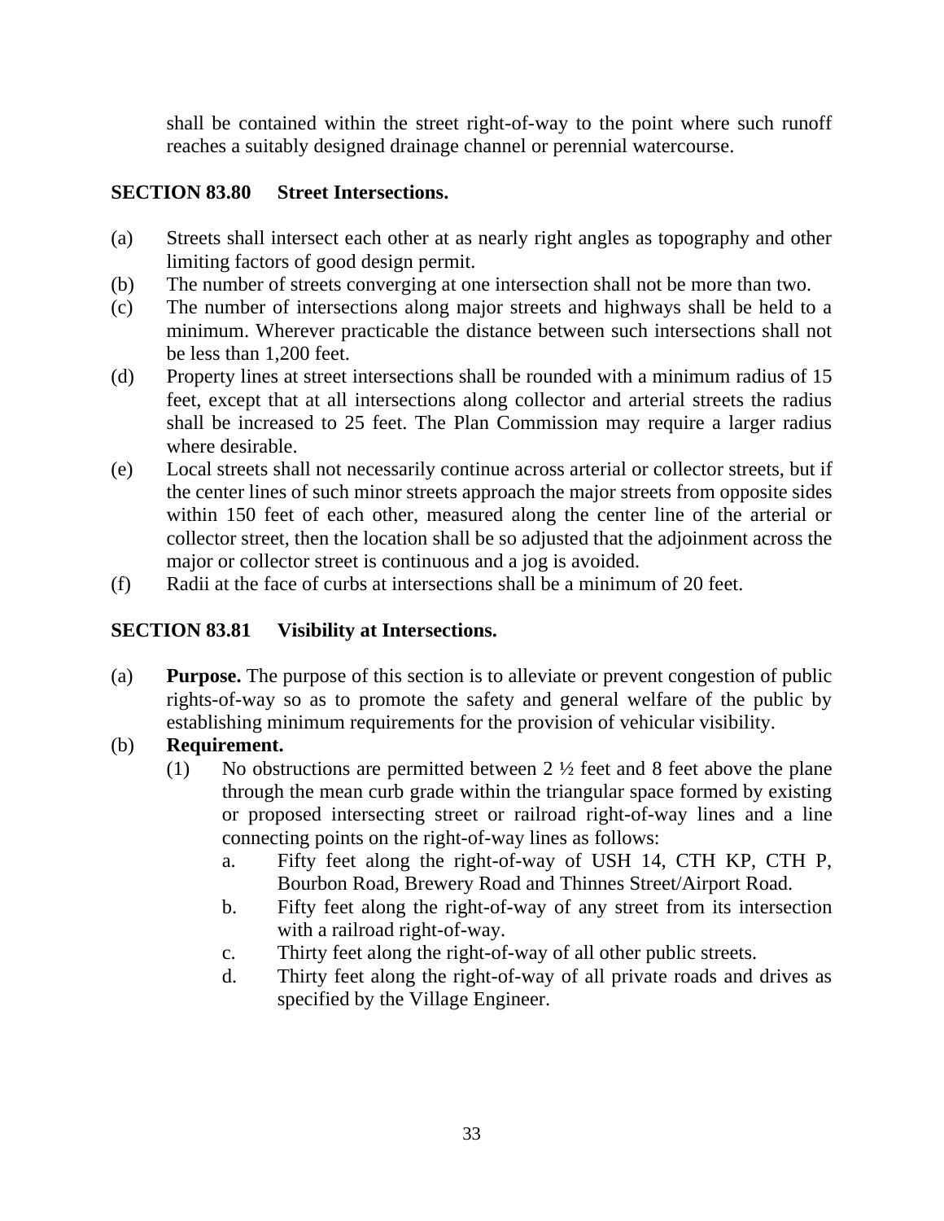shall be contained within the street right-of-way to the point where such runoff reaches a suitably designed drainage channel or perennial watercourse.

## SECTION 83.80 Street Intersections.

(a) Streets shall intersect each other at as nearly right angles as topography and other limiting factors of good design permit.

(b) The number of streets converging at one intersection shall not be more than two.

(c) The number of intersections along major streets and highways shall be held to a minimum. Wherever practicable the distance between such intersections shall not be less than 1,200 feet.

(d) Property lines at street intersections shall be rounded with a minimum radius of 15 feet, except that at all intersections along collector and arterial streets the radius shall be increased to 25 feet. The Plan Commission may require a larger radius where desirable.

(e) Local streets shall not necessarily continue across arterial or collector streets, but if the center lines of such minor streets approach the major streets from opposite sides within 150 feet of each other, measured along the center line of the arterial or collector street, then the location shall be so adjusted that the adjoinment across the major or collector street is continuous and a jog is avoided.

(f) Radii at the face of curbs at intersections shall be a minimum of 20 feet.

## SECTION 83.81 Visibility at Intersections.

(a) **Purpose.** The purpose of this section is to alleviate or prevent congestion of public rights-of-way so as to promote the safety and general welfare of the public by establishing minimum requirements for the provision of vehicular visibility.

(b) **Requirement.**

(1) No obstructions are permitted between 2 ½ feet and 8 feet above the plane through the mean curb grade within the triangular space formed by existing or proposed intersecting street or railroad right-of-way lines and a line connecting points on the right-of-way lines as follows:

a. Fifty feet along the right-of-way of USH 14, CTH KP, CTH P, Bourbon Road, Brewery Road and Thinnes Street/Airport Road.

b. Fifty feet along the right-of-way of any street from its intersection with a railroad right-of-way.

c. Thirty feet along the right-of-way of all other public streets.

d. Thirty feet along the right-of-way of all private roads and drives as specified by the Village Engineer.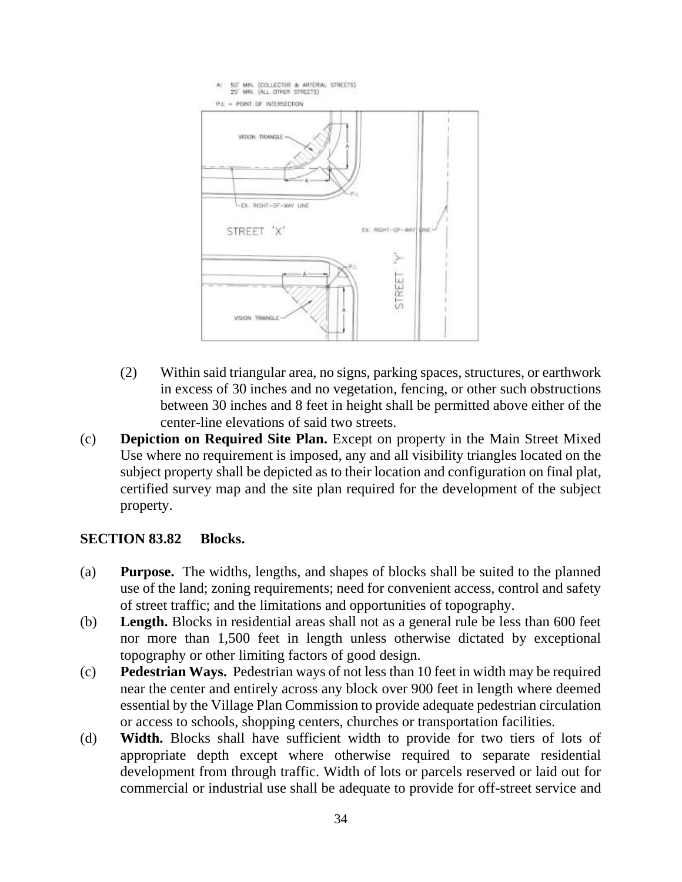(2) Within said triangular area, no signs, parking spaces, structures, or earthwork in excess of 30 inches and no vegetation, fencing, or other such obstructions between 30 inches and 8 feet in height shall be permitted above either of the center-line elevations of said two streets.

(c) **Depiction on Required Site Plan.** Except on property in the Main Street Mixed Use where no requirement is imposed, any and all visibility triangles located on the subject property shall be depicted as to their location and configuration on final plat, certified survey map and the site plan required for the development of the subject property.

### SECTION 83.82 Blocks.

(a) **Purpose.** The widths, lengths, and shapes of blocks shall be suited to the planned use of the land; zoning requirements; need for convenient access, control and safety of street traffic; and the limitations and opportunities of topography.

(b) **Length.** Blocks in residential areas shall not as a general rule be less than 600 feet nor more than 1,500 feet in length unless otherwise dictated by exceptional topography or other limiting factors of good design.

(c) **Pedestrian Ways.** Pedestrian ways of not less than 10 feet in width may be required near the center and entirely across any block over 900 feet in length where deemed essential by the Village Plan Commission to provide adequate pedestrian circulation or access to schools, shopping centers, churches or transportation facilities.

(d) **Width.** Blocks shall have sufficient width to provide for two tiers of lots of appropriate depth except where otherwise required to separate residential development from through traffic. Width of lots or parcels reserved or laid out for commercial or industrial use shall be adequate to provide for off-street service and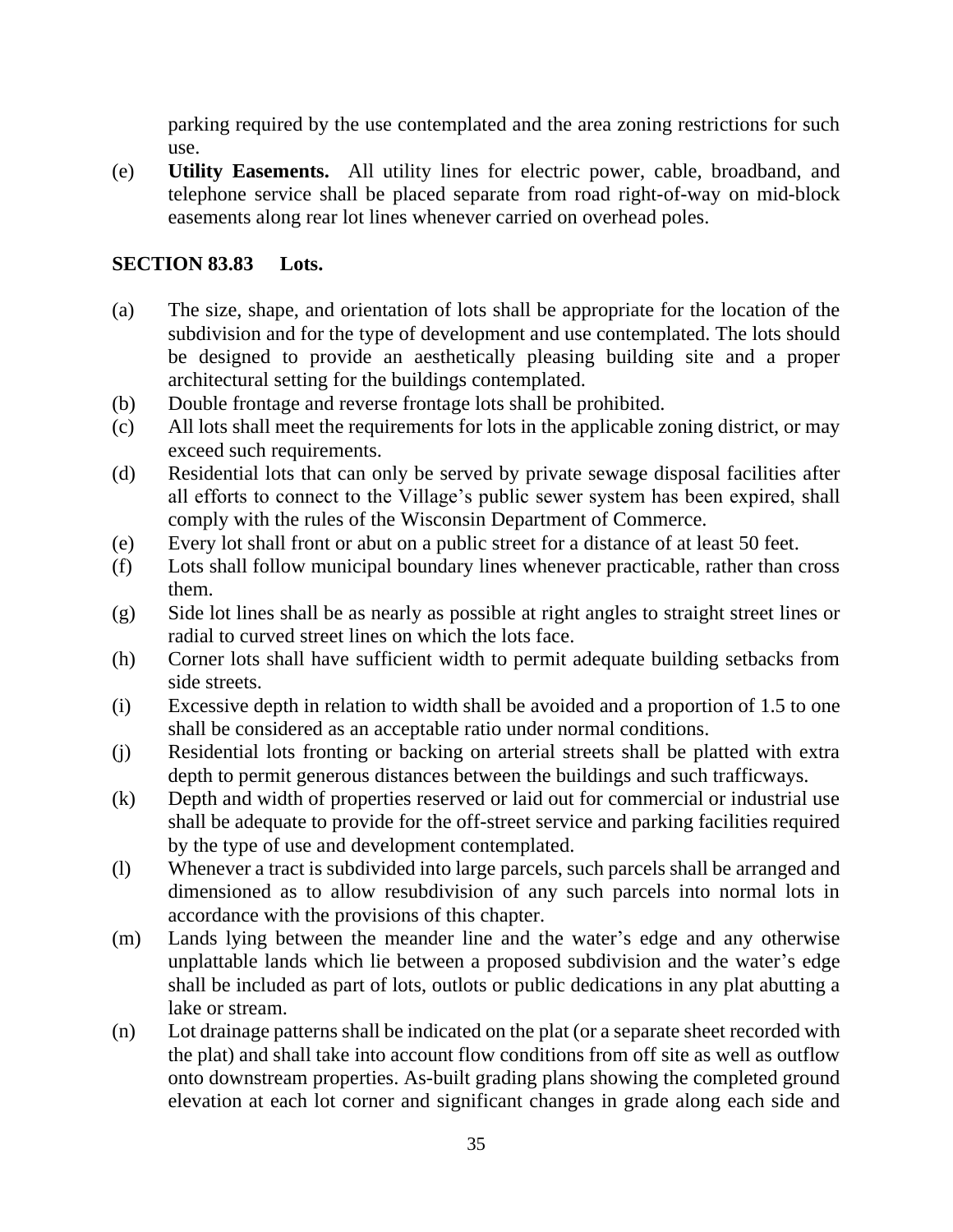parking required by the use contemplated and the area zoning restrictions for such use.

(e) **Utility Easements.** All utility lines for electric power, cable, broadband, and telephone service shall be placed separate from road right-of-way on mid-block easements along rear lot lines whenever carried on overhead poles.

## SECTION 83.83 Lots.

(a) The size, shape, and orientation of lots shall be appropriate for the location of the subdivision and for the type of development and use contemplated. The lots should be designed to provide an aesthetically pleasing building site and a proper architectural setting for the buildings contemplated.

(b) Double frontage and reverse frontage lots shall be prohibited.

(c) All lots shall meet the requirements for lots in the applicable zoning district, or may exceed such requirements.

(d) Residential lots that can only be served by private sewage disposal facilities after all efforts to connect to the Village's public sewer system has been expired, shall comply with the rules of the Wisconsin Department of Commerce.

(e) Every lot shall front or abut on a public street for a distance of at least 50 feet.

(f) Lots shall follow municipal boundary lines whenever practicable, rather than cross them.

(g) Side lot lines shall be as nearly as possible at right angles to straight street lines or radial to curved street lines on which the lots face.

(h) Corner lots shall have sufficient width to permit adequate building setbacks from side streets.

(i) Excessive depth in relation to width shall be avoided and a proportion of 1.5 to one shall be considered as an acceptable ratio under normal conditions.

(j) Residential lots fronting or backing on arterial streets shall be platted with extra depth to permit generous distances between the buildings and such trafficways.

(k) Depth and width of properties reserved or laid out for commercial or industrial use shall be adequate to provide for the off-street service and parking facilities required by the type of use and development contemplated.

(l) Whenever a tract is subdivided into large parcels, such parcels shall be arranged and dimensioned as to allow resubdivision of any such parcels into normal lots in accordance with the provisions of this chapter.

(m) Lands lying between the meander line and the water's edge and any otherwise unplattable lands which lie between a proposed subdivision and the water's edge shall be included as part of lots, outlots or public dedications in any plat abutting a lake or stream.

(n) Lot drainage patterns shall be indicated on the plat (or a separate sheet recorded with the plat) and shall take into account flow conditions from off site as well as outflow onto downstream properties. As-built grading plans showing the completed ground elevation at each lot corner and significant changes in grade along each side and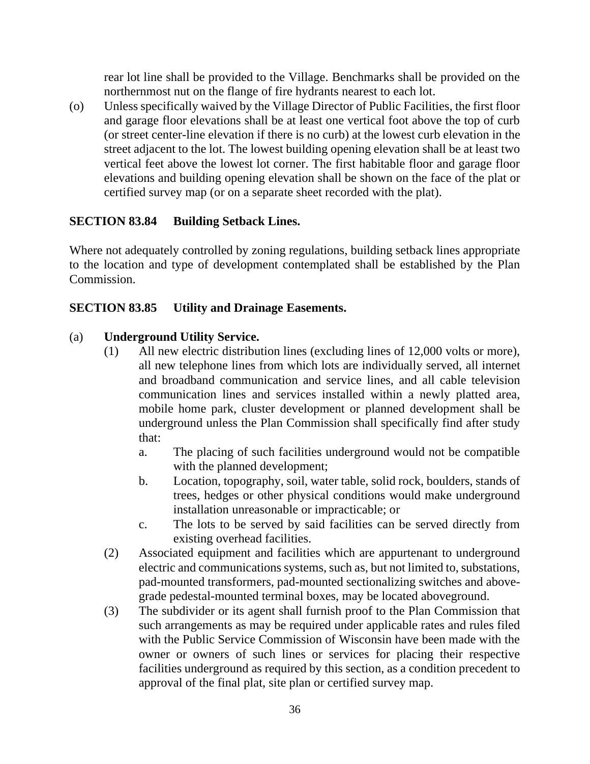rear lot line shall be provided to the Village. Benchmarks shall be provided on the northernmost nut on the flange of fire hydrants nearest to each lot.

(o) Unless specifically waived by the Village Director of Public Facilities, the first floor and garage floor elevations shall be at least one vertical foot above the top of curb (or street center-line elevation if there is no curb) at the lowest curb elevation in the street adjacent to the lot. The lowest building opening elevation shall be at least two vertical feet above the lowest lot corner. The first habitable floor and garage floor elevations and building opening elevation shall be shown on the face of the plat or certified survey map (or on a separate sheet recorded with the plat).

**SECTION 83.84 Building Setback Lines.**

Where not adequately controlled by zoning regulations, building setback lines appropriate to the location and type of development contemplated shall be established by the Plan Commission.

**SECTION 83.85 Utility and Drainage Easements.**

(a) **Underground Utility Service.**

(1) All new electric distribution lines (excluding lines of 12,000 volts or more), all new telephone lines from which lots are individually served, all internet and broadband communication and service lines, and all cable television communication lines and services installed within a newly platted area, mobile home park, cluster development or planned development shall be underground unless the Plan Commission shall specifically find after study that:

a. The placing of such facilities underground would not be compatible with the planned development;

b. Location, topography, soil, water table, solid rock, boulders, stands of trees, hedges or other physical conditions would make underground installation unreasonable or impracticable; or

c. The lots to be served by said facilities can be served directly from existing overhead facilities.

(2) Associated equipment and facilities which are appurtenant to underground electric and communications systems, such as, but not limited to, substations, pad-mounted transformers, pad-mounted sectionalizing switches and above-grade pedestal-mounted terminal boxes, may be located aboveground.

(3) The subdivider or its agent shall furnish proof to the Plan Commission that such arrangements as may be required under applicable rates and rules filed with the Public Service Commission of Wisconsin have been made with the owner or owners of such lines or services for placing their respective facilities underground as required by this section, as a condition precedent to approval of the final plat, site plan or certified survey map.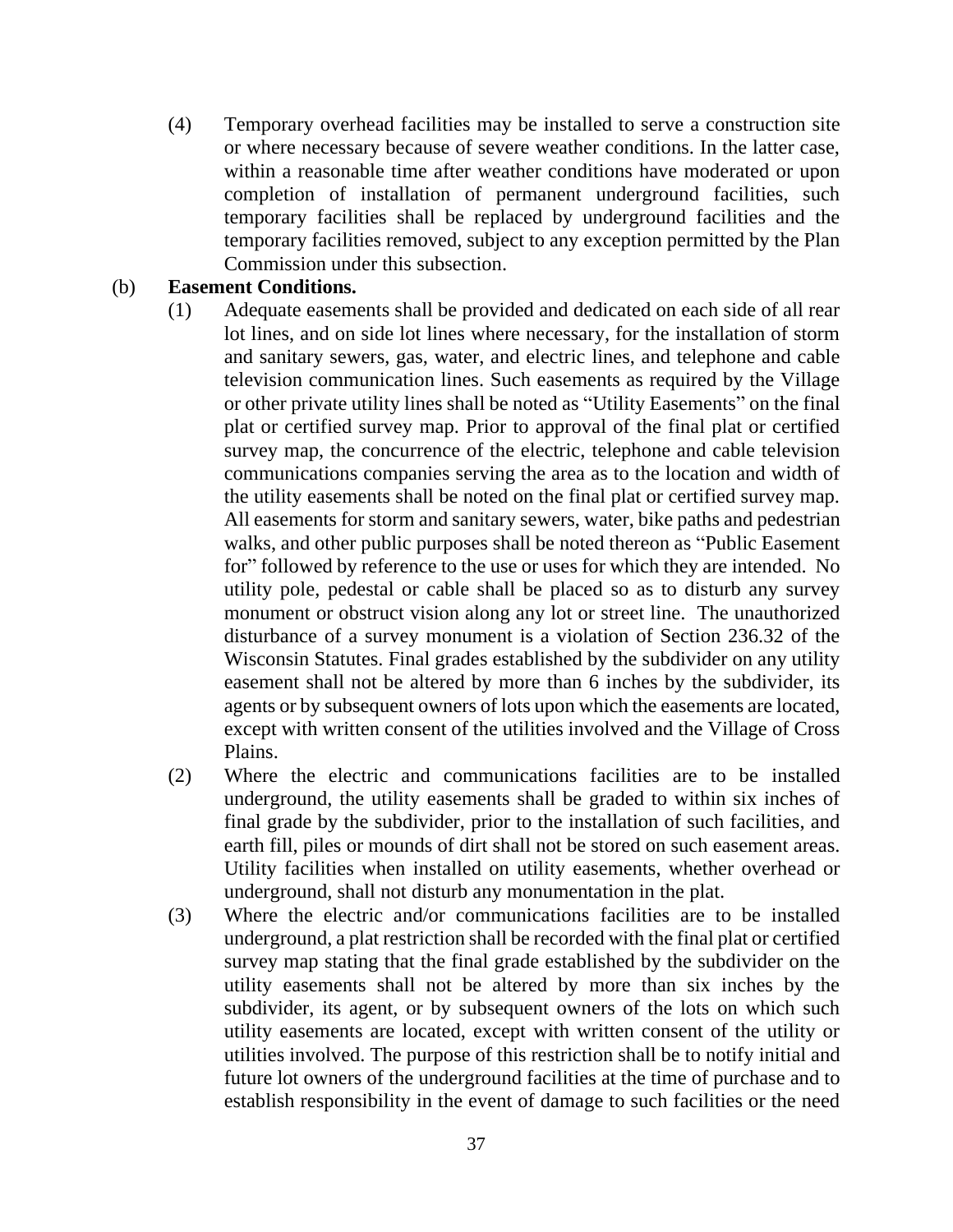(4) Temporary overhead facilities may be installed to serve a construction site or where necessary because of severe weather conditions. In the latter case, within a reasonable time after weather conditions have moderated or upon completion of installation of permanent underground facilities, such temporary facilities shall be replaced by underground facilities and the temporary facilities removed, subject to any exception permitted by the Plan Commission under this subsection.

(b) **Easement Conditions.**

(1) Adequate easements shall be provided and dedicated on each side of all rear lot lines, and on side lot lines where necessary, for the installation of storm and sanitary sewers, gas, water, and electric lines, and telephone and cable television communication lines. Such easements as required by the Village or other private utility lines shall be noted as "Utility Easements" on the final plat or certified survey map. Prior to approval of the final plat or certified survey map, the concurrence of the electric, telephone and cable television communications companies serving the area as to the location and width of the utility easements shall be noted on the final plat or certified survey map. All easements for storm and sanitary sewers, water, bike paths and pedestrian walks, and other public purposes shall be noted thereon as "Public Easement for" followed by reference to the use or uses for which they are intended. No utility pole, pedestal or cable shall be placed so as to disturb any survey monument or obstruct vision along any lot or street line. The unauthorized disturbance of a survey monument is a violation of Section 236.32 of the Wisconsin Statutes. Final grades established by the subdivider on any utility easement shall not be altered by more than 6 inches by the subdivider, its agents or by subsequent owners of lots upon which the easements are located, except with written consent of the utilities involved and the Village of Cross Plains.

(2) Where the electric and communications facilities are to be installed underground, the utility easements shall be graded to within six inches of final grade by the subdivider, prior to the installation of such facilities, and earth fill, piles or mounds of dirt shall not be stored on such easement areas. Utility facilities when installed on utility easements, whether overhead or underground, shall not disturb any monumentation in the plat.

(3) Where the electric and/or communications facilities are to be installed underground, a plat restriction shall be recorded with the final plat or certified survey map stating that the final grade established by the subdivider on the utility easements shall not be altered by more than six inches by the subdivider, its agent, or by subsequent owners of the lots on which such utility easements are located, except with written consent of the utility or utilities involved. The purpose of this restriction shall be to notify initial and future lot owners of the underground facilities at the time of purchase and to establish responsibility in the event of damage to such facilities or the need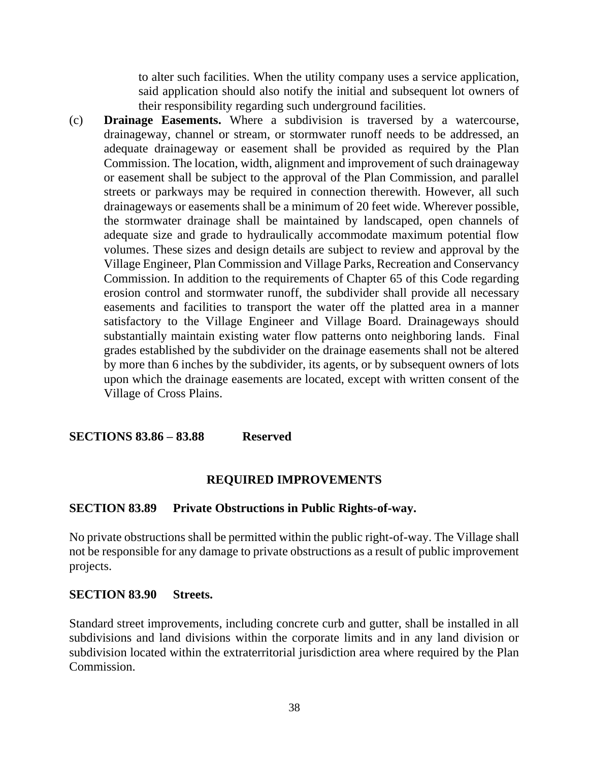to alter such facilities. When the utility company uses a service application, said application should also notify the initial and subsequent lot owners of their responsibility regarding such underground facilities.

(c) **Drainage Easements.** Where a subdivision is traversed by a watercourse, drainageway, channel or stream, or stormwater runoff needs to be addressed, an adequate drainageway or easement shall be provided as required by the Plan Commission. The location, width, alignment and improvement of such drainageway or easement shall be subject to the approval of the Plan Commission, and parallel streets or parkways may be required in connection therewith. However, all such drainageways or easements shall be a minimum of 20 feet wide. Wherever possible, the stormwater drainage shall be maintained by landscaped, open channels of adequate size and grade to hydraulically accommodate maximum potential flow volumes. These sizes and design details are subject to review and approval by the Village Engineer, Plan Commission and Village Parks, Recreation and Conservancy Commission. In addition to the requirements of Chapter 65 of this Code regarding erosion control and stormwater runoff, the subdivider shall provide all necessary easements and facilities to transport the water off the platted area in a manner satisfactory to the Village Engineer and Village Board. Drainageways should substantially maintain existing water flow patterns onto neighboring lands. Final grades established by the subdivider on the drainage easements shall not be altered by more than 6 inches by the subdivider, its agents, or by subsequent owners of lots upon which the drainage easements are located, except with written consent of the Village of Cross Plains.

**SECTIONS 83.86 – 83.88 Reserved**

## REQUIRED IMPROVEMENTS

**SECTION 83.89 Private Obstructions in Public Rights-of-way.**

No private obstructions shall be permitted within the public right-of-way. The Village shall not be responsible for any damage to private obstructions as a result of public improvement projects.

**SECTION 83.90 Streets.**

Standard street improvements, including concrete curb and gutter, shall be installed in all subdivisions and land divisions within the corporate limits and in any land division or subdivision located within the extraterritorial jurisdiction area where required by the Plan Commission.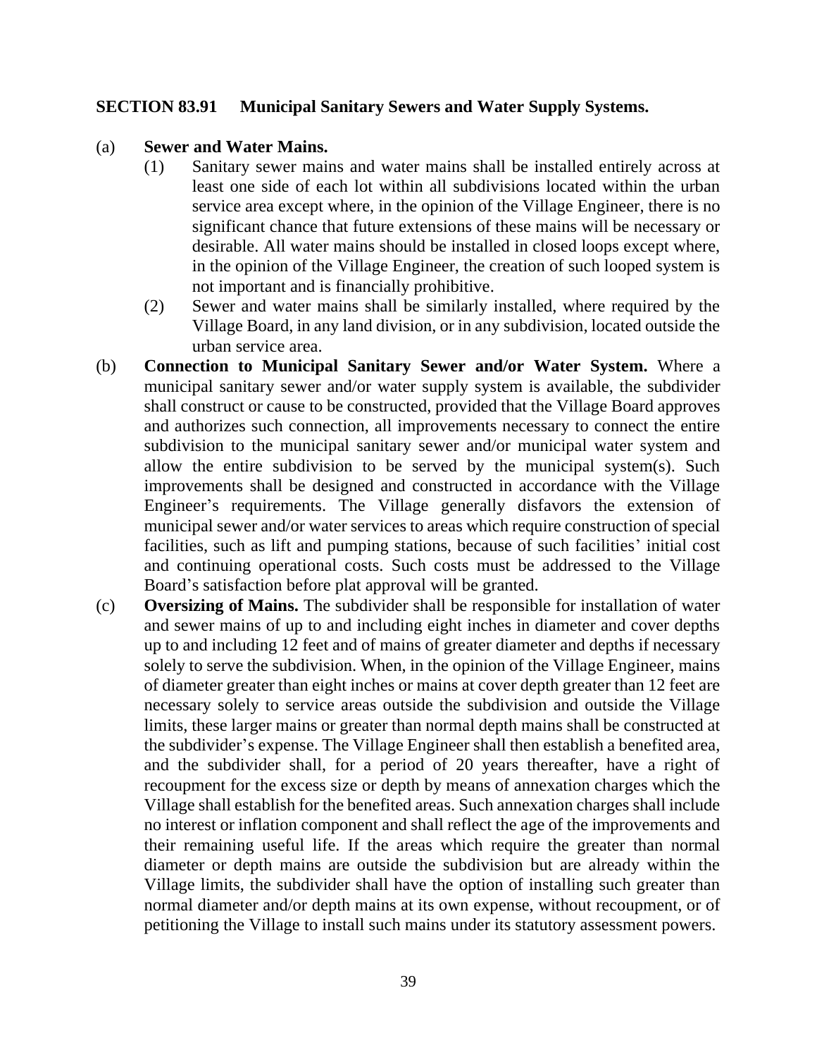## SECTION 83.91 Municipal Sanitary Sewers and Water Supply Systems.

(a) **Sewer and Water Mains.**

(1) Sanitary sewer mains and water mains shall be installed entirely across at least one side of each lot within all subdivisions located within the urban service area except where, in the opinion of the Village Engineer, there is no significant chance that future extensions of these mains will be necessary or desirable. All water mains should be installed in closed loops except where, in the opinion of the Village Engineer, the creation of such looped system is not important and is financially prohibitive.

(2) Sewer and water mains shall be similarly installed, where required by the Village Board, in any land division, or in any subdivision, located outside the urban service area.

(b) **Connection to Municipal Sanitary Sewer and/or Water System.** Where a municipal sanitary sewer and/or water supply system is available, the subdivider shall construct or cause to be constructed, provided that the Village Board approves and authorizes such connection, all improvements necessary to connect the entire subdivision to the municipal sanitary sewer and/or municipal water system and allow the entire subdivision to be served by the municipal system(s). Such improvements shall be designed and constructed in accordance with the Village Engineer's requirements. The Village generally disfavors the extension of municipal sewer and/or water services to areas which require construction of special facilities, such as lift and pumping stations, because of such facilities' initial cost and continuing operational costs. Such costs must be addressed to the Village Board's satisfaction before plat approval will be granted.

(c) **Oversizing of Mains.** The subdivider shall be responsible for installation of water and sewer mains of up to and including eight inches in diameter and cover depths up to and including 12 feet and of mains of greater diameter and depths if necessary solely to serve the subdivision. When, in the opinion of the Village Engineer, mains of diameter greater than eight inches or mains at cover depth greater than 12 feet are necessary solely to service areas outside the subdivision and outside the Village limits, these larger mains or greater than normal depth mains shall be constructed at the subdivider's expense. The Village Engineer shall then establish a benefited area, and the subdivider shall, for a period of 20 years thereafter, have a right of recoupment for the excess size or depth by means of annexation charges which the Village shall establish for the benefited areas. Such annexation charges shall include no interest or inflation component and shall reflect the age of the improvements and their remaining useful life. If the areas which require the greater than normal diameter or depth mains are outside the subdivision but are already within the Village limits, the subdivider shall have the option of installing such greater than normal diameter and/or depth mains at its own expense, without recoupment, or of petitioning the Village to install such mains under its statutory assessment powers.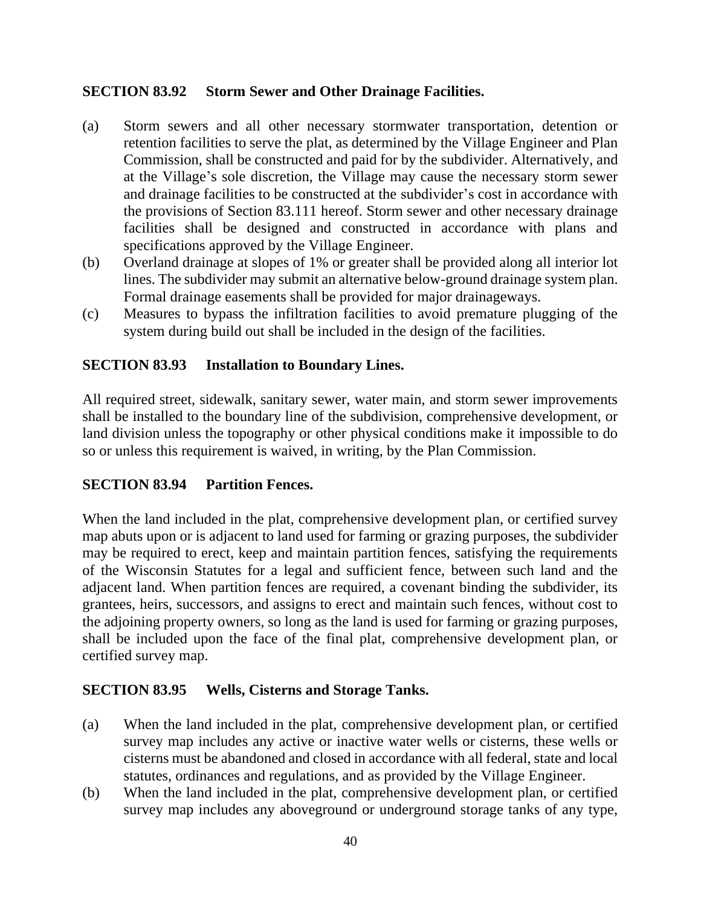## SECTION 83.92 Storm Sewer and Other Drainage Facilities.

(a) Storm sewers and all other necessary stormwater transportation, detention or retention facilities to serve the plat, as determined by the Village Engineer and Plan Commission, shall be constructed and paid for by the subdivider. Alternatively, and at the Village's sole discretion, the Village may cause the necessary storm sewer and drainage facilities to be constructed at the subdivider's cost in accordance with the provisions of Section 83.111 hereof. Storm sewer and other necessary drainage facilities shall be designed and constructed in accordance with plans and specifications approved by the Village Engineer.

(b) Overland drainage at slopes of 1% or greater shall be provided along all interior lot lines. The subdivider may submit an alternative below-ground drainage system plan. Formal drainage easements shall be provided for major drainageways.

(c) Measures to bypass the infiltration facilities to avoid premature plugging of the system during build out shall be included in the design of the facilities.

## SECTION 83.93 Installation to Boundary Lines.

All required street, sidewalk, sanitary sewer, water main, and storm sewer improvements shall be installed to the boundary line of the subdivision, comprehensive development, or land division unless the topography or other physical conditions make it impossible to do so or unless this requirement is waived, in writing, by the Plan Commission.

## SECTION 83.94 Partition Fences.

When the land included in the plat, comprehensive development plan, or certified survey map abuts upon or is adjacent to land used for farming or grazing purposes, the subdivider may be required to erect, keep and maintain partition fences, satisfying the requirements of the Wisconsin Statutes for a legal and sufficient fence, between such land and the adjacent land. When partition fences are required, a covenant binding the subdivider, its grantees, heirs, successors, and assigns to erect and maintain such fences, without cost to the adjoining property owners, so long as the land is used for farming or grazing purposes, shall be included upon the face of the final plat, comprehensive development plan, or certified survey map.

## SECTION 83.95 Wells, Cisterns and Storage Tanks.

(a) When the land included in the plat, comprehensive development plan, or certified survey map includes any active or inactive water wells or cisterns, these wells or cisterns must be abandoned and closed in accordance with all federal, state and local statutes, ordinances and regulations, and as provided by the Village Engineer.

(b) When the land included in the plat, comprehensive development plan, or certified survey map includes any aboveground or underground storage tanks of any type,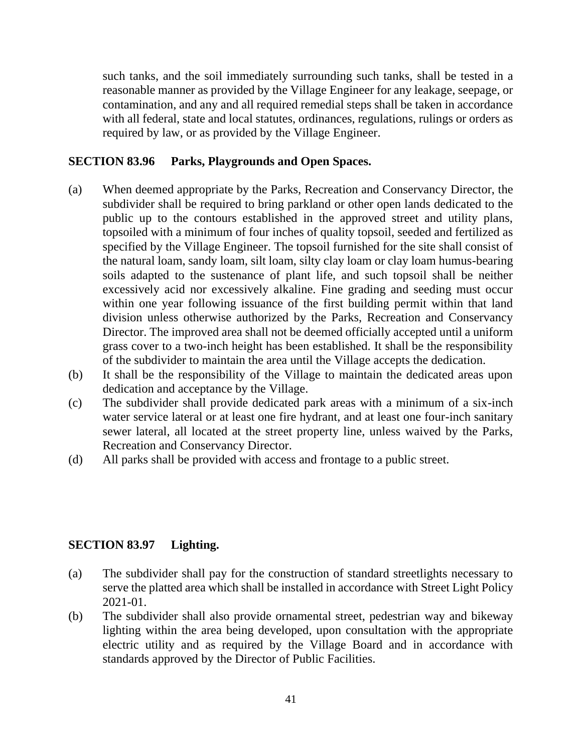such tanks, and the soil immediately surrounding such tanks, shall be tested in a reasonable manner as provided by the Village Engineer for any leakage, seepage, or contamination, and any and all required remedial steps shall be taken in accordance with all federal, state and local statutes, ordinances, regulations, rulings or orders as required by law, or as provided by the Village Engineer.

### SECTION 83.96 Parks, Playgrounds and Open Spaces.

(a) When deemed appropriate by the Parks, Recreation and Conservancy Director, the subdivider shall be required to bring parkland or other open lands dedicated to the public up to the contours established in the approved street and utility plans, topsoiled with a minimum of four inches of quality topsoil, seeded and fertilized as specified by the Village Engineer. The topsoil furnished for the site shall consist of the natural loam, sandy loam, silt loam, silty clay loam or clay loam humus-bearing soils adapted to the sustenance of plant life, and such topsoil shall be neither excessively acid nor excessively alkaline. Fine grading and seeding must occur within one year following issuance of the first building permit within that land division unless otherwise authorized by the Parks, Recreation and Conservancy Director. The improved area shall not be deemed officially accepted until a uniform grass cover to a two-inch height has been established. It shall be the responsibility of the subdivider to maintain the area until the Village accepts the dedication.

(b) It shall be the responsibility of the Village to maintain the dedicated areas upon dedication and acceptance by the Village.

(c) The subdivider shall provide dedicated park areas with a minimum of a six-inch water service lateral or at least one fire hydrant, and at least one four-inch sanitary sewer lateral, all located at the street property line, unless waived by the Parks, Recreation and Conservancy Director.

(d) All parks shall be provided with access and frontage to a public street.

### SECTION 83.97 Lighting.

(a) The subdivider shall pay for the construction of standard streetlights necessary to serve the platted area which shall be installed in accordance with Street Light Policy 2021-01.

(b) The subdivider shall also provide ornamental street, pedestrian way and bikeway lighting within the area being developed, upon consultation with the appropriate electric utility and as required by the Village Board and in accordance with standards approved by the Director of Public Facilities.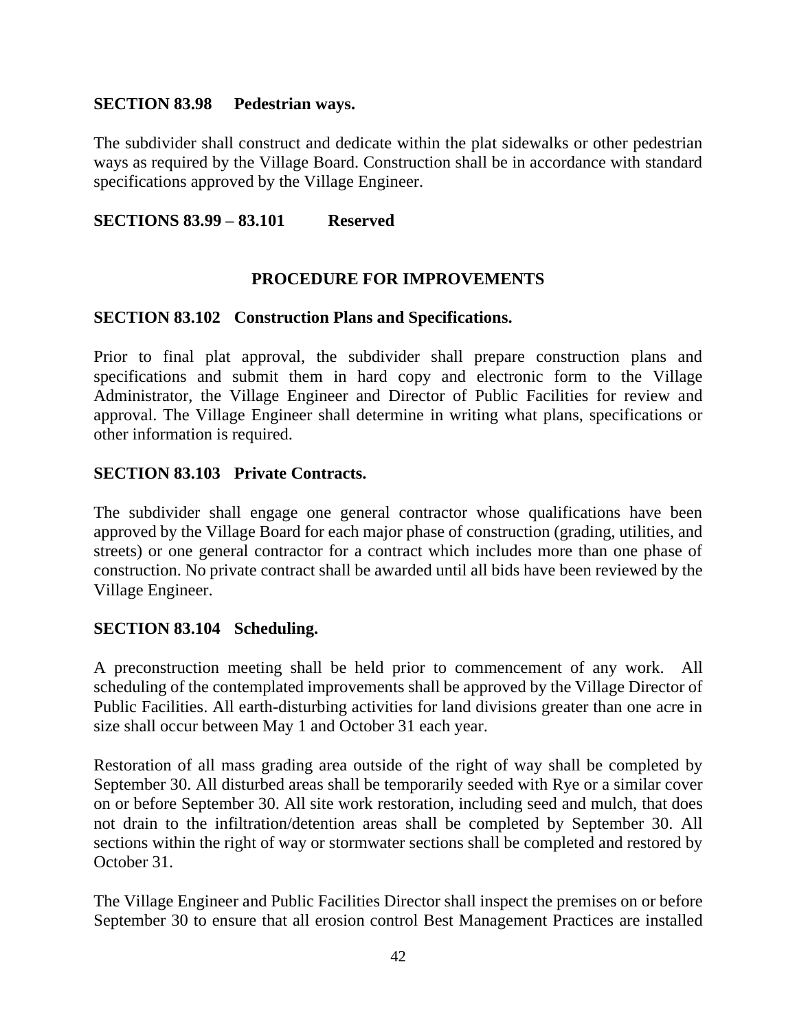**SECTION 83.98 Pedestrian ways.**

The subdivider shall construct and dedicate within the plat sidewalks or other pedestrian ways as required by the Village Board. Construction shall be in accordance with standard specifications approved by the Village Engineer.

**SECTIONS 83.99 – 83.101 Reserved**

## PROCEDURE FOR IMPROVEMENTS

**SECTION 83.102 Construction Plans and Specifications.**

Prior to final plat approval, the subdivider shall prepare construction plans and specifications and submit them in hard copy and electronic form to the Village Administrator, the Village Engineer and Director of Public Facilities for review and approval. The Village Engineer shall determine in writing what plans, specifications or other information is required.

**SECTION 83.103 Private Contracts.**

The subdivider shall engage one general contractor whose qualifications have been approved by the Village Board for each major phase of construction (grading, utilities, and streets) or one general contractor for a contract which includes more than one phase of construction. No private contract shall be awarded until all bids have been reviewed by the Village Engineer.

**SECTION 83.104 Scheduling.**

A preconstruction meeting shall be held prior to commencement of any work. All scheduling of the contemplated improvements shall be approved by the Village Director of Public Facilities. All earth-disturbing activities for land divisions greater than one acre in size shall occur between May 1 and October 31 each year.

Restoration of all mass grading area outside of the right of way shall be completed by September 30. All disturbed areas shall be temporarily seeded with Rye or a similar cover on or before September 30. All site work restoration, including seed and mulch, that does not drain to the infiltration/detention areas shall be completed by September 30. All sections within the right of way or stormwater sections shall be completed and restored by October 31.

The Village Engineer and Public Facilities Director shall inspect the premises on or before September 30 to ensure that all erosion control Best Management Practices are installed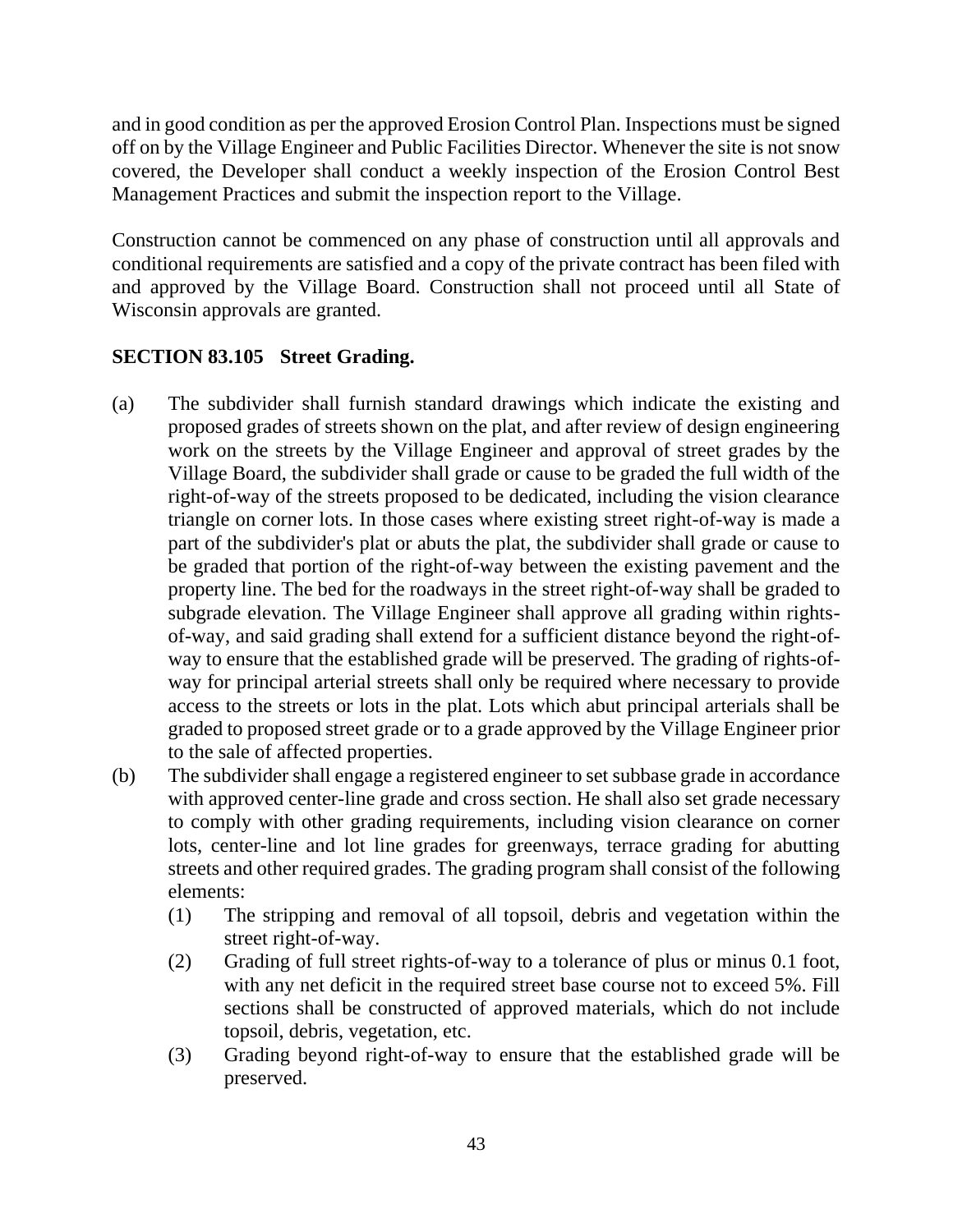and in good condition as per the approved Erosion Control Plan. Inspections must be signed off on by the Village Engineer and Public Facilities Director. Whenever the site is not snow covered, the Developer shall conduct a weekly inspection of the Erosion Control Best Management Practices and submit the inspection report to the Village.

Construction cannot be commenced on any phase of construction until all approvals and conditional requirements are satisfied and a copy of the private contract has been filed with and approved by the Village Board. Construction shall not proceed until all State of Wisconsin approvals are granted.

**SECTION 83.105 Street Grading.**

(a) The subdivider shall furnish standard drawings which indicate the existing and proposed grades of streets shown on the plat, and after review of design engineering work on the streets by the Village Engineer and approval of street grades by the Village Board, the subdivider shall grade or cause to be graded the full width of the right-of-way of the streets proposed to be dedicated, including the vision clearance triangle on corner lots. In those cases where existing street right-of-way is made a part of the subdivider's plat or abuts the plat, the subdivider shall grade or cause to be graded that portion of the right-of-way between the existing pavement and the property line. The bed for the roadways in the street right-of-way shall be graded to subgrade elevation. The Village Engineer shall approve all grading within rights-of-way, and said grading shall extend for a sufficient distance beyond the right-of-way to ensure that the established grade will be preserved. The grading of rights-of-way for principal arterial streets shall only be required where necessary to provide access to the streets or lots in the plat. Lots which abut principal arterials shall be graded to proposed street grade or to a grade approved by the Village Engineer prior to the sale of affected properties.

(b) The subdivider shall engage a registered engineer to set subbase grade in accordance with approved center-line grade and cross section. He shall also set grade necessary to comply with other grading requirements, including vision clearance on corner lots, center-line and lot line grades for greenways, terrace grading for abutting streets and other required grades. The grading program shall consist of the following elements:

   (1) The stripping and removal of all topsoil, debris and vegetation within the street right-of-way.

   (2) Grading of full street rights-of-way to a tolerance of plus or minus 0.1 foot, with any net deficit in the required street base course not to exceed 5%. Fill sections shall be constructed of approved materials, which do not include topsoil, debris, vegetation, etc.

   (3) Grading beyond right-of-way to ensure that the established grade will be preserved.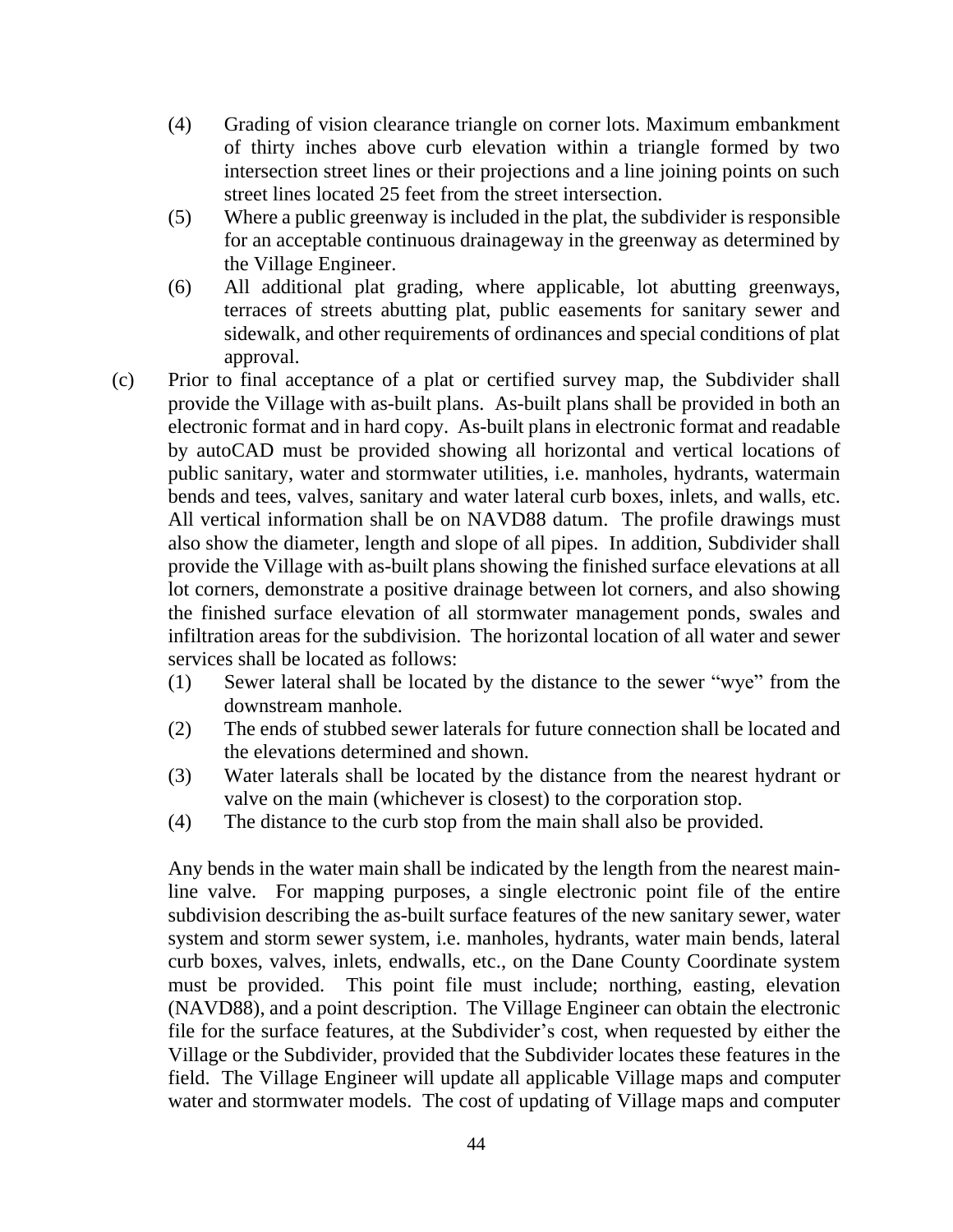(4) Grading of vision clearance triangle on corner lots. Maximum embankment of thirty inches above curb elevation within a triangle formed by two intersection street lines or their projections and a line joining points on such street lines located 25 feet from the street intersection.

(5) Where a public greenway is included in the plat, the subdivider is responsible for an acceptable continuous drainageway in the greenway as determined by the Village Engineer.

(6) All additional plat grading, where applicable, lot abutting greenways, terraces of streets abutting plat, public easements for sanitary sewer and sidewalk, and other requirements of ordinances and special conditions of plat approval.

(c) Prior to final acceptance of a plat or certified survey map, the Subdivider shall provide the Village with as-built plans. As-built plans shall be provided in both an electronic format and in hard copy. As-built plans in electronic format and readable by autoCAD must be provided showing all horizontal and vertical locations of public sanitary, water and stormwater utilities, i.e. manholes, hydrants, watermain bends and tees, valves, sanitary and water lateral curb boxes, inlets, and walls, etc. All vertical information shall be on NAVD88 datum. The profile drawings must also show the diameter, length and slope of all pipes. In addition, Subdivider shall provide the Village with as-built plans showing the finished surface elevations at all lot corners, demonstrate a positive drainage between lot corners, and also showing the finished surface elevation of all stormwater management ponds, swales and infiltration areas for the subdivision. The horizontal location of all water and sewer services shall be located as follows:

(1) Sewer lateral shall be located by the distance to the sewer "wye" from the downstream manhole.

(2) The ends of stubbed sewer laterals for future connection shall be located and the elevations determined and shown.

(3) Water laterals shall be located by the distance from the nearest hydrant or valve on the main (whichever is closest) to the corporation stop.

(4) The distance to the curb stop from the main shall also be provided.

Any bends in the water main shall be indicated by the length from the nearest main-line valve. For mapping purposes, a single electronic point file of the entire subdivision describing the as-built surface features of the new sanitary sewer, water system and storm sewer system, i.e. manholes, hydrants, water main bends, lateral curb boxes, valves, inlets, endwalls, etc., on the Dane County Coordinate system must be provided. This point file must include; northing, easting, elevation (NAVD88), and a point description. The Village Engineer can obtain the electronic file for the surface features, at the Subdivider's cost, when requested by either the Village or the Subdivider, provided that the Subdivider locates these features in the field. The Village Engineer will update all applicable Village maps and computer water and stormwater models. The cost of updating of Village maps and computer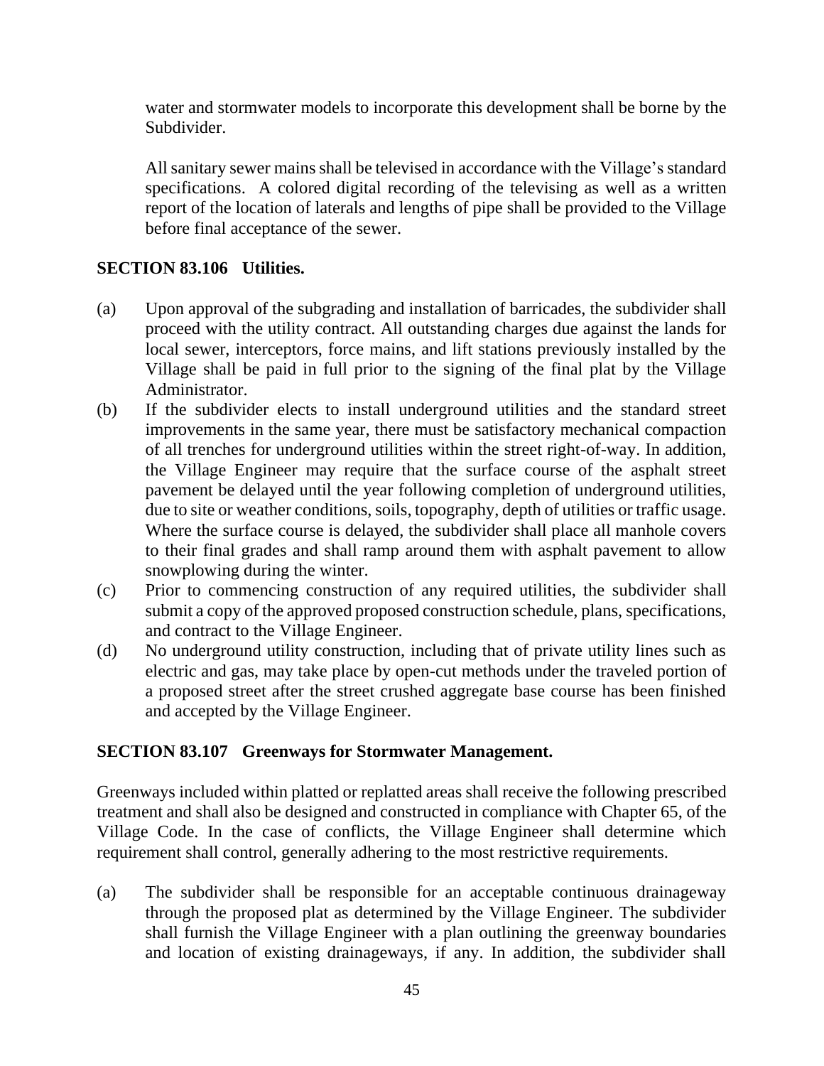water and stormwater models to incorporate this development shall be borne by the Subdivider.

All sanitary sewer mains shall be televised in accordance with the Village's standard specifications. A colored digital recording of the televising as well as a written report of the location of laterals and lengths of pipe shall be provided to the Village before final acceptance of the sewer.

### SECTION 83.106 Utilities.

(a) Upon approval of the subgrading and installation of barricades, the subdivider shall proceed with the utility contract. All outstanding charges due against the lands for local sewer, interceptors, force mains, and lift stations previously installed by the Village shall be paid in full prior to the signing of the final plat by the Village Administrator.

(b) If the subdivider elects to install underground utilities and the standard street improvements in the same year, there must be satisfactory mechanical compaction of all trenches for underground utilities within the street right-of-way. In addition, the Village Engineer may require that the surface course of the asphalt street pavement be delayed until the year following completion of underground utilities, due to site or weather conditions, soils, topography, depth of utilities or traffic usage. Where the surface course is delayed, the subdivider shall place all manhole covers to their final grades and shall ramp around them with asphalt pavement to allow snowplowing during the winter.

(c) Prior to commencing construction of any required utilities, the subdivider shall submit a copy of the approved proposed construction schedule, plans, specifications, and contract to the Village Engineer.

(d) No underground utility construction, including that of private utility lines such as electric and gas, may take place by open-cut methods under the traveled portion of a proposed street after the street crushed aggregate base course has been finished and accepted by the Village Engineer.

### SECTION 83.107 Greenways for Stormwater Management.

Greenways included within platted or replatted areas shall receive the following prescribed treatment and shall also be designed and constructed in compliance with Chapter 65, of the Village Code. In the case of conflicts, the Village Engineer shall determine which requirement shall control, generally adhering to the most restrictive requirements.

(a) The subdivider shall be responsible for an acceptable continuous drainageway through the proposed plat as determined by the Village Engineer. The subdivider shall furnish the Village Engineer with a plan outlining the greenway boundaries and location of existing drainageways, if any. In addition, the subdivider shall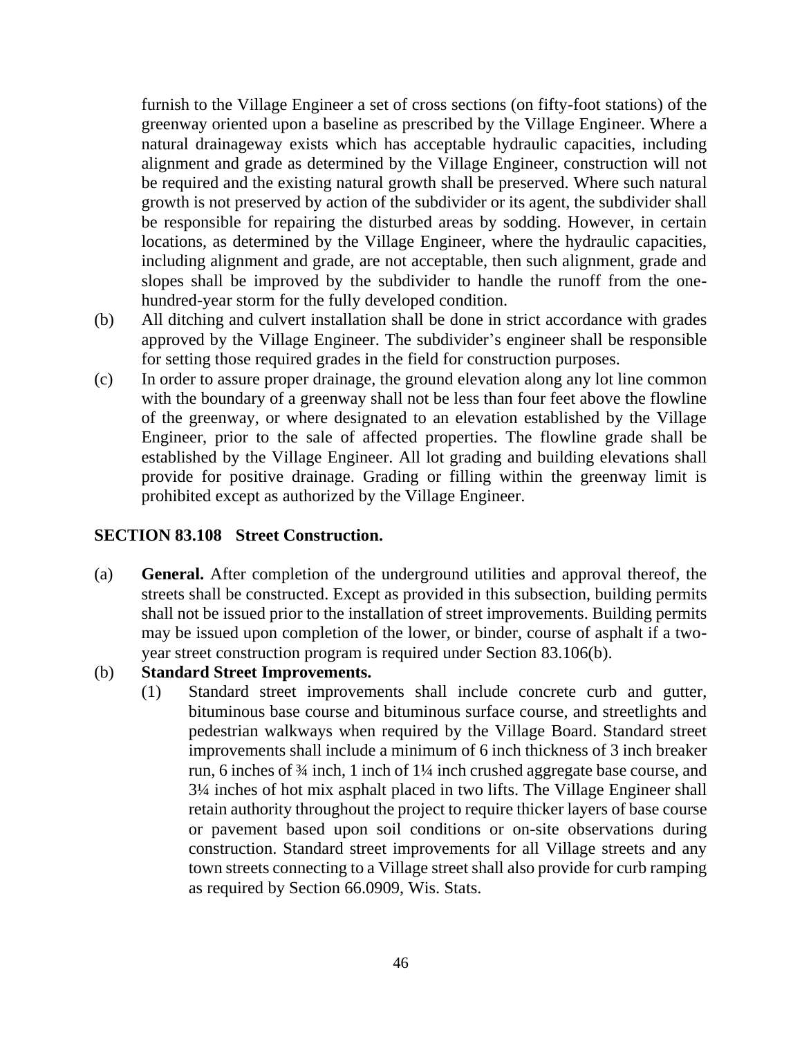furnish to the Village Engineer a set of cross sections (on fifty-foot stations) of the greenway oriented upon a baseline as prescribed by the Village Engineer. Where a natural drainageway exists which has acceptable hydraulic capacities, including alignment and grade as determined by the Village Engineer, construction will not be required and the existing natural growth shall be preserved. Where such natural growth is not preserved by action of the subdivider or its agent, the subdivider shall be responsible for repairing the disturbed areas by sodding. However, in certain locations, as determined by the Village Engineer, where the hydraulic capacities, including alignment and grade, are not acceptable, then such alignment, grade and slopes shall be improved by the subdivider to handle the runoff from the one-hundred-year storm for the fully developed condition.

(b) All ditching and culvert installation shall be done in strict accordance with grades approved by the Village Engineer. The subdivider's engineer shall be responsible for setting those required grades in the field for construction purposes.

(c) In order to assure proper drainage, the ground elevation along any lot line common with the boundary of a greenway shall not be less than four feet above the flowline of the greenway, or where designated to an elevation established by the Village Engineer, prior to the sale of affected properties. The flowline grade shall be established by the Village Engineer. All lot grading and building elevations shall provide for positive drainage. Grading or filling within the greenway limit is prohibited except as authorized by the Village Engineer.

## SECTION 83.108 Street Construction.

(a) **General.** After completion of the underground utilities and approval thereof, the streets shall be constructed. Except as provided in this subsection, building permits shall not be issued prior to the installation of street improvements. Building permits may be issued upon completion of the lower, or binder, course of asphalt if a two-year street construction program is required under Section 83.106(b).

(b) **Standard Street Improvements.**

(1) Standard street improvements shall include concrete curb and gutter, bituminous base course and bituminous surface course, and streetlights and pedestrian walkways when required by the Village Board. Standard street improvements shall include a minimum of 6 inch thickness of 3 inch breaker run, 6 inches of ¾ inch, 1 inch of 1¼ inch crushed aggregate base course, and 3¼ inches of hot mix asphalt placed in two lifts. The Village Engineer shall retain authority throughout the project to require thicker layers of base course or pavement based upon soil conditions or on-site observations during construction. Standard street improvements for all Village streets and any town streets connecting to a Village street shall also provide for curb ramping as required by Section 66.0909, Wis. Stats.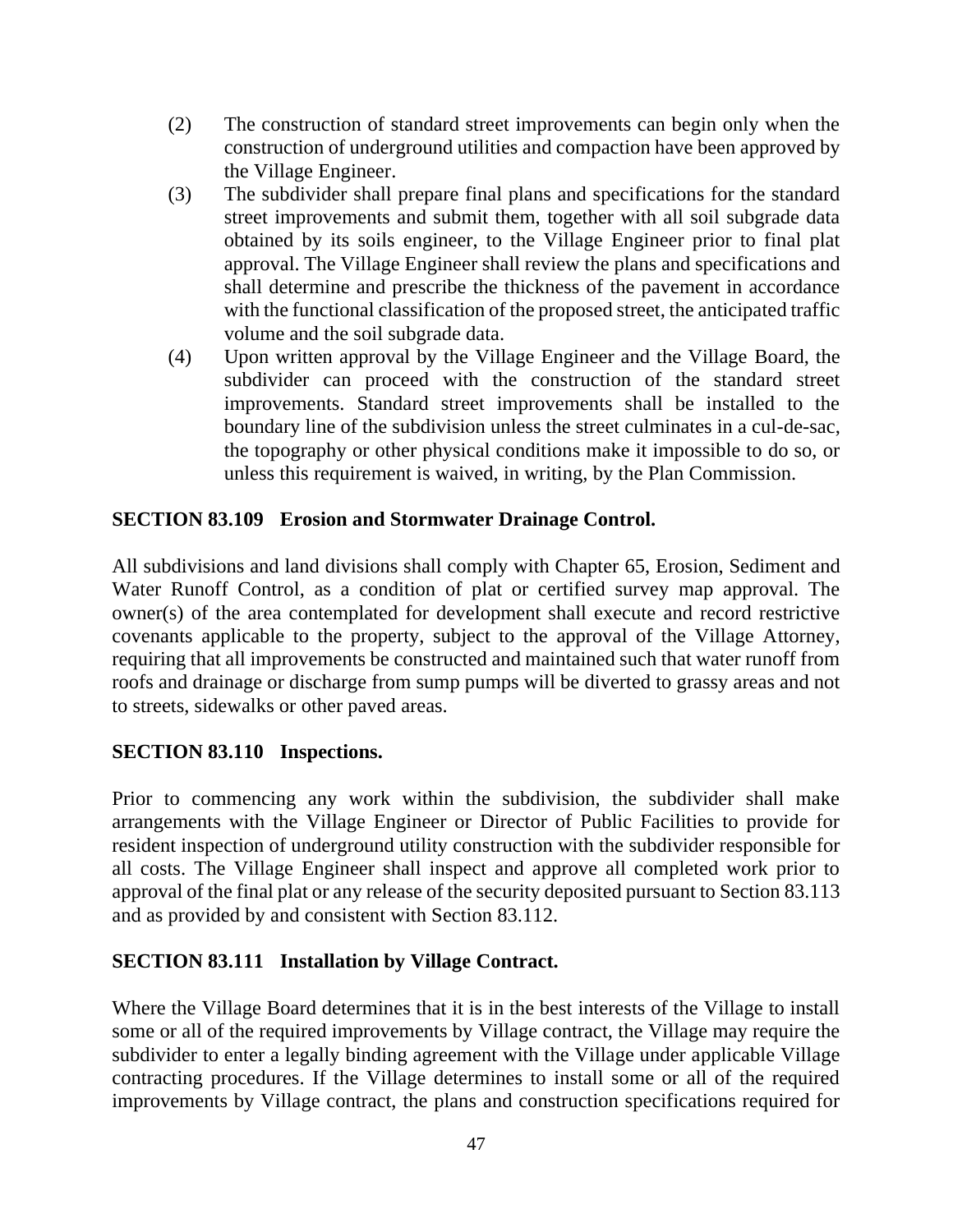(2) The construction of standard street improvements can begin only when the construction of underground utilities and compaction have been approved by the Village Engineer.

(3) The subdivider shall prepare final plans and specifications for the standard street improvements and submit them, together with all soil subgrade data obtained by its soils engineer, to the Village Engineer prior to final plat approval. The Village Engineer shall review the plans and specifications and shall determine and prescribe the thickness of the pavement in accordance with the functional classification of the proposed street, the anticipated traffic volume and the soil subgrade data.

(4) Upon written approval by the Village Engineer and the Village Board, the subdivider can proceed with the construction of the standard street improvements. Standard street improvements shall be installed to the boundary line of the subdivision unless the street culminates in a cul-de-sac, the topography or other physical conditions make it impossible to do so, or unless this requirement is waived, in writing, by the Plan Commission.

**SECTION 83.109 Erosion and Stormwater Drainage Control.**

All subdivisions and land divisions shall comply with Chapter 65, Erosion, Sediment and Water Runoff Control, as a condition of plat or certified survey map approval. The owner(s) of the area contemplated for development shall execute and record restrictive covenants applicable to the property, subject to the approval of the Village Attorney, requiring that all improvements be constructed and maintained such that water runoff from roofs and drainage or discharge from sump pumps will be diverted to grassy areas and not to streets, sidewalks or other paved areas.

**SECTION 83.110 Inspections.**

Prior to commencing any work within the subdivision, the subdivider shall make arrangements with the Village Engineer or Director of Public Facilities to provide for resident inspection of underground utility construction with the subdivider responsible for all costs. The Village Engineer shall inspect and approve all completed work prior to approval of the final plat or any release of the security deposited pursuant to Section 83.113 and as provided by and consistent with Section 83.112.

**SECTION 83.111 Installation by Village Contract.**

Where the Village Board determines that it is in the best interests of the Village to install some or all of the required improvements by Village contract, the Village may require the subdivider to enter a legally binding agreement with the Village under applicable Village contracting procedures. If the Village determines to install some or all of the required improvements by Village contract, the plans and construction specifications required for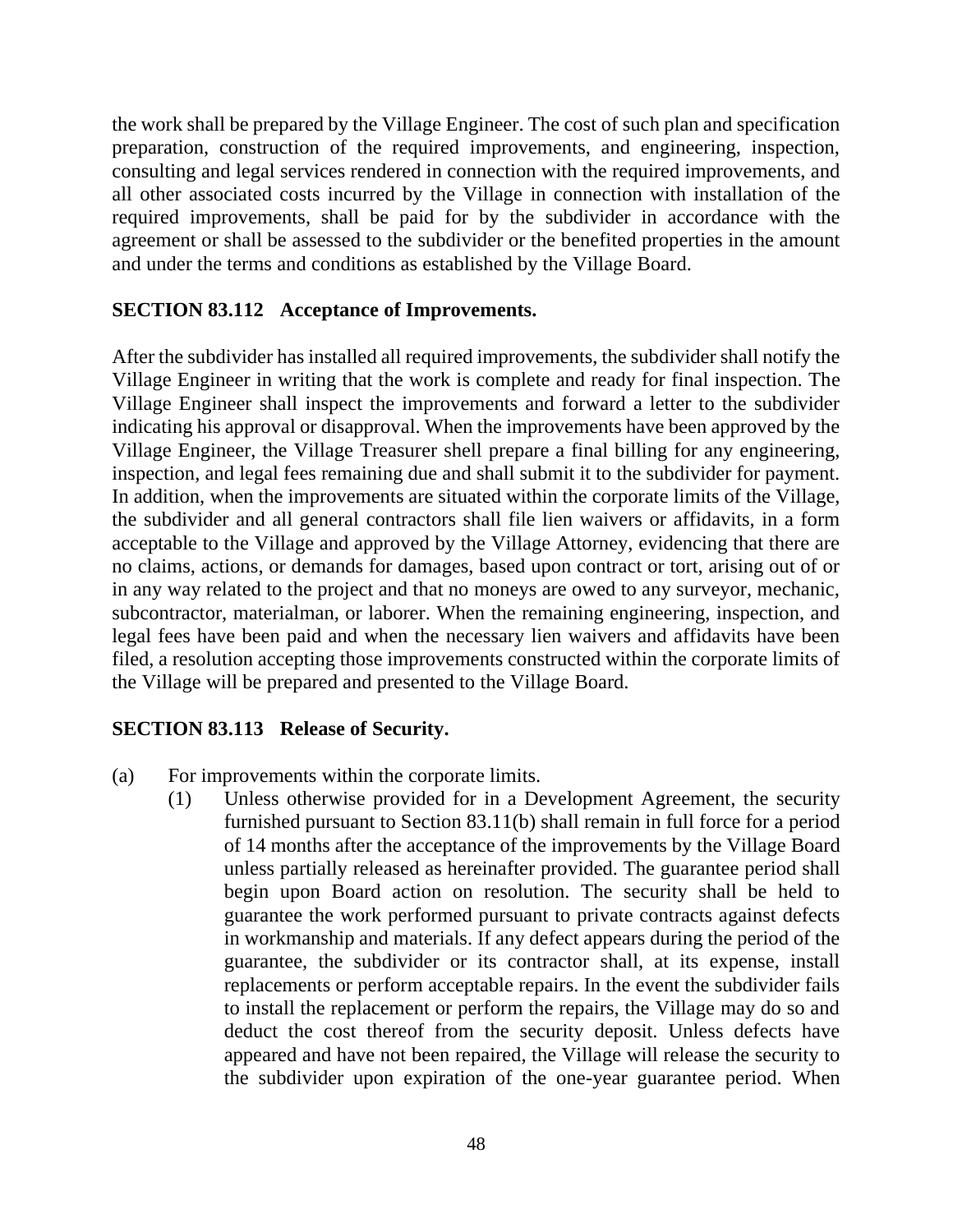the work shall be prepared by the Village Engineer. The cost of such plan and specification preparation, construction of the required improvements, and engineering, inspection, consulting and legal services rendered in connection with the required improvements, and all other associated costs incurred by the Village in connection with installation of the required improvements, shall be paid for by the subdivider in accordance with the agreement or shall be assessed to the subdivider or the benefited properties in the amount and under the terms and conditions as established by the Village Board.

**SECTION 83.112 Acceptance of Improvements.**

After the subdivider has installed all required improvements, the subdivider shall notify the Village Engineer in writing that the work is complete and ready for final inspection. The Village Engineer shall inspect the improvements and forward a letter to the subdivider indicating his approval or disapproval. When the improvements have been approved by the Village Engineer, the Village Treasurer shell prepare a final billing for any engineering, inspection, and legal fees remaining due and shall submit it to the subdivider for payment. In addition, when the improvements are situated within the corporate limits of the Village, the subdivider and all general contractors shall file lien waivers or affidavits, in a form acceptable to the Village and approved by the Village Attorney, evidencing that there are no claims, actions, or demands for damages, based upon contract or tort, arising out of or in any way related to the project and that no moneys are owed to any surveyor, mechanic, subcontractor, materialman, or laborer. When the remaining engineering, inspection, and legal fees have been paid and when the necessary lien waivers and affidavits have been filed, a resolution accepting those improvements constructed within the corporate limits of the Village will be prepared and presented to the Village Board.

**SECTION 83.113 Release of Security.**

(a) For improvements within the corporate limits.

  (1) Unless otherwise provided for in a Development Agreement, the security furnished pursuant to Section 83.11(b) shall remain in full force for a period of 14 months after the acceptance of the improvements by the Village Board unless partially released as hereinafter provided. The guarantee period shall begin upon Board action on resolution. The security shall be held to guarantee the work performed pursuant to private contracts against defects in workmanship and materials. If any defect appears during the period of the guarantee, the subdivider or its contractor shall, at its expense, install replacements or perform acceptable repairs. In the event the subdivider fails to install the replacement or perform the repairs, the Village may do so and deduct the cost thereof from the security deposit. Unless defects have appeared and have not been repaired, the Village will release the security to the subdivider upon expiration of the one-year guarantee period. When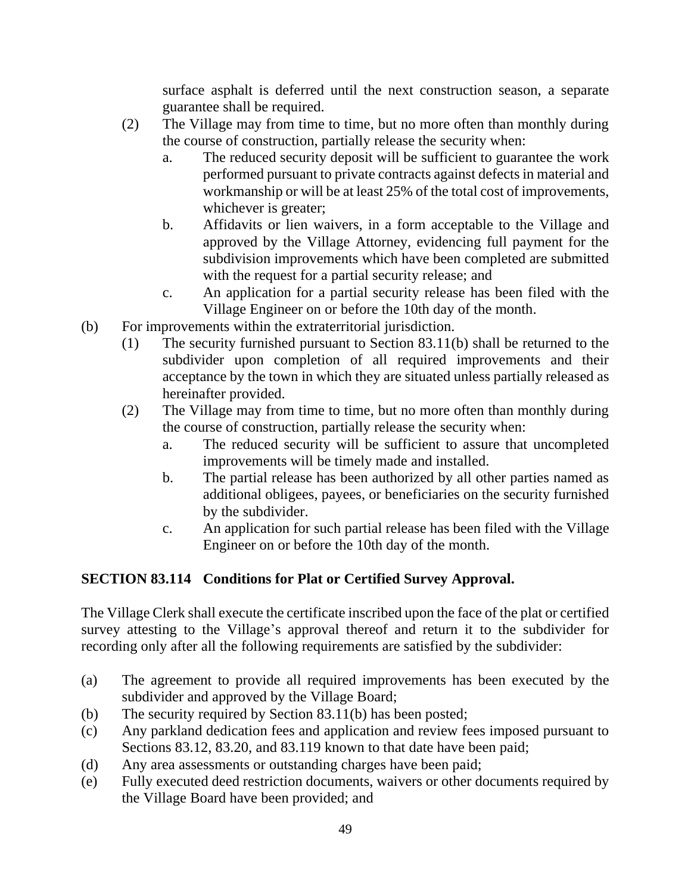surface asphalt is deferred until the next construction season, a separate guarantee shall be required.

(2) The Village may from time to time, but no more often than monthly during the course of construction, partially release the security when:

a. The reduced security deposit will be sufficient to guarantee the work performed pursuant to private contracts against defects in material and workmanship or will be at least 25% of the total cost of improvements, whichever is greater;

b. Affidavits or lien waivers, in a form acceptable to the Village and approved by the Village Attorney, evidencing full payment for the subdivision improvements which have been completed are submitted with the request for a partial security release; and

c. An application for a partial security release has been filed with the Village Engineer on or before the 10th day of the month.

(b) For improvements within the extraterritorial jurisdiction.

(1) The security furnished pursuant to Section 83.11(b) shall be returned to the subdivider upon completion of all required improvements and their acceptance by the town in which they are situated unless partially released as hereinafter provided.

(2) The Village may from time to time, but no more often than monthly during the course of construction, partially release the security when:

a. The reduced security will be sufficient to assure that uncompleted improvements will be timely made and installed.

b. The partial release has been authorized by all other parties named as additional obligees, payees, or beneficiaries on the security furnished by the subdivider.

c. An application for such partial release has been filed with the Village Engineer on or before the 10th day of the month.

## SECTION 83.114 Conditions for Plat or Certified Survey Approval.

The Village Clerk shall execute the certificate inscribed upon the face of the plat or certified survey attesting to the Village's approval thereof and return it to the subdivider for recording only after all the following requirements are satisfied by the subdivider:

(a) The agreement to provide all required improvements has been executed by the subdivider and approved by the Village Board;

(b) The security required by Section 83.11(b) has been posted;

(c) Any parkland dedication fees and application and review fees imposed pursuant to Sections 83.12, 83.20, and 83.119 known to that date have been paid;

(d) Any area assessments or outstanding charges have been paid;

(e) Fully executed deed restriction documents, waivers or other documents required by the Village Board have been provided; and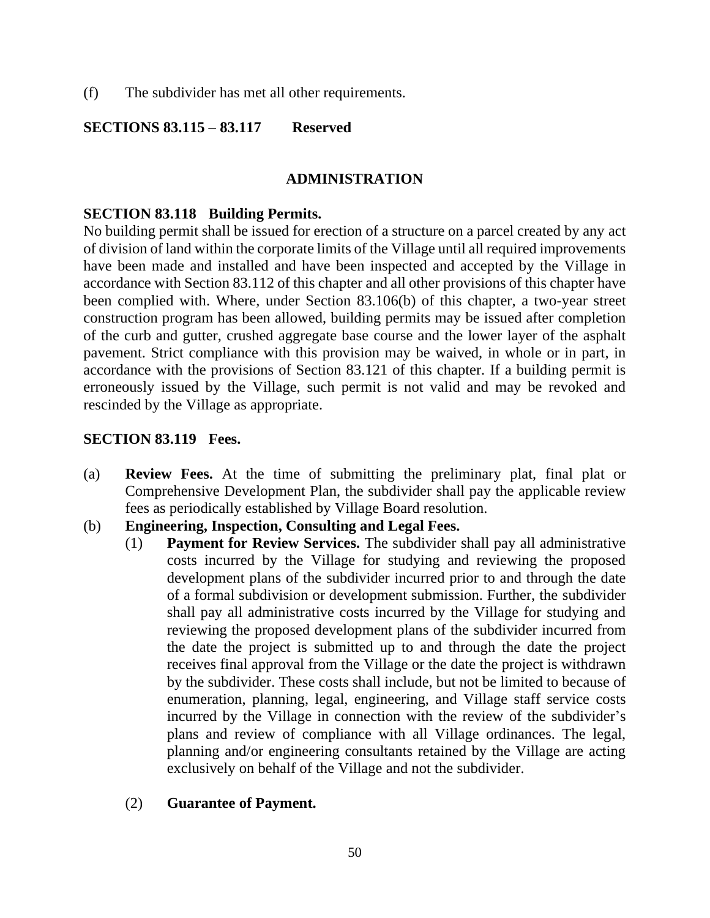(f) The subdivider has met all other requirements.

**SECTIONS 83.115 – 83.117 Reserved**

## ADMINISTRATION

### SECTION 83.118 Building Permits.

No building permit shall be issued for erection of a structure on a parcel created by any act of division of land within the corporate limits of the Village until all required improvements have been made and installed and have been inspected and accepted by the Village in accordance with Section 83.112 of this chapter and all other provisions of this chapter have been complied with. Where, under Section 83.106(b) of this chapter, a two-year street construction program has been allowed, building permits may be issued after completion of the curb and gutter, crushed aggregate base course and the lower layer of the asphalt pavement. Strict compliance with this provision may be waived, in whole or in part, in accordance with the provisions of Section 83.121 of this chapter. If a building permit is erroneously issued by the Village, such permit is not valid and may be revoked and rescinded by the Village as appropriate.

### SECTION 83.119 Fees.

(a) **Review Fees.** At the time of submitting the preliminary plat, final plat or Comprehensive Development Plan, the subdivider shall pay the applicable review fees as periodically established by Village Board resolution.

(b) **Engineering, Inspection, Consulting and Legal Fees.**

(1) **Payment for Review Services.** The subdivider shall pay all administrative costs incurred by the Village for studying and reviewing the proposed development plans of the subdivider incurred prior to and through the date of a formal subdivision or development submission. Further, the subdivider shall pay all administrative costs incurred by the Village for studying and reviewing the proposed development plans of the subdivider incurred from the date the project is submitted up to and through the date the project receives final approval from the Village or the date the project is withdrawn by the subdivider. These costs shall include, but not be limited to because of enumeration, planning, legal, engineering, and Village staff service costs incurred by the Village in connection with the review of the subdivider's plans and review of compliance with all Village ordinances. The legal, planning and/or engineering consultants retained by the Village are acting exclusively on behalf of the Village and not the subdivider.

(2) **Guarantee of Payment.**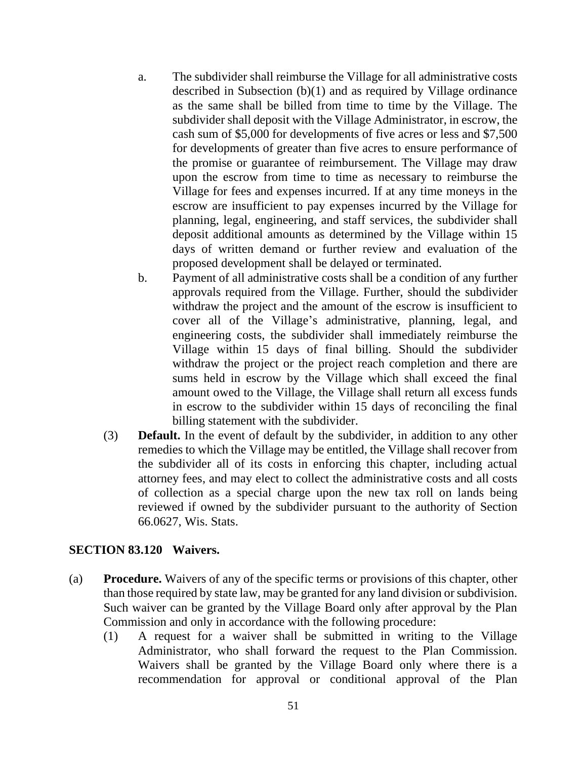a. The subdivider shall reimburse the Village for all administrative costs described in Subsection (b)(1) and as required by Village ordinance as the same shall be billed from time to time by the Village. The subdivider shall deposit with the Village Administrator, in escrow, the cash sum of $5,000 for developments of five acres or less and $7,500 for developments of greater than five acres to ensure performance of the promise or guarantee of reimbursement. The Village may draw upon the escrow from time to time as necessary to reimburse the Village for fees and expenses incurred. If at any time moneys in the escrow are insufficient to pay expenses incurred by the Village for planning, legal, engineering, and staff services, the subdivider shall deposit additional amounts as determined by the Village within 15 days of written demand or further review and evaluation of the proposed development shall be delayed or terminated.

b. Payment of all administrative costs shall be a condition of any further approvals required from the Village. Further, should the subdivider withdraw the project and the amount of the escrow is insufficient to cover all of the Village's administrative, planning, legal, and engineering costs, the subdivider shall immediately reimburse the Village within 15 days of final billing. Should the subdivider withdraw the project or the project reach completion and there are sums held in escrow by the Village which shall exceed the final amount owed to the Village, the Village shall return all excess funds in escrow to the subdivider within 15 days of reconciling the final billing statement with the subdivider.

(3) **Default.** In the event of default by the subdivider, in addition to any other remedies to which the Village may be entitled, the Village shall recover from the subdivider all of its costs in enforcing this chapter, including actual attorney fees, and may elect to collect the administrative costs and all costs of collection as a special charge upon the new tax roll on lands being reviewed if owned by the subdivider pursuant to the authority of Section 66.0627, Wis. Stats.

## SECTION 83.120 Waivers.

(a) **Procedure.** Waivers of any of the specific terms or provisions of this chapter, other than those required by state law, may be granted for any land division or subdivision. Such waiver can be granted by the Village Board only after approval by the Plan Commission and only in accordance with the following procedure:

(1) A request for a waiver shall be submitted in writing to the Village Administrator, who shall forward the request to the Plan Commission. Waivers shall be granted by the Village Board only where there is a recommendation for approval or conditional approval of the Plan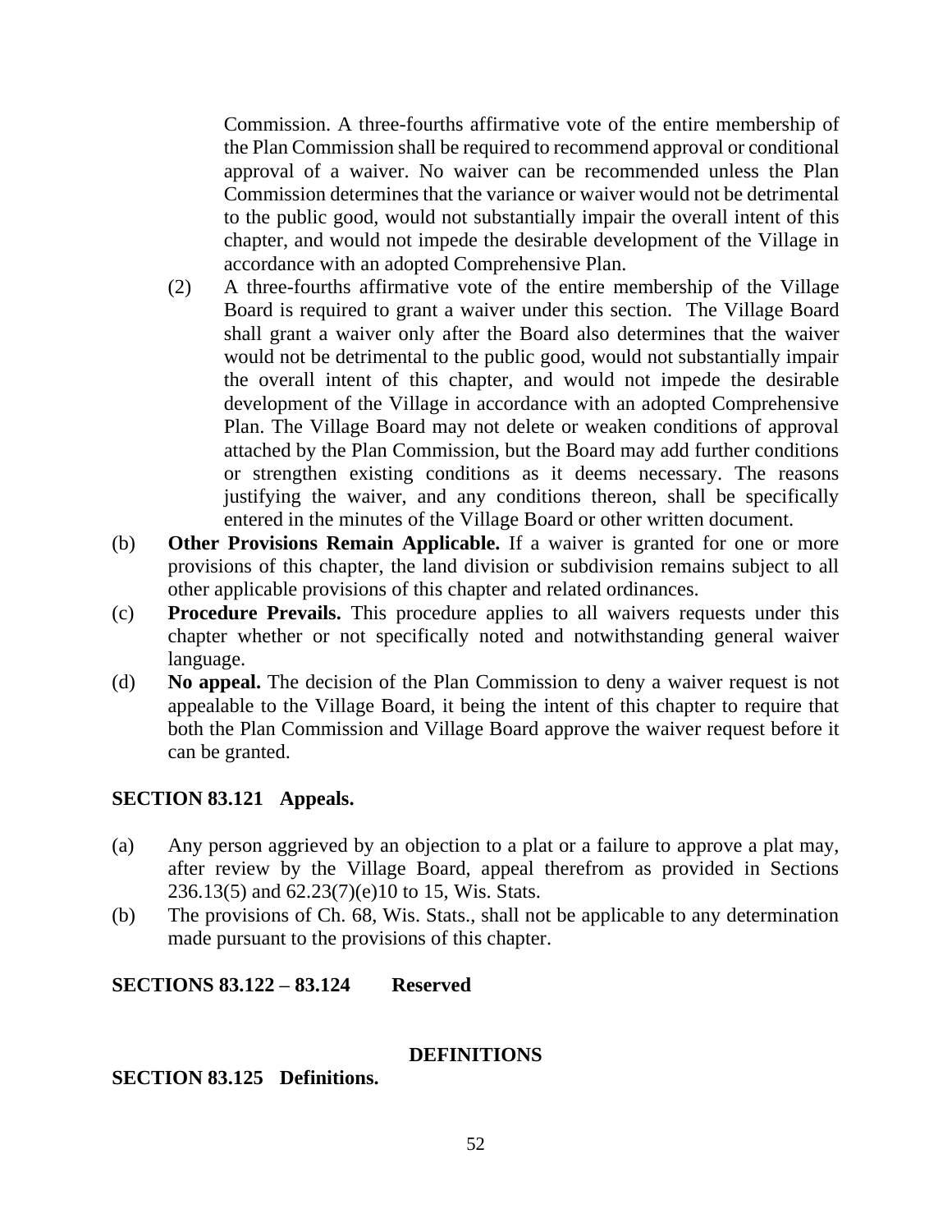Commission. A three-fourths affirmative vote of the entire membership of the Plan Commission shall be required to recommend approval or conditional approval of a waiver. No waiver can be recommended unless the Plan Commission determines that the variance or waiver would not be detrimental to the public good, would not substantially impair the overall intent of this chapter, and would not impede the desirable development of the Village in accordance with an adopted Comprehensive Plan.

(2) A three-fourths affirmative vote of the entire membership of the Village Board is required to grant a waiver under this section. The Village Board shall grant a waiver only after the Board also determines that the waiver would not be detrimental to the public good, would not substantially impair the overall intent of this chapter, and would not impede the desirable development of the Village in accordance with an adopted Comprehensive Plan. The Village Board may not delete or weaken conditions of approval attached by the Plan Commission, but the Board may add further conditions or strengthen existing conditions as it deems necessary. The reasons justifying the waiver, and any conditions thereon, shall be specifically entered in the minutes of the Village Board or other written document.

(b) **Other Provisions Remain Applicable.** If a waiver is granted for one or more provisions of this chapter, the land division or subdivision remains subject to all other applicable provisions of this chapter and related ordinances.

(c) **Procedure Prevails.** This procedure applies to all waivers requests under this chapter whether or not specifically noted and notwithstanding general waiver language.

(d) **No appeal.** The decision of the Plan Commission to deny a waiver request is not appealable to the Village Board, it being the intent of this chapter to require that both the Plan Commission and Village Board approve the waiver request before it can be granted.

**SECTION 83.121 Appeals.**

(a) Any person aggrieved by an objection to a plat or a failure to approve a plat may, after review by the Village Board, appeal therefrom as provided in Sections 236.13(5) and 62.23(7)(e)10 to 15, Wis. Stats.

(b) The provisions of Ch. 68, Wis. Stats., shall not be applicable to any determination made pursuant to the provisions of this chapter.

**SECTIONS 83.122 – 83.124 Reserved**

## DEFINITIONS

**SECTION 83.125 Definitions.**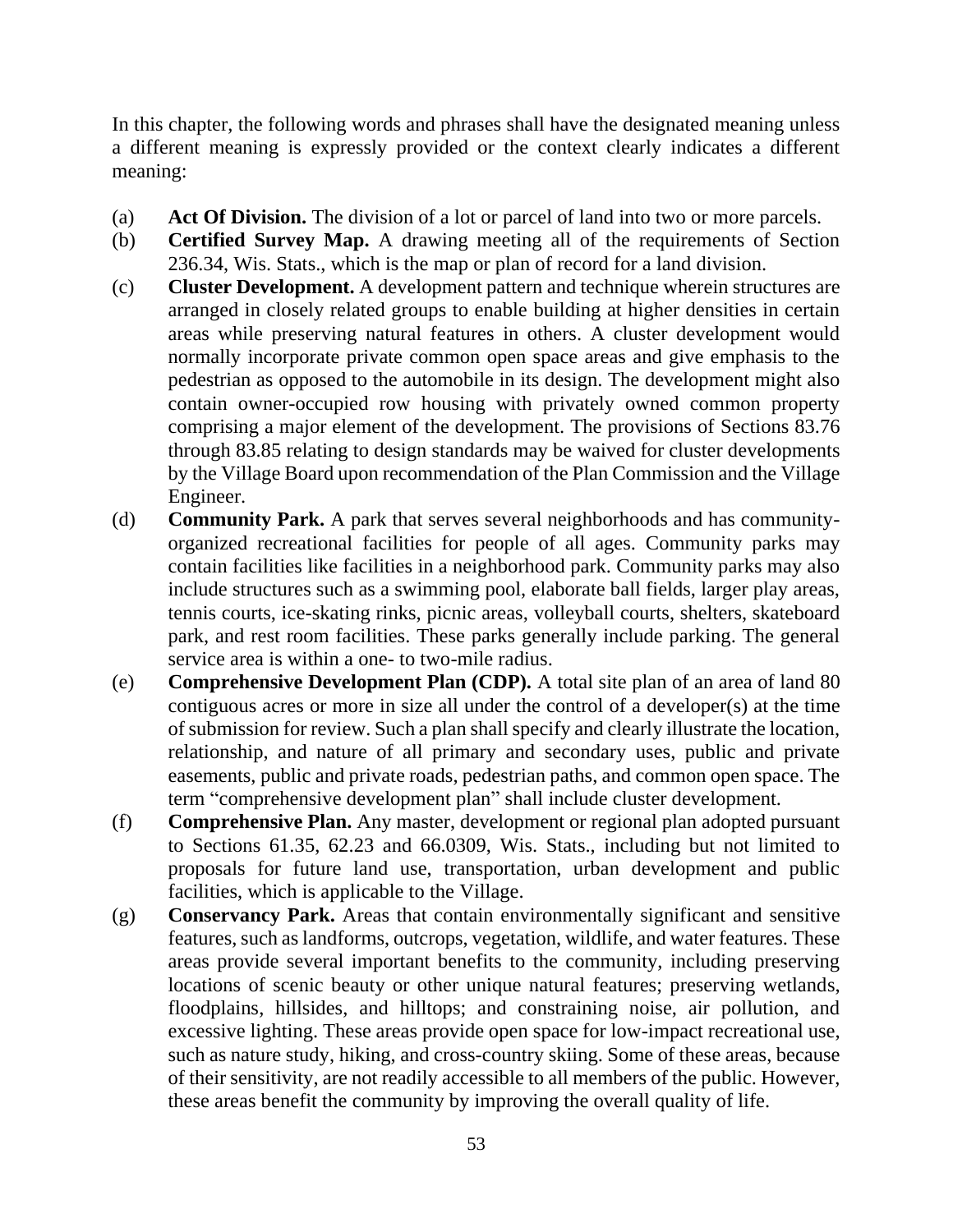In this chapter, the following words and phrases shall have the designated meaning unless a different meaning is expressly provided or the context clearly indicates a different meaning:

(a) **Act Of Division.** The division of a lot or parcel of land into two or more parcels.

(b) **Certified Survey Map.** A drawing meeting all of the requirements of Section 236.34, Wis. Stats., which is the map or plan of record for a land division.

(c) **Cluster Development.** A development pattern and technique wherein structures are arranged in closely related groups to enable building at higher densities in certain areas while preserving natural features in others. A cluster development would normally incorporate private common open space areas and give emphasis to the pedestrian as opposed to the automobile in its design. The development might also contain owner-occupied row housing with privately owned common property comprising a major element of the development. The provisions of Sections 83.76 through 83.85 relating to design standards may be waived for cluster developments by the Village Board upon recommendation of the Plan Commission and the Village Engineer.

(d) **Community Park.** A park that serves several neighborhoods and has community-organized recreational facilities for people of all ages. Community parks may contain facilities like facilities in a neighborhood park. Community parks may also include structures such as a swimming pool, elaborate ball fields, larger play areas, tennis courts, ice-skating rinks, picnic areas, volleyball courts, shelters, skateboard park, and rest room facilities. These parks generally include parking. The general service area is within a one- to two-mile radius.

(e) **Comprehensive Development Plan (CDP).** A total site plan of an area of land 80 contiguous acres or more in size all under the control of a developer(s) at the time of submission for review. Such a plan shall specify and clearly illustrate the location, relationship, and nature of all primary and secondary uses, public and private easements, public and private roads, pedestrian paths, and common open space. The term "comprehensive development plan" shall include cluster development.

(f) **Comprehensive Plan.** Any master, development or regional plan adopted pursuant to Sections 61.35, 62.23 and 66.0309, Wis. Stats., including but not limited to proposals for future land use, transportation, urban development and public facilities, which is applicable to the Village.

(g) **Conservancy Park.** Areas that contain environmentally significant and sensitive features, such as landforms, outcrops, vegetation, wildlife, and water features. These areas provide several important benefits to the community, including preserving locations of scenic beauty or other unique natural features; preserving wetlands, floodplains, hillsides, and hilltops; and constraining noise, air pollution, and excessive lighting. These areas provide open space for low-impact recreational use, such as nature study, hiking, and cross-country skiing. Some of these areas, because of their sensitivity, are not readily accessible to all members of the public. However, these areas benefit the community by improving the overall quality of life.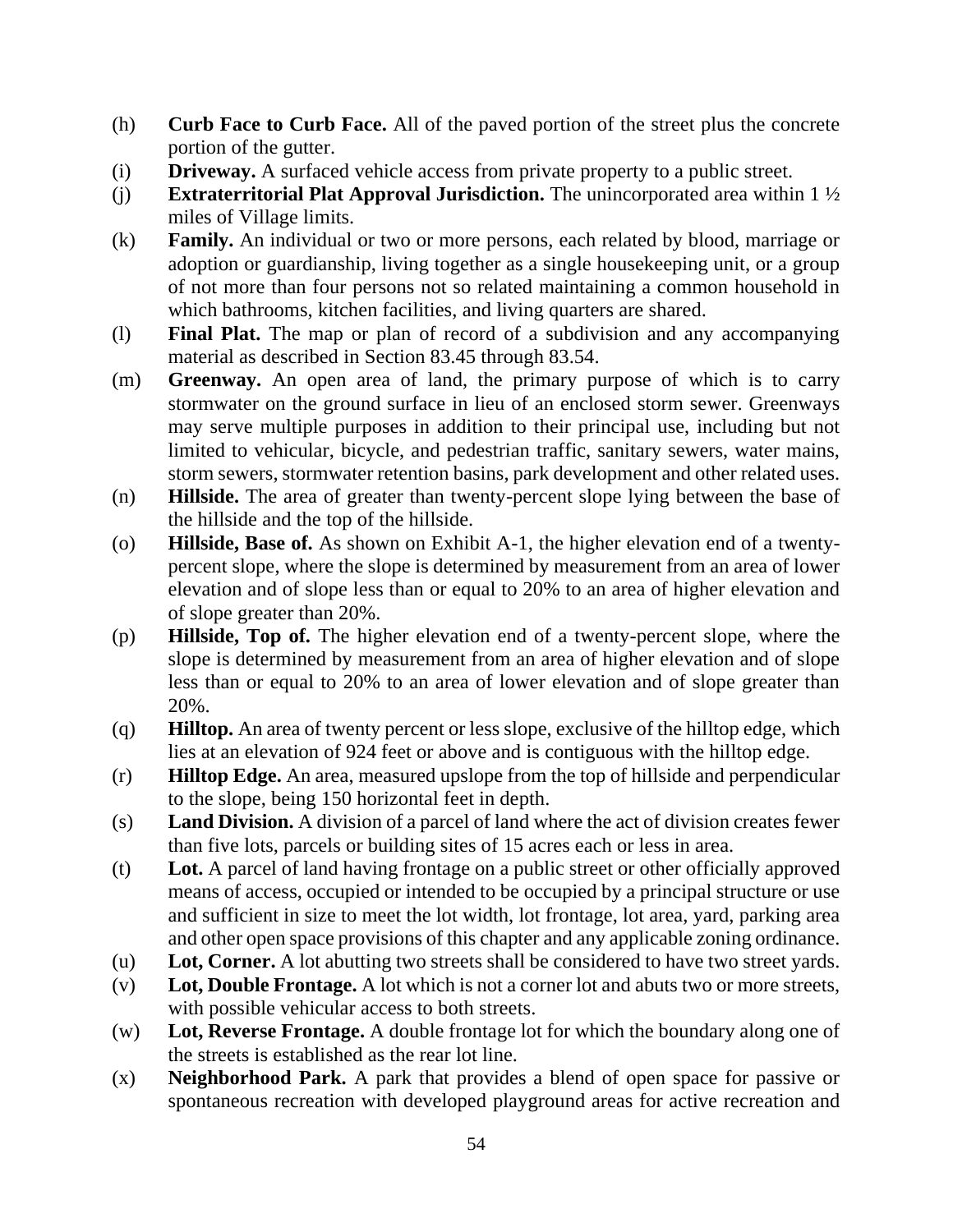(h) **Curb Face to Curb Face.** All of the paved portion of the street plus the concrete portion of the gutter.

(i) **Driveway.** A surfaced vehicle access from private property to a public street.

(j) **Extraterritorial Plat Approval Jurisdiction.** The unincorporated area within 1 ½ miles of Village limits.

(k) **Family.** An individual or two or more persons, each related by blood, marriage or adoption or guardianship, living together as a single housekeeping unit, or a group of not more than four persons not so related maintaining a common household in which bathrooms, kitchen facilities, and living quarters are shared.

(l) **Final Plat.** The map or plan of record of a subdivision and any accompanying material as described in Section 83.45 through 83.54.

(m) **Greenway.** An open area of land, the primary purpose of which is to carry stormwater on the ground surface in lieu of an enclosed storm sewer. Greenways may serve multiple purposes in addition to their principal use, including but not limited to vehicular, bicycle, and pedestrian traffic, sanitary sewers, water mains, storm sewers, stormwater retention basins, park development and other related uses.

(n) **Hillside.** The area of greater than twenty-percent slope lying between the base of the hillside and the top of the hillside.

(o) **Hillside, Base of.** As shown on Exhibit A-1, the higher elevation end of a twenty-percent slope, where the slope is determined by measurement from an area of lower elevation and of slope less than or equal to 20% to an area of higher elevation and of slope greater than 20%.

(p) **Hillside, Top of.** The higher elevation end of a twenty-percent slope, where the slope is determined by measurement from an area of higher elevation and of slope less than or equal to 20% to an area of lower elevation and of slope greater than 20%.

(q) **Hilltop.** An area of twenty percent or less slope, exclusive of the hilltop edge, which lies at an elevation of 924 feet or above and is contiguous with the hilltop edge.

(r) **Hilltop Edge.** An area, measured upslope from the top of hillside and perpendicular to the slope, being 150 horizontal feet in depth.

(s) **Land Division.** A division of a parcel of land where the act of division creates fewer than five lots, parcels or building sites of 15 acres each or less in area.

(t) **Lot.** A parcel of land having frontage on a public street or other officially approved means of access, occupied or intended to be occupied by a principal structure or use and sufficient in size to meet the lot width, lot frontage, lot area, yard, parking area and other open space provisions of this chapter and any applicable zoning ordinance.

(u) **Lot, Corner.** A lot abutting two streets shall be considered to have two street yards.

(v) **Lot, Double Frontage.** A lot which is not a corner lot and abuts two or more streets, with possible vehicular access to both streets.

(w) **Lot, Reverse Frontage.** A double frontage lot for which the boundary along one of the streets is established as the rear lot line.

(x) **Neighborhood Park.** A park that provides a blend of open space for passive or spontaneous recreation with developed playground areas for active recreation and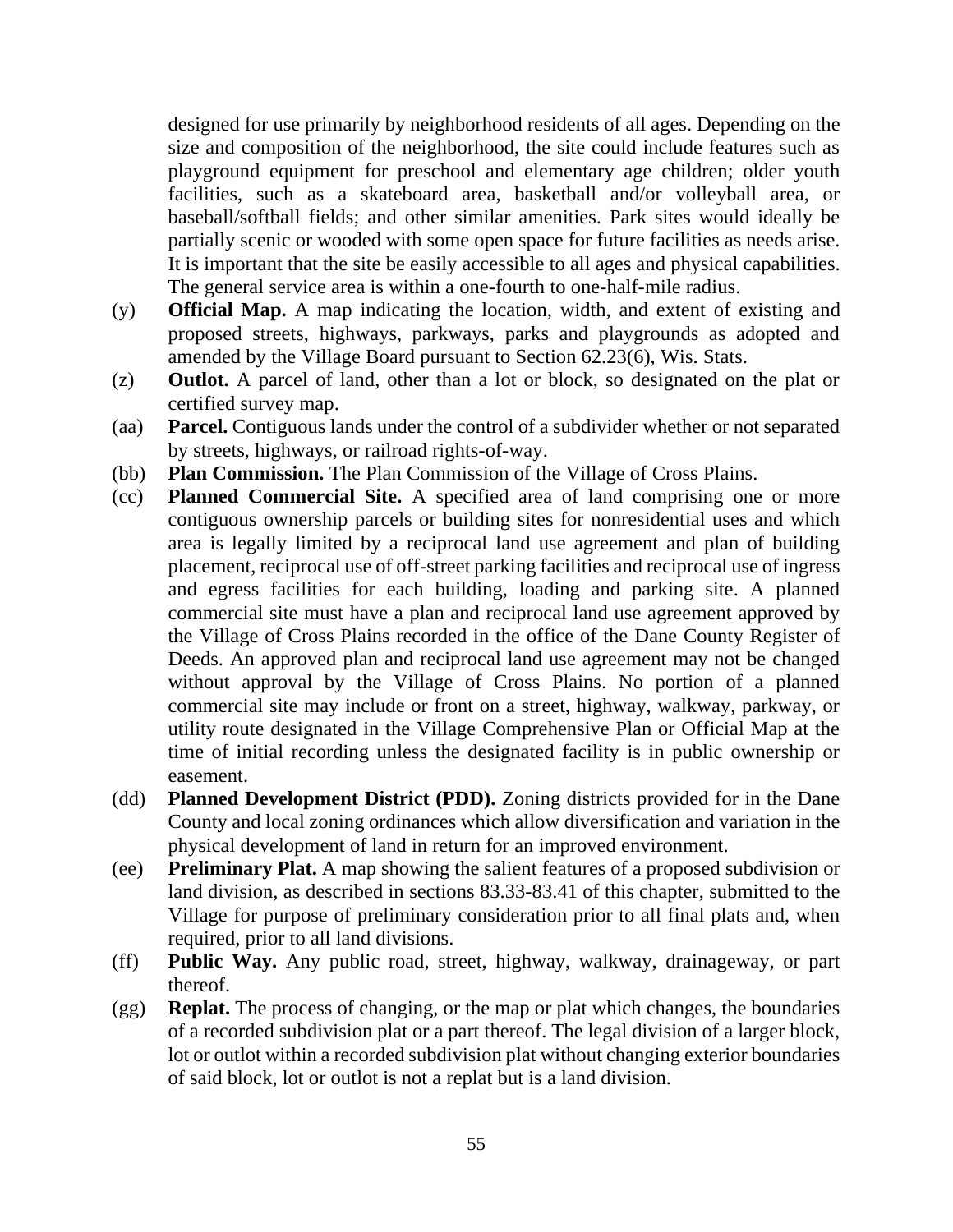designed for use primarily by neighborhood residents of all ages. Depending on the size and composition of the neighborhood, the site could include features such as playground equipment for preschool and elementary age children; older youth facilities, such as a skateboard area, basketball and/or volleyball area, or baseball/softball fields; and other similar amenities. Park sites would ideally be partially scenic or wooded with some open space for future facilities as needs arise. It is important that the site be easily accessible to all ages and physical capabilities. The general service area is within a one-fourth to one-half-mile radius.

(y) **Official Map.** A map indicating the location, width, and extent of existing and proposed streets, highways, parkways, parks and playgrounds as adopted and amended by the Village Board pursuant to Section 62.23(6), Wis. Stats.

(z) **Outlot.** A parcel of land, other than a lot or block, so designated on the plat or certified survey map.

(aa) **Parcel.** Contiguous lands under the control of a subdivider whether or not separated by streets, highways, or railroad rights-of-way.

(bb) **Plan Commission.** The Plan Commission of the Village of Cross Plains.

(cc) **Planned Commercial Site.** A specified area of land comprising one or more contiguous ownership parcels or building sites for nonresidential uses and which area is legally limited by a reciprocal land use agreement and plan of building placement, reciprocal use of off-street parking facilities and reciprocal use of ingress and egress facilities for each building, loading and parking site. A planned commercial site must have a plan and reciprocal land use agreement approved by the Village of Cross Plains recorded in the office of the Dane County Register of Deeds. An approved plan and reciprocal land use agreement may not be changed without approval by the Village of Cross Plains. No portion of a planned commercial site may include or front on a street, highway, walkway, parkway, or utility route designated in the Village Comprehensive Plan or Official Map at the time of initial recording unless the designated facility is in public ownership or easement.

(dd) **Planned Development District (PDD).** Zoning districts provided for in the Dane County and local zoning ordinances which allow diversification and variation in the physical development of land in return for an improved environment.

(ee) **Preliminary Plat.** A map showing the salient features of a proposed subdivision or land division, as described in sections 83.33-83.41 of this chapter, submitted to the Village for purpose of preliminary consideration prior to all final plats and, when required, prior to all land divisions.

(ff) **Public Way.** Any public road, street, highway, walkway, drainageway, or part thereof.

(gg) **Replat.** The process of changing, or the map or plat which changes, the boundaries of a recorded subdivision plat or a part thereof. The legal division of a larger block, lot or outlot within a recorded subdivision plat without changing exterior boundaries of said block, lot or outlot is not a replat but is a land division.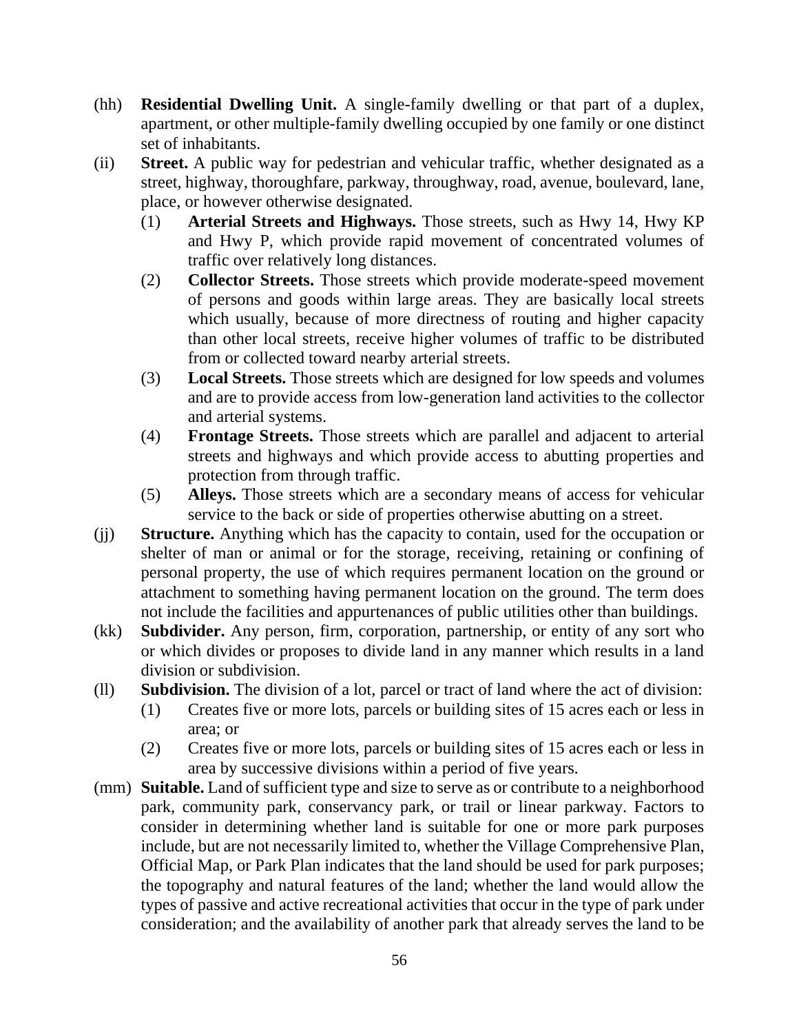(hh) **Residential Dwelling Unit.** A single-family dwelling or that part of a duplex, apartment, or other multiple-family dwelling occupied by one family or one distinct set of inhabitants.

(ii) **Street.** A public way for pedestrian and vehicular traffic, whether designated as a street, highway, thoroughfare, parkway, throughway, road, avenue, boulevard, lane, place, or however otherwise designated.

  (1) **Arterial Streets and Highways.** Those streets, such as Hwy 14, Hwy KP and Hwy P, which provide rapid movement of concentrated volumes of traffic over relatively long distances.

  (2) **Collector Streets.** Those streets which provide moderate-speed movement of persons and goods within large areas. They are basically local streets which usually, because of more directness of routing and higher capacity than other local streets, receive higher volumes of traffic to be distributed from or collected toward nearby arterial streets.

  (3) **Local Streets.** Those streets which are designed for low speeds and volumes and are to provide access from low-generation land activities to the collector and arterial systems.

  (4) **Frontage Streets.** Those streets which are parallel and adjacent to arterial streets and highways and which provide access to abutting properties and protection from through traffic.

  (5) **Alleys.** Those streets which are a secondary means of access for vehicular service to the back or side of properties otherwise abutting on a street.

(jj) **Structure.** Anything which has the capacity to contain, used for the occupation or shelter of man or animal or for the storage, receiving, retaining or confining of personal property, the use of which requires permanent location on the ground or attachment to something having permanent location on the ground. The term does not include the facilities and appurtenances of public utilities other than buildings.

(kk) **Subdivider.** Any person, firm, corporation, partnership, or entity of any sort who or which divides or proposes to divide land in any manner which results in a land division or subdivision.

(ll) **Subdivision.** The division of a lot, parcel or tract of land where the act of division:

  (1) Creates five or more lots, parcels or building sites of 15 acres each or less in area; or

  (2) Creates five or more lots, parcels or building sites of 15 acres each or less in area by successive divisions within a period of five years.

(mm) **Suitable.** Land of sufficient type and size to serve as or contribute to a neighborhood park, community park, conservancy park, or trail or linear parkway. Factors to consider in determining whether land is suitable for one or more park purposes include, but are not necessarily limited to, whether the Village Comprehensive Plan, Official Map, or Park Plan indicates that the land should be used for park purposes; the topography and natural features of the land; whether the land would allow the types of passive and active recreational activities that occur in the type of park under consideration; and the availability of another park that already serves the land to be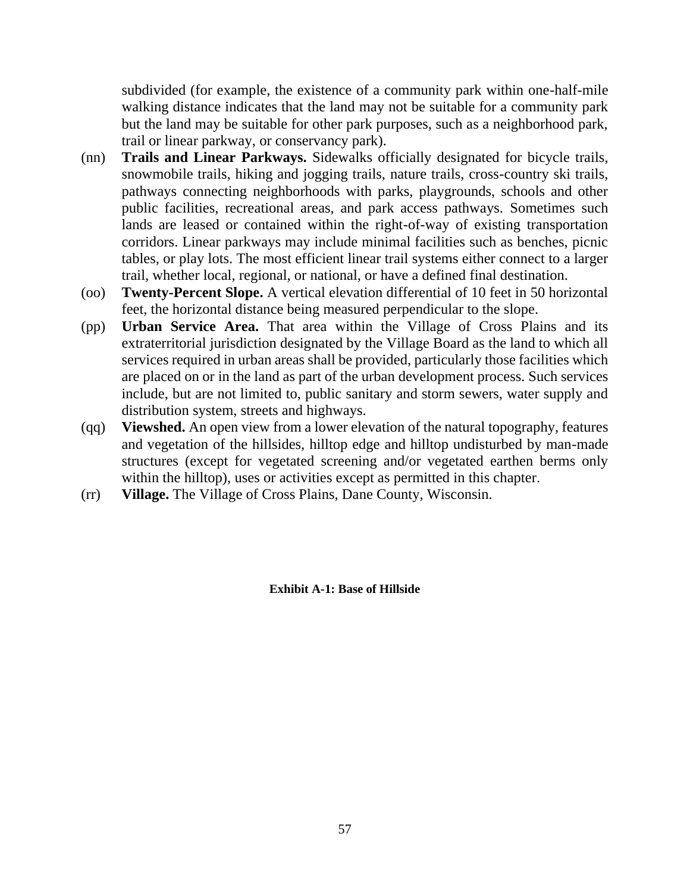subdivided (for example, the existence of a community park within one-half-mile walking distance indicates that the land may not be suitable for a community park but the land may be suitable for other park purposes, such as a neighborhood park, trail or linear parkway, or conservancy park).

(nn) **Trails and Linear Parkways.** Sidewalks officially designated for bicycle trails, snowmobile trails, hiking and jogging trails, nature trails, cross-country ski trails, pathways connecting neighborhoods with parks, playgrounds, schools and other public facilities, recreational areas, and park access pathways. Sometimes such lands are leased or contained within the right-of-way of existing transportation corridors. Linear parkways may include minimal facilities such as benches, picnic tables, or play lots. The most efficient linear trail systems either connect to a larger trail, whether local, regional, or national, or have a defined final destination.

(oo) **Twenty-Percent Slope.** A vertical elevation differential of 10 feet in 50 horizontal feet, the horizontal distance being measured perpendicular to the slope.

(pp) **Urban Service Area.** That area within the Village of Cross Plains and its extraterritorial jurisdiction designated by the Village Board as the land to which all services required in urban areas shall be provided, particularly those facilities which are placed on or in the land as part of the urban development process. Such services include, but are not limited to, public sanitary and storm sewers, water supply and distribution system, streets and highways.

(qq) **Viewshed.** An open view from a lower elevation of the natural topography, features and vegetation of the hillsides, hilltop edge and hilltop undisturbed by man-made structures (except for vegetated screening and/or vegetated earthen berms only within the hilltop), uses or activities except as permitted in this chapter.

(rr) **Village.** The Village of Cross Plains, Dane County, Wisconsin.

**Exhibit A-1: Base of Hillside**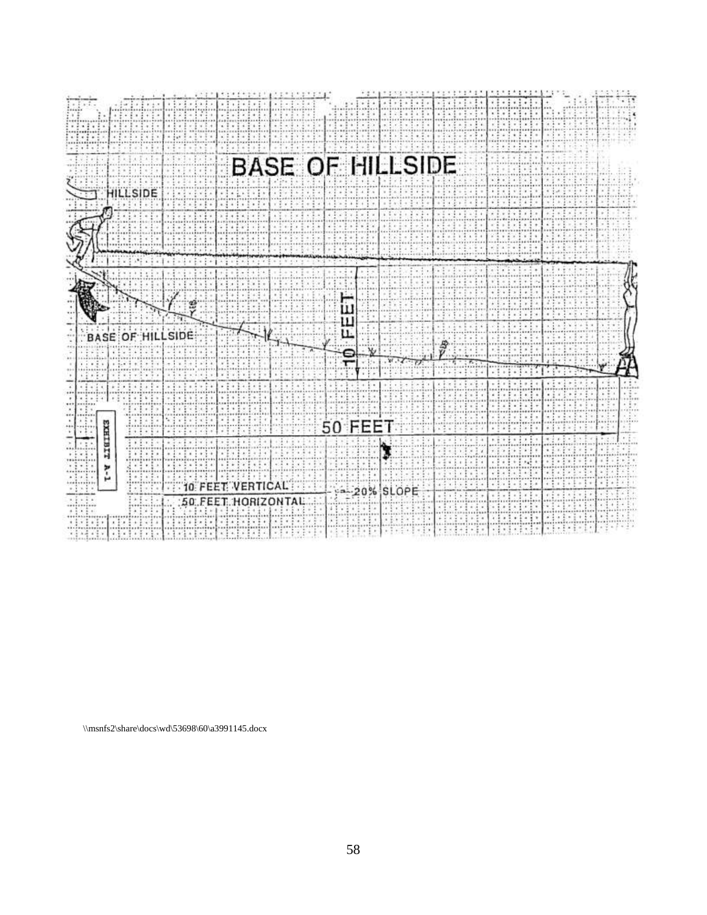BASE OF HILLSIDE

HILLSIDE

BASE OF HILLSIDE

10 FEET

50 FEET

EXHIBIT A-1

10 FEET VERTICAL

50 FEET HORIZONTAL

= 20% SLOPE

\\msnfs2\share\docs\wd\53698\60\a3991145.docx